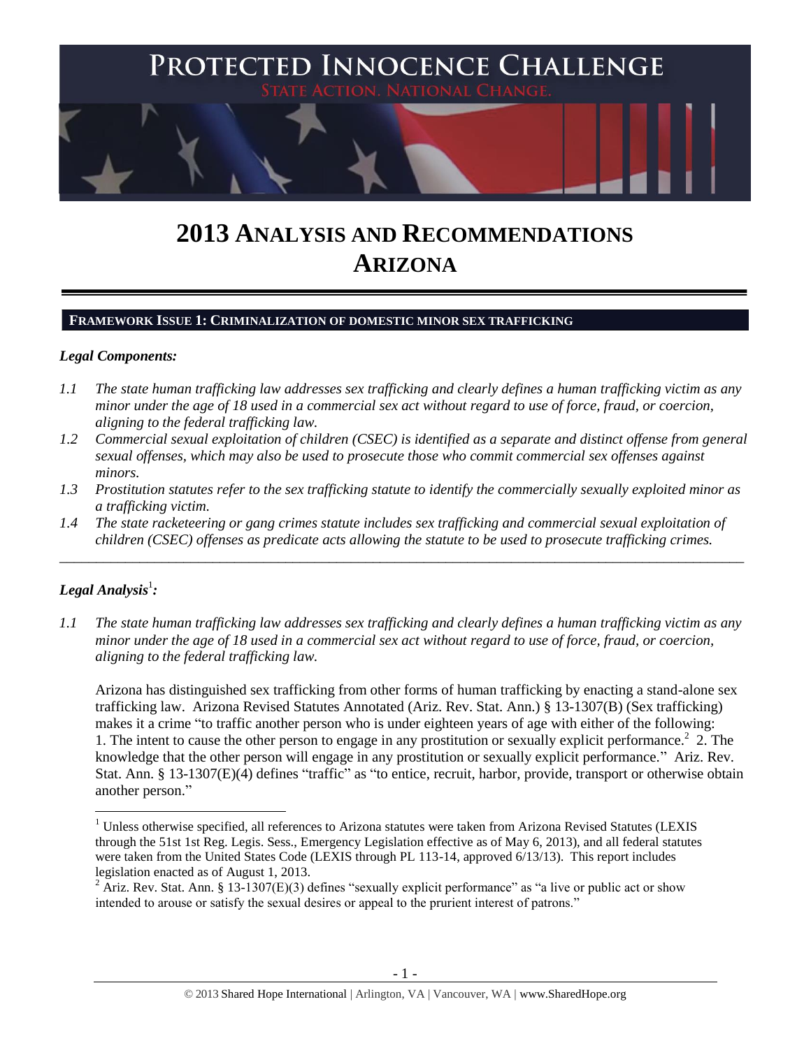# PROTECTED INNOCENCE CHALLENGE

STATE ACTION. NATIONAL CHANGE.

# 2013 ANALYSIS AND RECOMMENDATIONS ARIZONA

## FRAMEWORK ISSUE 1: CRIMINALIZATION OF DOMESTIC MINOR SEX TRAFFICKING

### *Legal Components:*

*1.1 The state human trafficking law addresses sex trafficking and clearly defines a human trafficking victim as any minor under the age of 18 used in a commercial sex act without regard to use of force, fraud, or coercion, aligning to the federal trafficking law.*

*1.2 Commercial sexual exploitation of children (CSEC) is identified as a separate and distinct offense from general sexual offenses, which may also be used to prosecute those who commit commercial sex offenses against minors.*

*1.3 Prostitution statutes refer to the sex trafficking statute to identify the commercially sexually exploited minor as a trafficking victim.*

*1.4 The state racketeering or gang crimes statute includes sex trafficking and commercial sexual exploitation of children (CSEC) offenses as predicate acts allowing the statute to be used to prosecute trafficking crimes.*

---

### *Legal Analysis*[1]*:*

*1.1 The state human trafficking law addresses sex trafficking and clearly defines a human trafficking victim as any minor under the age of 18 used in a commercial sex act without regard to use of force, fraud, or coercion, aligning to the federal trafficking law.*

Arizona has distinguished sex trafficking from other forms of human trafficking by enacting a stand-alone sex trafficking law. Arizona Revised Statutes Annotated (Ariz. Rev. Stat. Ann.) § 13-1307(B) (Sex trafficking) makes it a crime "to traffic another person who is under eighteen years of age with either of the following: 1. The intent to cause the other person to engage in any prostitution or sexually explicit performance.[2] 2. The knowledge that the other person will engage in any prostitution or sexually explicit performance." Ariz. Rev. Stat. Ann. § 13-1307(E)(4) defines "traffic" as "to entice, recruit, harbor, provide, transport or otherwise obtain another person."

---

[1] Unless otherwise specified, all references to Arizona statutes were taken from Arizona Revised Statutes (LEXIS through the 51st 1st Reg. Legis. Sess., Emergency Legislation effective as of May 6, 2013), and all federal statutes were taken from the United States Code (LEXIS through PL 113-14, approved 6/13/13). This report includes legislation enacted as of August 1, 2013.

[2] Ariz. Rev. Stat. Ann. § 13-1307(E)(3) defines "sexually explicit performance" as "a live or public act or show intended to arouse or satisfy the sexual desires or appeal to the prurient interest of patrons."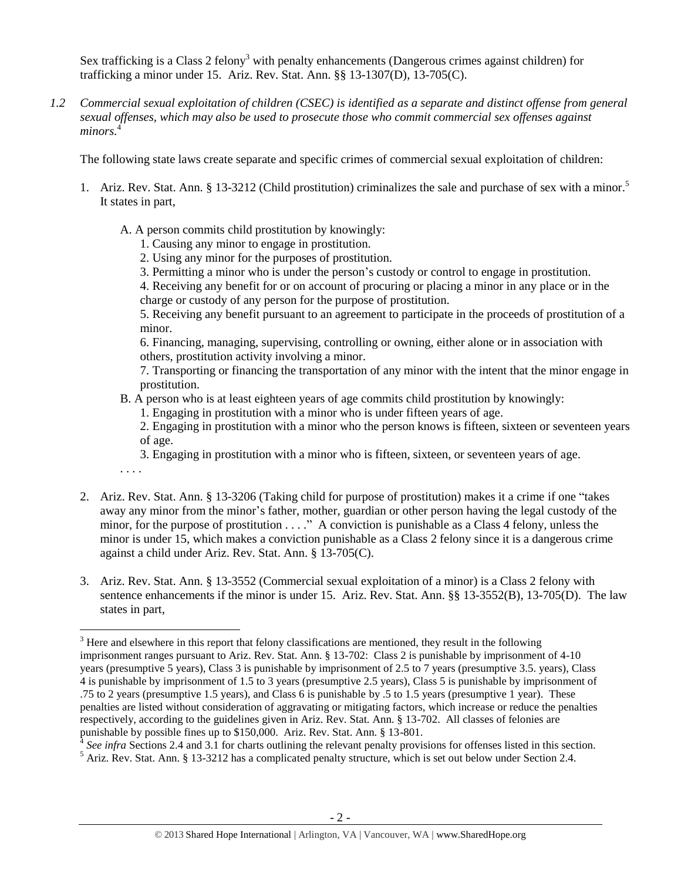Sex trafficking is a Class 2 felony[3] with penalty enhancements (Dangerous crimes against children) for trafficking a minor under 15. Ariz. Rev. Stat. Ann. §§ 13-1307(D), 13-705(C).

*1.2 Commercial sexual exploitation of children (CSEC) is identified as a separate and distinct offense from general sexual offenses, which may also be used to prosecute those who commit commercial sex offenses against minors.*[4]

The following state laws create separate and specific crimes of commercial sexual exploitation of children:

1. Ariz. Rev. Stat. Ann. § 13-3212 (Child prostitution) criminalizes the sale and purchase of sex with a minor.[5] It states in part,

   A. A person commits child prostitution by knowingly:
      1. Causing any minor to engage in prostitution.
      2. Using any minor for the purposes of prostitution.
      3. Permitting a minor who is under the person's custody or control to engage in prostitution.
      4. Receiving any benefit for or on account of procuring or placing a minor in any place or in the charge or custody of any person for the purpose of prostitution.
      5. Receiving any benefit pursuant to an agreement to participate in the proceeds of prostitution of a minor.
      6. Financing, managing, supervising, controlling or owning, either alone or in association with others, prostitution activity involving a minor.
      7. Transporting or financing the transportation of any minor with the intent that the minor engage in prostitution.

   B. A person who is at least eighteen years of age commits child prostitution by knowingly:
      1. Engaging in prostitution with a minor who is under fifteen years of age.
      2. Engaging in prostitution with a minor who the person knows is fifteen, sixteen or seventeen years of age.
      3. Engaging in prostitution with a minor who is fifteen, sixteen, or seventeen years of age.

   . . . .

2. Ariz. Rev. Stat. Ann. § 13-3206 (Taking child for purpose of prostitution) makes it a crime if one "takes away any minor from the minor's father, mother, guardian or other person having the legal custody of the minor, for the purpose of prostitution . . . ." A conviction is punishable as a Class 4 felony, unless the minor is under 15, which makes a conviction punishable as a Class 2 felony since it is a dangerous crime against a child under Ariz. Rev. Stat. Ann. § 13-705(C).

3. Ariz. Rev. Stat. Ann. § 13-3552 (Commercial sexual exploitation of a minor) is a Class 2 felony with sentence enhancements if the minor is under 15. Ariz. Rev. Stat. Ann. §§ 13-3552(B), 13-705(D). The law states in part,

---

[3] Here and elsewhere in this report that felony classifications are mentioned, they result in the following imprisonment ranges pursuant to Ariz. Rev. Stat. Ann. § 13-702: Class 2 is punishable by imprisonment of 4-10 years (presumptive 5 years), Class 3 is punishable by imprisonment of 2.5 to 7 years (presumptive 3.5. years), Class 4 is punishable by imprisonment of 1.5 to 3 years (presumptive 2.5 years), Class 5 is punishable by imprisonment of .75 to 2 years (presumptive 1.5 years), and Class 6 is punishable by .5 to 1.5 years (presumptive 1 year). These penalties are listed without consideration of aggravating or mitigating factors, which increase or reduce the penalties respectively, according to the guidelines given in Ariz. Rev. Stat. Ann. § 13-702. All classes of felonies are punishable by possible fines up to $150,000. Ariz. Rev. Stat. Ann. § 13-801.

[4] *See infra* Sections 2.4 and 3.1 for charts outlining the relevant penalty provisions for offenses listed in this section.

[5] Ariz. Rev. Stat. Ann. § 13-3212 has a complicated penalty structure, which is set out below under Section 2.4.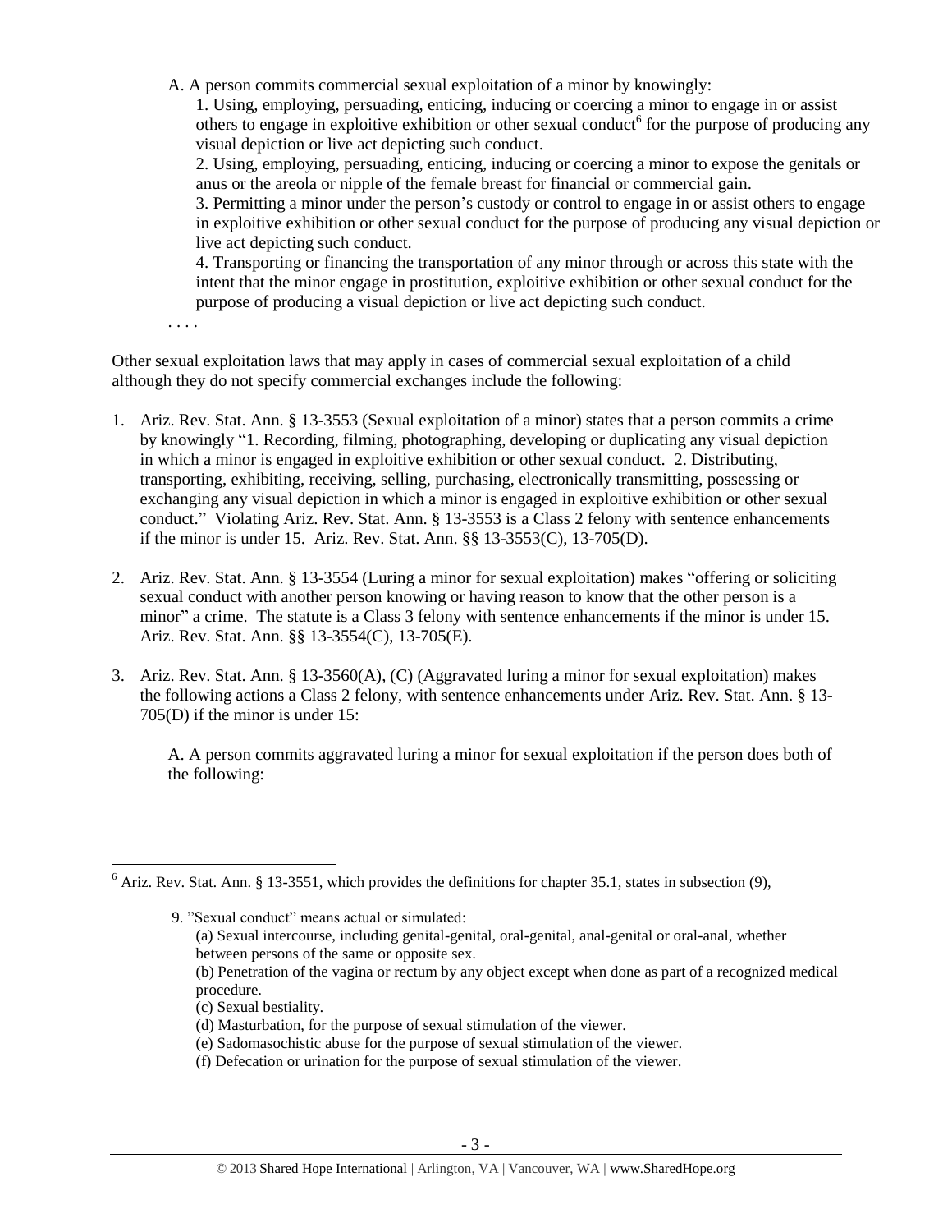A. A person commits commercial sexual exploitation of a minor by knowingly:

1. Using, employing, persuading, enticing, inducing or coercing a minor to engage in or assist others to engage in exploitive exhibition or other sexual conduct[6] for the purpose of producing any visual depiction or live act depicting such conduct.

2. Using, employing, persuading, enticing, inducing or coercing a minor to expose the genitals or anus or the areola or nipple of the female breast for financial or commercial gain.

3. Permitting a minor under the person's custody or control to engage in or assist others to engage in exploitive exhibition or other sexual conduct for the purpose of producing any visual depiction or live act depicting such conduct.

4. Transporting or financing the transportation of any minor through or across this state with the intent that the minor engage in prostitution, exploitive exhibition or other sexual conduct for the purpose of producing a visual depiction or live act depicting such conduct.

. . . .

Other sexual exploitation laws that may apply in cases of commercial sexual exploitation of a child although they do not specify commercial exchanges include the following:

1. Ariz. Rev. Stat. Ann. § 13-3553 (Sexual exploitation of a minor) states that a person commits a crime by knowingly "1. Recording, filming, photographing, developing or duplicating any visual depiction in which a minor is engaged in exploitive exhibition or other sexual conduct. 2. Distributing, transporting, exhibiting, receiving, selling, purchasing, electronically transmitting, possessing or exchanging any visual depiction in which a minor is engaged in exploitive exhibition or other sexual conduct." Violating Ariz. Rev. Stat. Ann. § 13-3553 is a Class 2 felony with sentence enhancements if the minor is under 15. Ariz. Rev. Stat. Ann. §§ 13-3553(C), 13-705(D).

2. Ariz. Rev. Stat. Ann. § 13-3554 (Luring a minor for sexual exploitation) makes "offering or soliciting sexual conduct with another person knowing or having reason to know that the other person is a minor" a crime. The statute is a Class 3 felony with sentence enhancements if the minor is under 15. Ariz. Rev. Stat. Ann. §§ 13-3554(C), 13-705(E).

3. Ariz. Rev. Stat. Ann. § 13-3560(A), (C) (Aggravated luring a minor for sexual exploitation) makes the following actions a Class 2 felony, with sentence enhancements under Ariz. Rev. Stat. Ann. § 13-705(D) if the minor is under 15:

   A. A person commits aggravated luring a minor for sexual exploitation if the person does both of the following:

---

[6] Ariz. Rev. Stat. Ann. § 13-3551, which provides the definitions for chapter 35.1, states in subsection (9),

> 9. "Sexual conduct" means actual or simulated:
> (a) Sexual intercourse, including genital-genital, oral-genital, anal-genital or oral-anal, whether between persons of the same or opposite sex.
> (b) Penetration of the vagina or rectum by any object except when done as part of a recognized medical procedure.
> (c) Sexual bestiality.
> (d) Masturbation, for the purpose of sexual stimulation of the viewer.
> (e) Sadomasochistic abuse for the purpose of sexual stimulation of the viewer.
> (f) Defecation or urination for the purpose of sexual stimulation of the viewer.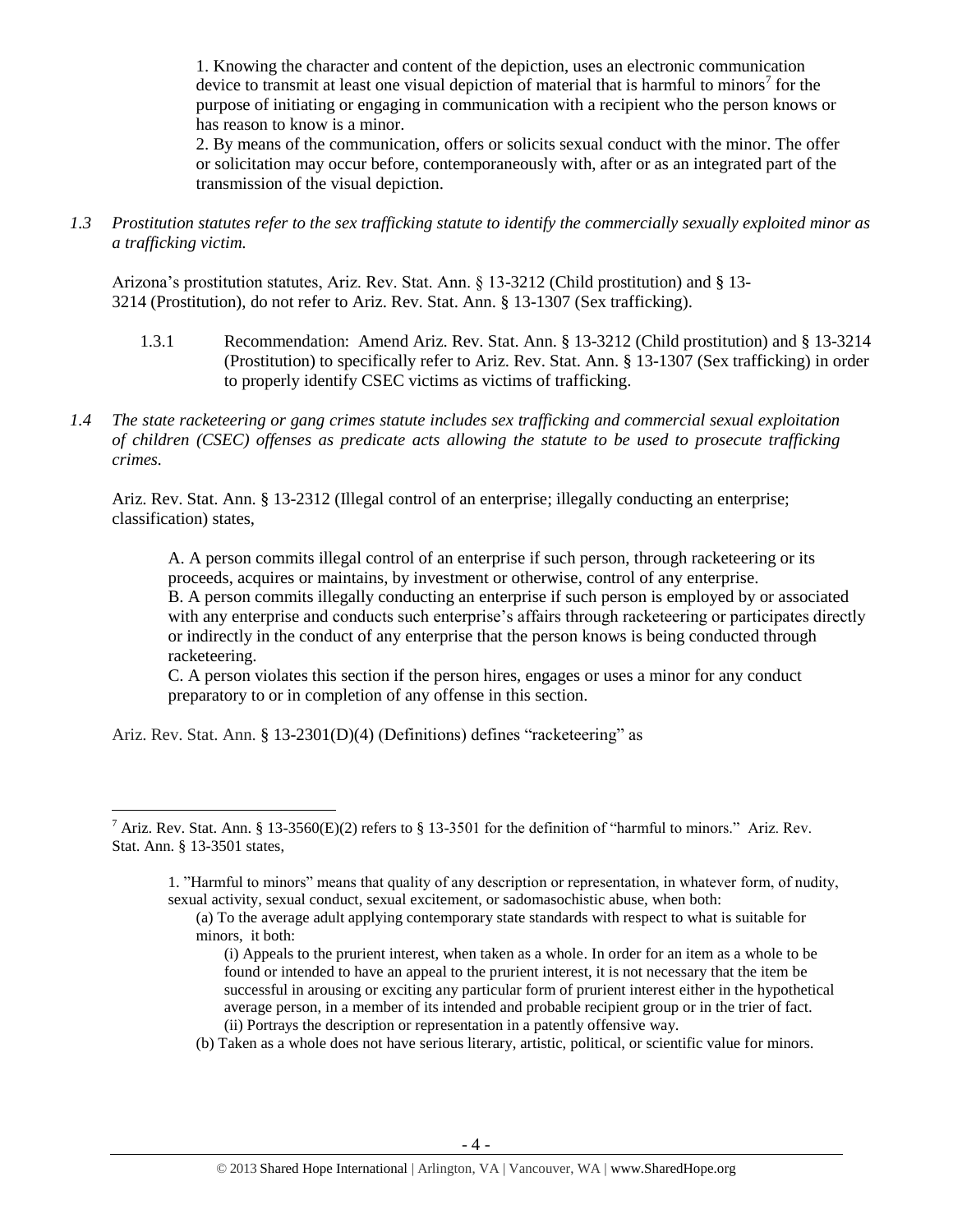> 1. Knowing the character and content of the depiction, uses an electronic communication device to transmit at least one visual depiction of material that is harmful to minors[7] for the purpose of initiating or engaging in communication with a recipient who the person knows or has reason to know is a minor.
> 2. By means of the communication, offers or solicits sexual conduct with the minor. The offer or solicitation may occur before, contemporaneously with, after or as an integrated part of the transmission of the visual depiction.

*1.3 Prostitution statutes refer to the sex trafficking statute to identify the commercially sexually exploited minor as a trafficking victim.*

Arizona's prostitution statutes, Ariz. Rev. Stat. Ann. § 13-3212 (Child prostitution) and § 13-3214 (Prostitution), do not refer to Ariz. Rev. Stat. Ann. § 13-1307 (Sex trafficking).

1.3.1 Recommendation: Amend Ariz. Rev. Stat. Ann. § 13-3212 (Child prostitution) and § 13-3214 (Prostitution) to specifically refer to Ariz. Rev. Stat. Ann. § 13-1307 (Sex trafficking) in order to properly identify CSEC victims as victims of trafficking.

*1.4 The state racketeering or gang crimes statute includes sex trafficking and commercial sexual exploitation of children (CSEC) offenses as predicate acts allowing the statute to be used to prosecute trafficking crimes.*

Ariz. Rev. Stat. Ann. § 13-2312 (Illegal control of an enterprise; illegally conducting an enterprise; classification) states,

> A. A person commits illegal control of an enterprise if such person, through racketeering or its proceeds, acquires or maintains, by investment or otherwise, control of any enterprise.
> B. A person commits illegally conducting an enterprise if such person is employed by or associated with any enterprise and conducts such enterprise's affairs through racketeering or participates directly or indirectly in the conduct of any enterprise that the person knows is being conducted through racketeering.
> C. A person violates this section if the person hires, engages or uses a minor for any conduct preparatory to or in completion of any offense in this section.

Ariz. Rev. Stat. Ann. § 13-2301(D)(4) (Definitions) defines "racketeering" as

---

[7] Ariz. Rev. Stat. Ann. § 13-3560(E)(2) refers to § 13-3501 for the definition of "harmful to minors." Ariz. Rev. Stat. Ann. § 13-3501 states,

> 1. "Harmful to minors" means that quality of any description or representation, in whatever form, of nudity, sexual activity, sexual conduct, sexual excitement, or sadomasochistic abuse, when both:
> (a) To the average adult applying contemporary state standards with respect to what is suitable for minors, it both:
> (i) Appeals to the prurient interest, when taken as a whole. In order for an item as a whole to be found or intended to have an appeal to the prurient interest, it is not necessary that the item be successful in arousing or exciting any particular form of prurient interest either in the hypothetical average person, in a member of its intended and probable recipient group or in the trier of fact.
> (ii) Portrays the description or representation in a patently offensive way.
> (b) Taken as a whole does not have serious literary, artistic, political, or scientific value for minors.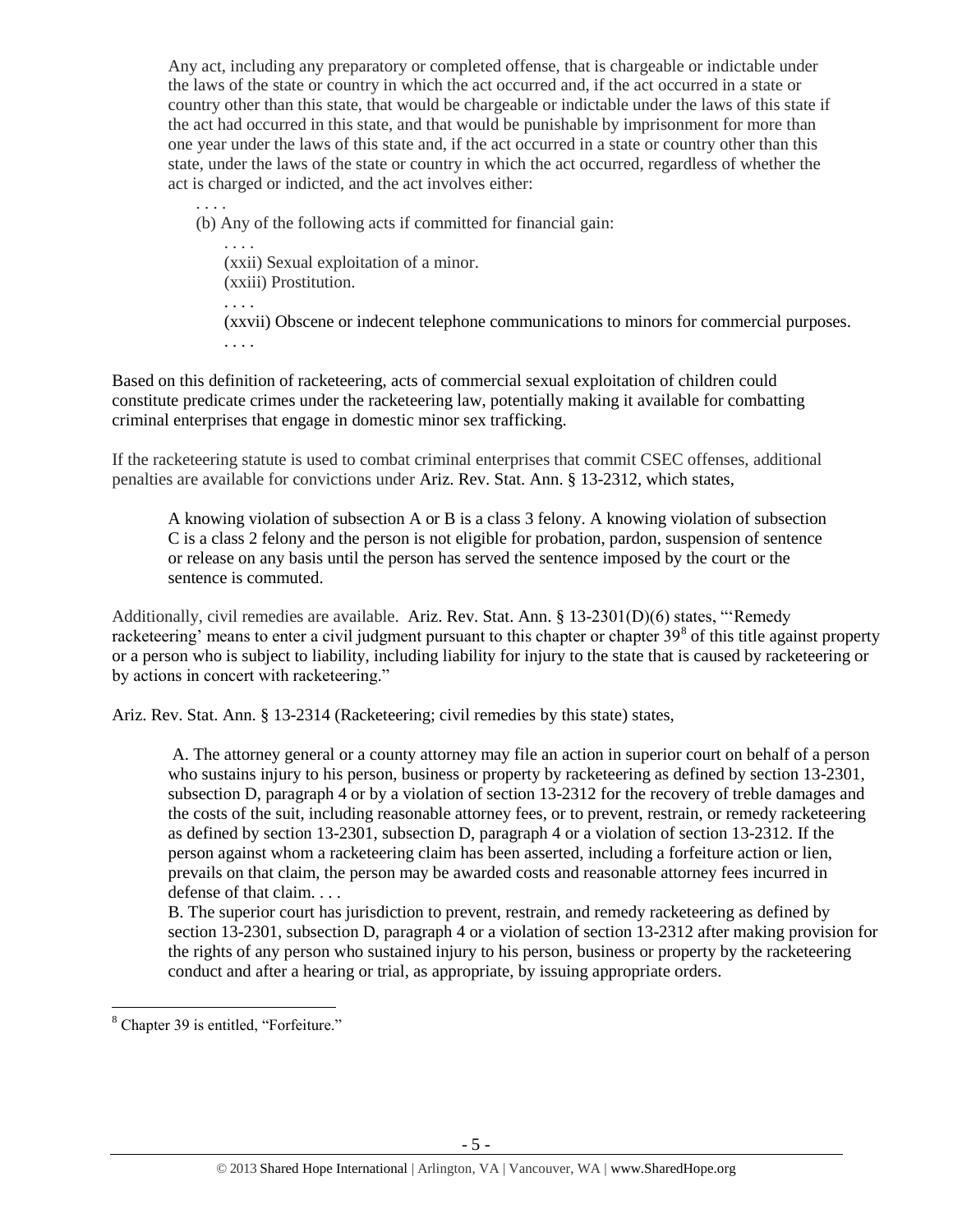> Any act, including any preparatory or completed offense, that is chargeable or indictable under the laws of the state or country in which the act occurred and, if the act occurred in a state or country other than this state, that would be chargeable or indictable under the laws of this state if the act had occurred in this state, and that would be punishable by imprisonment for more than one year under the laws of this state and, if the act occurred in a state or country other than this state, under the laws of the state or country in which the act occurred, regardless of whether the act is charged or indicted, and the act involves either:
>
> . . . .
>
> (b) Any of the following acts if committed for financial gain:
>
> . . . .
>
> (xxii) Sexual exploitation of a minor.
>
> (xxiii) Prostitution.
>
> . . . .
>
> (xxvii) Obscene or indecent telephone communications to minors for commercial purposes.
>
> . . . .

Based on this definition of racketeering, acts of commercial sexual exploitation of children could constitute predicate crimes under the racketeering law, potentially making it available for combatting criminal enterprises that engage in domestic minor sex trafficking.

If the racketeering statute is used to combat criminal enterprises that commit CSEC offenses, additional penalties are available for convictions under Ariz. Rev. Stat. Ann. § 13-2312, which states,

> A knowing violation of subsection A or B is a class 3 felony. A knowing violation of subsection C is a class 2 felony and the person is not eligible for probation, pardon, suspension of sentence or release on any basis until the person has served the sentence imposed by the court or the sentence is commuted.

Additionally, civil remedies are available. Ariz. Rev. Stat. Ann. § 13-2301(D)(6) states, "'Remedy racketeering' means to enter a civil judgment pursuant to this chapter or chapter 39[8] of this title against property or a person who is subject to liability, including liability for injury to the state that is caused by racketeering or by actions in concert with racketeering."

Ariz. Rev. Stat. Ann. § 13-2314 (Racketeering; civil remedies by this state) states,

> A. The attorney general or a county attorney may file an action in superior court on behalf of a person who sustains injury to his person, business or property by racketeering as defined by section 13-2301, subsection D, paragraph 4 or by a violation of section 13-2312 for the recovery of treble damages and the costs of the suit, including reasonable attorney fees, or to prevent, restrain, or remedy racketeering as defined by section 13-2301, subsection D, paragraph 4 or a violation of section 13-2312. If the person against whom a racketeering claim has been asserted, including a forfeiture action or lien, prevails on that claim, the person may be awarded costs and reasonable attorney fees incurred in defense of that claim. . . .
>
> B. The superior court has jurisdiction to prevent, restrain, and remedy racketeering as defined by section 13-2301, subsection D, paragraph 4 or a violation of section 13-2312 after making provision for the rights of any person who sustained injury to his person, business or property by the racketeering conduct and after a hearing or trial, as appropriate, by issuing appropriate orders.

---

[8] Chapter 39 is entitled, "Forfeiture."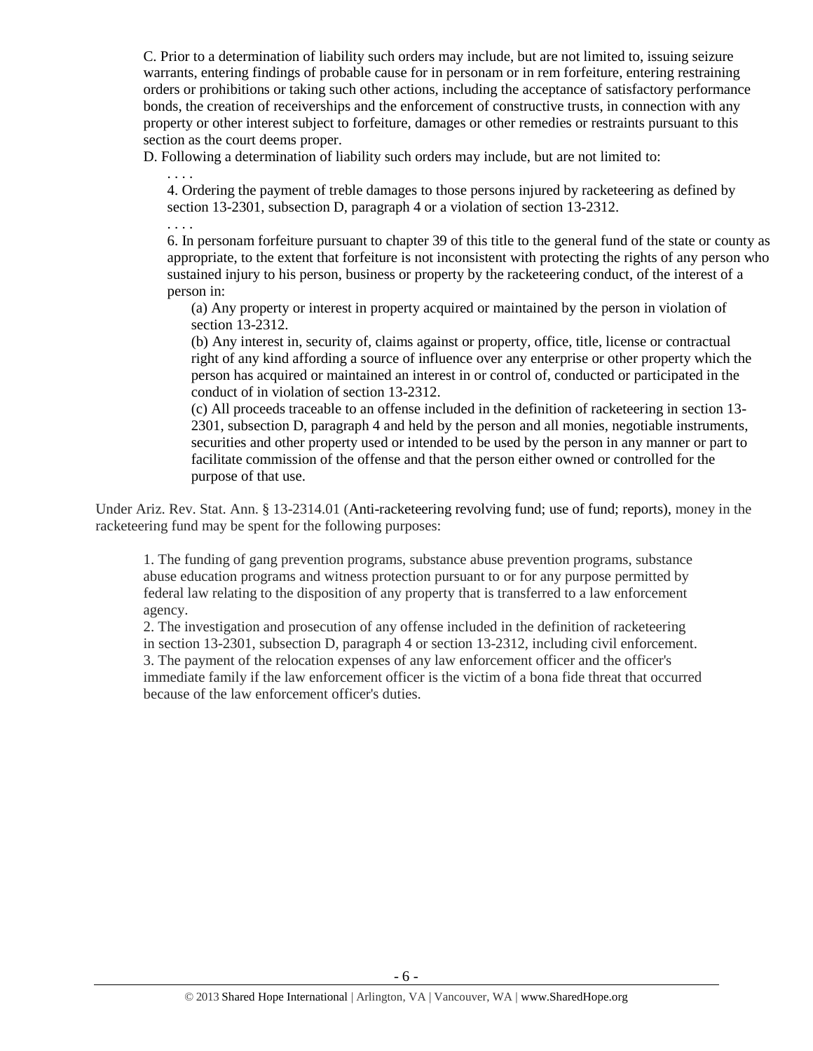C. Prior to a determination of liability such orders may include, but are not limited to, issuing seizure warrants, entering findings of probable cause for in personam or in rem forfeiture, entering restraining orders or prohibitions or taking such other actions, including the acceptance of satisfactory performance bonds, the creation of receiverships and the enforcement of constructive trusts, in connection with any property or other interest subject to forfeiture, damages or other remedies or restraints pursuant to this section as the court deems proper.

D. Following a determination of liability such orders may include, but are not limited to:

. . . .

4. Ordering the payment of treble damages to those persons injured by racketeering as defined by section 13-2301, subsection D, paragraph 4 or a violation of section 13-2312.

. . . .

6. In personam forfeiture pursuant to chapter 39 of this title to the general fund of the state or county as appropriate, to the extent that forfeiture is not inconsistent with protecting the rights of any person who sustained injury to his person, business or property by the racketeering conduct, of the interest of a person in:

(a) Any property or interest in property acquired or maintained by the person in violation of section 13-2312.

(b) Any interest in, security of, claims against or property, office, title, license or contractual right of any kind affording a source of influence over any enterprise or other property which the person has acquired or maintained an interest in or control of, conducted or participated in the conduct of in violation of section 13-2312.

(c) All proceeds traceable to an offense included in the definition of racketeering in section 13-2301, subsection D, paragraph 4 and held by the person and all monies, negotiable instruments, securities and other property used or intended to be used by the person in any manner or part to facilitate commission of the offense and that the person either owned or controlled for the purpose of that use.

Under Ariz. Rev. Stat. Ann. § 13-2314.01 (Anti-racketeering revolving fund; use of fund; reports), money in the racketeering fund may be spent for the following purposes:

1. The funding of gang prevention programs, substance abuse prevention programs, substance abuse education programs and witness protection pursuant to or for any purpose permitted by federal law relating to the disposition of any property that is transferred to a law enforcement agency.
2. The investigation and prosecution of any offense included in the definition of racketeering in section 13-2301, subsection D, paragraph 4 or section 13-2312, including civil enforcement.
3. The payment of the relocation expenses of any law enforcement officer and the officer's immediate family if the law enforcement officer is the victim of a bona fide threat that occurred because of the law enforcement officer's duties.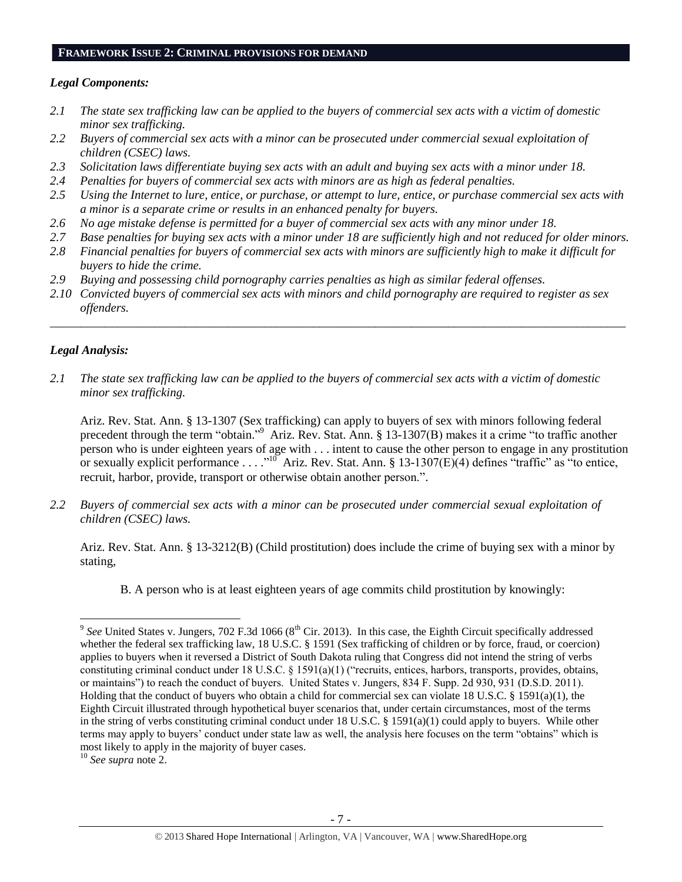## FRAMEWORK ISSUE 2: CRIMINAL PROVISIONS FOR DEMAND

### *Legal Components:*

- *2.1 The state sex trafficking law can be applied to the buyers of commercial sex acts with a victim of domestic minor sex trafficking.*
- *2.2 Buyers of commercial sex acts with a minor can be prosecuted under commercial sexual exploitation of children (CSEC) laws.*
- *2.3 Solicitation laws differentiate buying sex acts with an adult and buying sex acts with a minor under 18.*
- *2.4 Penalties for buyers of commercial sex acts with minors are as high as federal penalties.*
- *2.5 Using the Internet to lure, entice, or purchase, or attempt to lure, entice, or purchase commercial sex acts with a minor is a separate crime or results in an enhanced penalty for buyers.*
- *2.6 No age mistake defense is permitted for a buyer of commercial sex acts with any minor under 18.*
- *2.7 Base penalties for buying sex acts with a minor under 18 are sufficiently high and not reduced for older minors.*
- *2.8 Financial penalties for buyers of commercial sex acts with minors are sufficiently high to make it difficult for buyers to hide the crime.*
- *2.9 Buying and possessing child pornography carries penalties as high as similar federal offenses.*
- *2.10 Convicted buyers of commercial sex acts with minors and child pornography are required to register as sex offenders.*

---

### *Legal Analysis:*

*2.1 The state sex trafficking law can be applied to the buyers of commercial sex acts with a victim of domestic minor sex trafficking.*

Ariz. Rev. Stat. Ann. § 13-1307 (Sex trafficking) can apply to buyers of sex with minors following federal precedent through the term "obtain."[9] Ariz. Rev. Stat. Ann. § 13-1307(B) makes it a crime "to traffic another person who is under eighteen years of age with . . . intent to cause the other person to engage in any prostitution or sexually explicit performance . . . ."[10] Ariz. Rev. Stat. Ann. § 13-1307(E)(4) defines "traffic" as "to entice, recruit, harbor, provide, transport or otherwise obtain another person.".

*2.2 Buyers of commercial sex acts with a minor can be prosecuted under commercial sexual exploitation of children (CSEC) laws.*

Ariz. Rev. Stat. Ann. § 13-3212(B) (Child prostitution) does include the crime of buying sex with a minor by stating,

> B. A person who is at least eighteen years of age commits child prostitution by knowingly:

---

[9] *See* United States v. Jungers, 702 F.3d 1066 (8th Cir. 2013). In this case, the Eighth Circuit specifically addressed whether the federal sex trafficking law, 18 U.S.C. § 1591 (Sex trafficking of children or by force, fraud, or coercion) applies to buyers when it reversed a District of South Dakota ruling that Congress did not intend the string of verbs constituting criminal conduct under 18 U.S.C. § 1591(a)(1) ("recruits, entices, harbors, transports, provides, obtains, or maintains") to reach the conduct of buyers. United States v. Jungers, 834 F. Supp. 2d 930, 931 (D.S.D. 2011). Holding that the conduct of buyers who obtain a child for commercial sex can violate 18 U.S.C. § 1591(a)(1), the Eighth Circuit illustrated through hypothetical buyer scenarios that, under certain circumstances, most of the terms in the string of verbs constituting criminal conduct under 18 U.S.C. § 1591(a)(1) could apply to buyers. While other terms may apply to buyers' conduct under state law as well, the analysis here focuses on the term "obtains" which is most likely to apply in the majority of buyer cases.

[10] *See supra* note 2.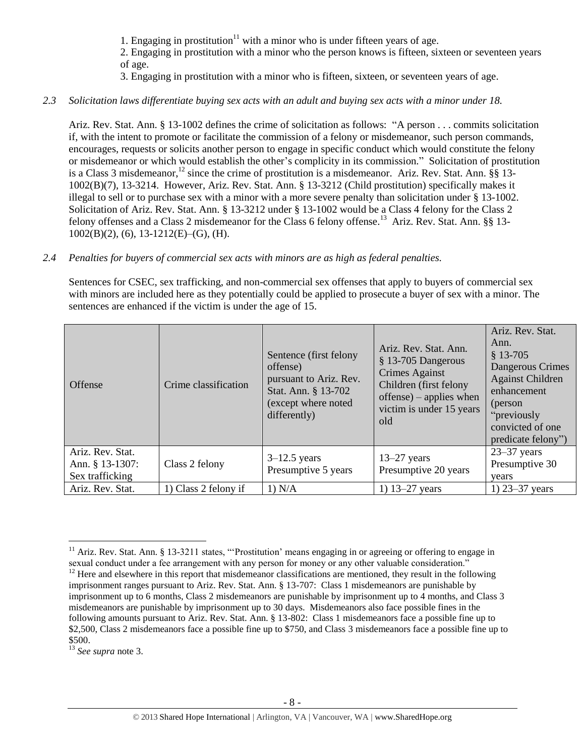1. Engaging in prostitution[11] with a minor who is under fifteen years of age.
2. Engaging in prostitution with a minor who the person knows is fifteen, sixteen or seventeen years of age.
3. Engaging in prostitution with a minor who is fifteen, sixteen, or seventeen years of age.

*2.3 Solicitation laws differentiate buying sex acts with an adult and buying sex acts with a minor under 18.*

Ariz. Rev. Stat. Ann. § 13-1002 defines the crime of solicitation as follows: "A person . . . commits solicitation if, with the intent to promote or facilitate the commission of a felony or misdemeanor, such person commands, encourages, requests or solicits another person to engage in specific conduct which would constitute the felony or misdemeanor or which would establish the other's complicity in its commission." Solicitation of prostitution is a Class 3 misdemeanor,[12] since the crime of prostitution is a misdemeanor. Ariz. Rev. Stat. Ann. §§ 13-1002(B)(7), 13-3214. However, Ariz. Rev. Stat. Ann. § 13-3212 (Child prostitution) specifically makes it illegal to sell or to purchase sex with a minor with a more severe penalty than solicitation under § 13-1002. Solicitation of Ariz. Rev. Stat. Ann. § 13-3212 under § 13-1002 would be a Class 4 felony for the Class 2 felony offenses and a Class 2 misdemeanor for the Class 6 felony offense.[13] Ariz. Rev. Stat. Ann. §§ 13-1002(B)(2), (6), 13-1212(E)–(G), (H).

*2.4 Penalties for buyers of commercial sex acts with minors are as high as federal penalties.*

Sentences for CSEC, sex trafficking, and non-commercial sex offenses that apply to buyers of commercial sex with minors are included here as they potentially could be applied to prosecute a buyer of sex with a minor. The sentences are enhanced if the victim is under the age of 15.

| Offense | Crime classification | Sentence (first felony offense) pursuant to Ariz. Rev. Stat. Ann. § 13-702 (except where noted differently) | Ariz. Rev. Stat. Ann. § 13-705 Dangerous Crimes Against Children (first felony offense) – applies when victim is under 15 years old | Ariz. Rev. Stat. Ann. § 13-705 Dangerous Crimes Against Children enhancement (person "previously convicted of one predicate felony") |
|---|---|---|---|---|
| Ariz. Rev. Stat. Ann. § 13-1307: Sex trafficking | Class 2 felony | 3–12.5 years Presumptive 5 years | 13–27 years Presumptive 20 years | 23–37 years Presumptive 30 years |
| Ariz. Rev. Stat. | 1) Class 2 felony if | 1) N/A | 1) 13–27 years | 1) 23–37 years |

[11] Ariz. Rev. Stat. Ann. § 13-3211 states, "'Prostitution' means engaging in or agreeing or offering to engage in sexual conduct under a fee arrangement with any person for money or any other valuable consideration."

[12] Here and elsewhere in this report that misdemeanor classifications are mentioned, they result in the following imprisonment ranges pursuant to Ariz. Rev. Stat. Ann. § 13-707: Class 1 misdemeanors are punishable by imprisonment up to 6 months, Class 2 misdemeanors are punishable by imprisonment up to 4 months, and Class 3 misdemeanors are punishable by imprisonment up to 30 days. Misdemeanors also face possible fines in the following amounts pursuant to Ariz. Rev. Stat. Ann. § 13-802: Class 1 misdemeanors face a possible fine up to $2,500, Class 2 misdemeanors face a possible fine up to $750, and Class 3 misdemeanors face a possible fine up to $500.

[13] *See supra* note 3.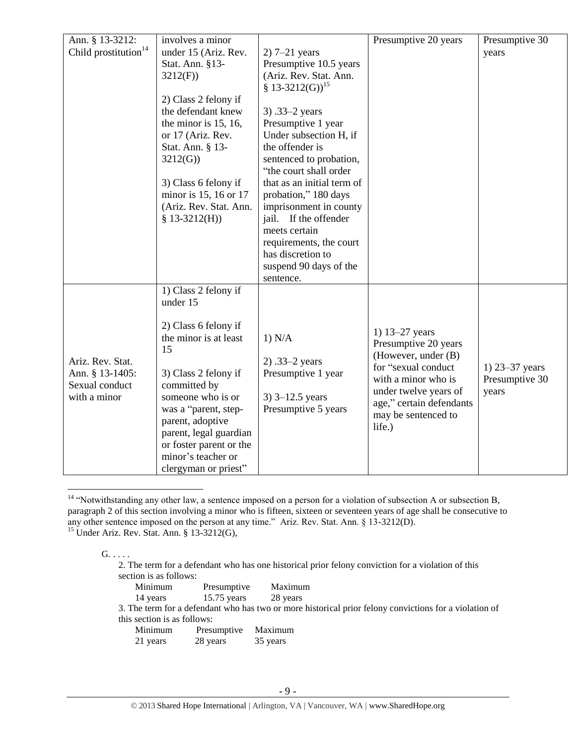| Ann. § 13-3212: Child prostitution[14] | involves a minor under 15 (Ariz. Rev. Stat. Ann. §13-3212(F))<br><br>2) Class 2 felony if the defendant knew the minor is 15, 16, or 17 (Ariz. Rev. Stat. Ann. § 13-3212(G))<br><br>3) Class 6 felony if minor is 15, 16 or 17 (Ariz. Rev. Stat. Ann. § 13-3212(H)) | 2) 7–21 years Presumptive 10.5 years (Ariz. Rev. Stat. Ann. § 13-3212(G))[15]<br><br>3) .33–2 years Presumptive 1 year Under subsection H, if the offender is sentenced to probation, "the court shall order that as an initial term of probation," 180 days imprisonment in county jail. If the offender meets certain requirements, the court has discretion to suspend 90 days of the sentence. | Presumptive 20 years | Presumptive 30 years |
|---|---|---|---|---|
| Ariz. Rev. Stat. Ann. § 13-1405: Sexual conduct with a minor | 1) Class 2 felony if under 15<br><br>2) Class 6 felony if the minor is at least 15<br><br>3) Class 2 felony if committed by someone who is or was a "parent, step-parent, adoptive parent, legal guardian or foster parent or the minor's teacher or clergyman or priest" | 1) N/A<br><br>2) .33–2 years Presumptive 1 year<br><br>3) 3–12.5 years Presumptive 5 years | 1) 13–27 years Presumptive 20 years (However, under (B) for "sexual conduct with a minor who is under twelve years of age," certain defendants may be sentenced to life.) | 1) 23–37 years Presumptive 30 years |

[14] "Notwithstanding any other law, a sentence imposed on a person for a violation of subsection A or subsection B, paragraph 2 of this section involving a minor who is fifteen, sixteen or seventeen years of age shall be consecutive to any other sentence imposed on the person at any time." Ariz. Rev. Stat. Ann. § 13-3212(D).

[15] Under Ariz. Rev. Stat. Ann. § 13-3212(G),

> G. . . . .
>
> 2. The term for a defendant who has one historical prior felony conviction for a violation of this section is as follows:
>
> | Minimum | Presumptive | Maximum |
> |---|---|---|
> | 14 years | 15.75 years | 28 years |
>
> 3. The term for a defendant who has two or more historical prior felony convictions for a violation of this section is as follows:
>
> | Minimum | Presumptive | Maximum |
> |---|---|---|
> | 21 years | 28 years | 35 years |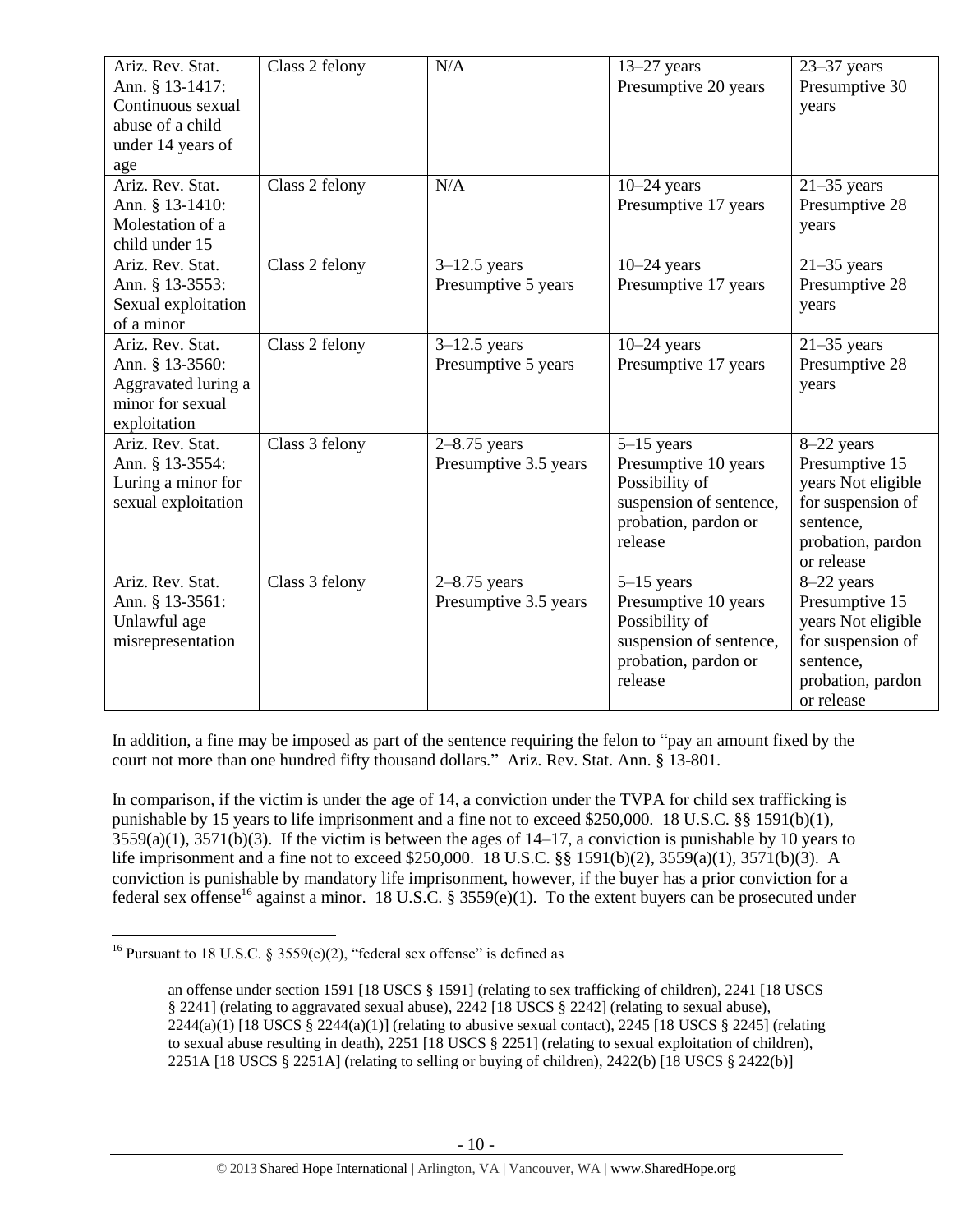| Ariz. Rev. Stat. Ann. § 13-1417: Continuous sexual abuse of a child under 14 years of age | Class 2 felony | N/A | 13–27 years Presumptive 20 years | 23–37 years Presumptive 30 years |
|---|---|---|---|---|
| Ariz. Rev. Stat. Ann. § 13-1410: Molestation of a child under 15 | Class 2 felony | N/A | 10–24 years Presumptive 17 years | 21–35 years Presumptive 28 years |
| Ariz. Rev. Stat. Ann. § 13-3553: Sexual exploitation of a minor | Class 2 felony | 3–12.5 years Presumptive 5 years | 10–24 years Presumptive 17 years | 21–35 years Presumptive 28 years |
| Ariz. Rev. Stat. Ann. § 13-3560: Aggravated luring a minor for sexual exploitation | Class 2 felony | 3–12.5 years Presumptive 5 years | 10–24 years Presumptive 17 years | 21–35 years Presumptive 28 years |
| Ariz. Rev. Stat. Ann. § 13-3554: Luring a minor for sexual exploitation | Class 3 felony | 2–8.75 years Presumptive 3.5 years | 5–15 years Presumptive 10 years Possibility of suspension of sentence, probation, pardon or release | 8–22 years Presumptive 15 years Not eligible for suspension of sentence, probation, pardon or release |
| Ariz. Rev. Stat. Ann. § 13-3561: Unlawful age misrepresentation | Class 3 felony | 2–8.75 years Presumptive 3.5 years | 5–15 years Presumptive 10 years Possibility of suspension of sentence, probation, pardon or release | 8–22 years Presumptive 15 years Not eligible for suspension of sentence, probation, pardon or release |

In addition, a fine may be imposed as part of the sentence requiring the felon to "pay an amount fixed by the court not more than one hundred fifty thousand dollars." Ariz. Rev. Stat. Ann. § 13-801.

In comparison, if the victim is under the age of 14, a conviction under the TVPA for child sex trafficking is punishable by 15 years to life imprisonment and a fine not to exceed $250,000. 18 U.S.C. §§ 1591(b)(1), 3559(a)(1), 3571(b)(3). If the victim is between the ages of 14–17, a conviction is punishable by 10 years to life imprisonment and a fine not to exceed $250,000. 18 U.S.C. §§ 1591(b)(2), 3559(a)(1), 3571(b)(3). A conviction is punishable by mandatory life imprisonment, however, if the buyer has a prior conviction for a federal sex offense[16] against a minor. 18 U.S.C. § 3559(e)(1). To the extent buyers can be prosecuted under

---

[16] Pursuant to 18 U.S.C. § 3559(e)(2), "federal sex offense" is defined as

> an offense under section 1591 [18 USCS § 1591] (relating to sex trafficking of children), 2241 [18 USCS § 2241] (relating to aggravated sexual abuse), 2242 [18 USCS § 2242] (relating to sexual abuse), 2244(a)(1) [18 USCS § 2244(a)(1)] (relating to abusive sexual contact), 2245 [18 USCS § 2245] (relating to sexual abuse resulting in death), 2251 [18 USCS § 2251] (relating to sexual exploitation of children), 2251A [18 USCS § 2251A] (relating to selling or buying of children), 2422(b) [18 USCS § 2422(b)]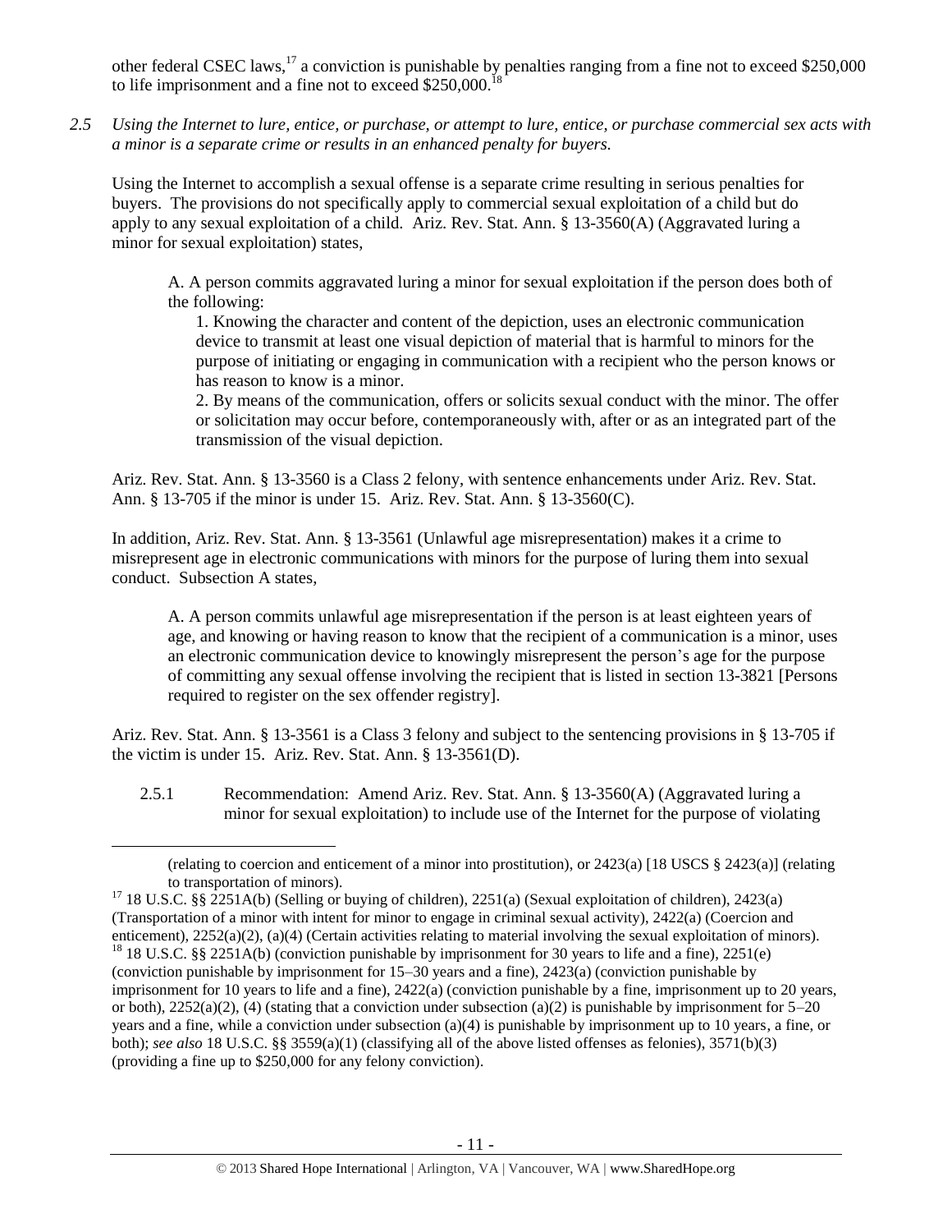other federal CSEC laws,[17] a conviction is punishable by penalties ranging from a fine not to exceed $250,000 to life imprisonment and a fine not to exceed $250,000.[18]

*2.5 Using the Internet to lure, entice, or purchase, or attempt to lure, entice, or purchase commercial sex acts with a minor is a separate crime or results in an enhanced penalty for buyers.*

Using the Internet to accomplish a sexual offense is a separate crime resulting in serious penalties for buyers. The provisions do not specifically apply to commercial sexual exploitation of a child but do apply to any sexual exploitation of a child. Ariz. Rev. Stat. Ann. § 13-3560(A) (Aggravated luring a minor for sexual exploitation) states,

> A. A person commits aggravated luring a minor for sexual exploitation if the person does both of the following:
>
> 1. Knowing the character and content of the depiction, uses an electronic communication device to transmit at least one visual depiction of material that is harmful to minors for the purpose of initiating or engaging in communication with a recipient who the person knows or has reason to know is a minor.
> 2. By means of the communication, offers or solicits sexual conduct with the minor. The offer or solicitation may occur before, contemporaneously with, after or as an integrated part of the transmission of the visual depiction.

Ariz. Rev. Stat. Ann. § 13-3560 is a Class 2 felony, with sentence enhancements under Ariz. Rev. Stat. Ann. § 13-705 if the minor is under 15. Ariz. Rev. Stat. Ann. § 13-3560(C).

In addition, Ariz. Rev. Stat. Ann. § 13-3561 (Unlawful age misrepresentation) makes it a crime to misrepresent age in electronic communications with minors for the purpose of luring them into sexual conduct. Subsection A states,

> A. A person commits unlawful age misrepresentation if the person is at least eighteen years of age, and knowing or having reason to know that the recipient of a communication is a minor, uses an electronic communication device to knowingly misrepresent the person's age for the purpose of committing any sexual offense involving the recipient that is listed in section 13-3821 [Persons required to register on the sex offender registry].

Ariz. Rev. Stat. Ann. § 13-3561 is a Class 3 felony and subject to the sentencing provisions in § 13-705 if the victim is under 15. Ariz. Rev. Stat. Ann. § 13-3561(D).

2.5.1 Recommendation: Amend Ariz. Rev. Stat. Ann. § 13-3560(A) (Aggravated luring a minor for sexual exploitation) to include use of the Internet for the purpose of violating

---

(relating to coercion and enticement of a minor into prostitution), or 2423(a) [18 USCS § 2423(a)] (relating to transportation of minors).

[17] 18 U.S.C. §§ 2251A(b) (Selling or buying of children), 2251(a) (Sexual exploitation of children), 2423(a) (Transportation of a minor with intent for minor to engage in criminal sexual activity), 2422(a) (Coercion and enticement), 2252(a)(2), (a)(4) (Certain activities relating to material involving the sexual exploitation of minors).

[18] 18 U.S.C. §§ 2251A(b) (conviction punishable by imprisonment for 30 years to life and a fine), 2251(e) (conviction punishable by imprisonment for 15–30 years and a fine), 2423(a) (conviction punishable by imprisonment for 10 years to life and a fine), 2422(a) (conviction punishable by a fine, imprisonment up to 20 years, or both), 2252(a)(2), (4) (stating that a conviction under subsection (a)(2) is punishable by imprisonment for 5–20 years and a fine, while a conviction under subsection (a)(4) is punishable by imprisonment up to 10 years, a fine, or both); *see also* 18 U.S.C. §§ 3559(a)(1) (classifying all of the above listed offenses as felonies), 3571(b)(3) (providing a fine up to $250,000 for any felony conviction).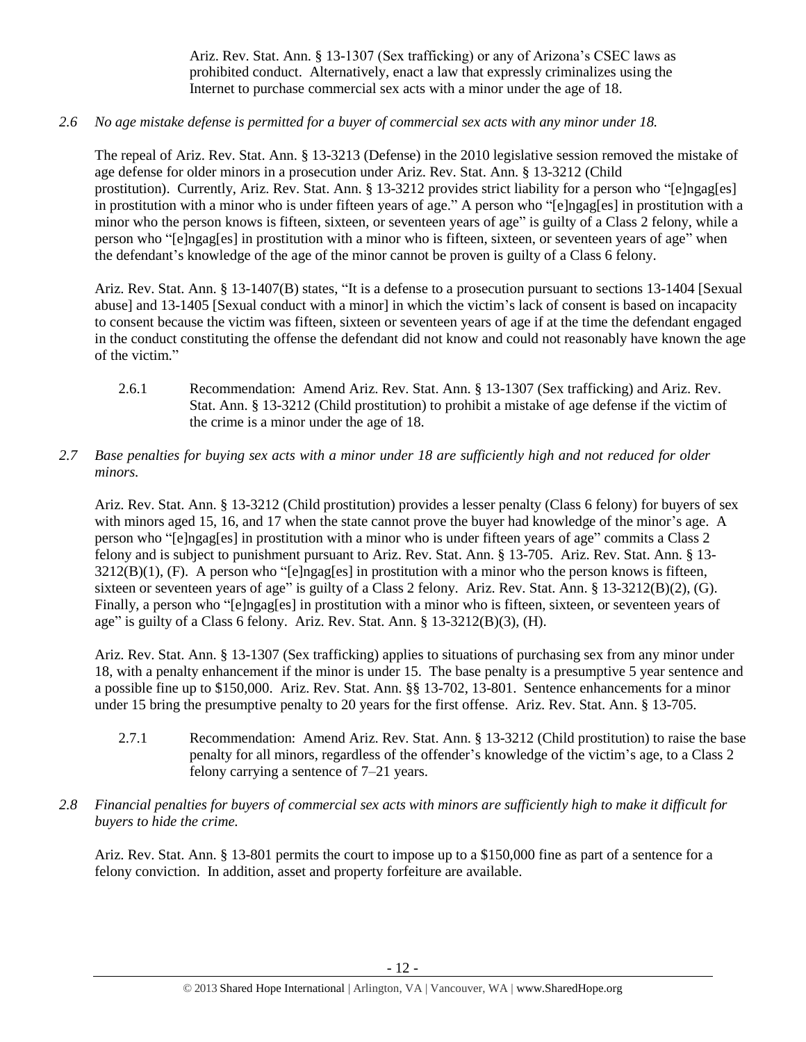Ariz. Rev. Stat. Ann. § 13-1307 (Sex trafficking) or any of Arizona's CSEC laws as prohibited conduct. Alternatively, enact a law that expressly criminalizes using the Internet to purchase commercial sex acts with a minor under the age of 18.

*2.6 No age mistake defense is permitted for a buyer of commercial sex acts with any minor under 18.*

The repeal of Ariz. Rev. Stat. Ann. § 13-3213 (Defense) in the 2010 legislative session removed the mistake of age defense for older minors in a prosecution under Ariz. Rev. Stat. Ann. § 13-3212 (Child prostitution). Currently, Ariz. Rev. Stat. Ann. § 13-3212 provides strict liability for a person who "[e]ngag[es] in prostitution with a minor who is under fifteen years of age." A person who "[e]ngag[es] in prostitution with a minor who the person knows is fifteen, sixteen, or seventeen years of age" is guilty of a Class 2 felony, while a person who "[e]ngag[es] in prostitution with a minor who is fifteen, sixteen, or seventeen years of age" when the defendant's knowledge of the age of the minor cannot be proven is guilty of a Class 6 felony.

Ariz. Rev. Stat. Ann. § 13-1407(B) states, "It is a defense to a prosecution pursuant to sections 13-1404 [Sexual abuse] and 13-1405 [Sexual conduct with a minor] in which the victim's lack of consent is based on incapacity to consent because the victim was fifteen, sixteen or seventeen years of age if at the time the defendant engaged in the conduct constituting the offense the defendant did not know and could not reasonably have known the age of the victim."

2.6.1 Recommendation: Amend Ariz. Rev. Stat. Ann. § 13-1307 (Sex trafficking) and Ariz. Rev. Stat. Ann. § 13-3212 (Child prostitution) to prohibit a mistake of age defense if the victim of the crime is a minor under the age of 18.

*2.7 Base penalties for buying sex acts with a minor under 18 are sufficiently high and not reduced for older minors.*

Ariz. Rev. Stat. Ann. § 13-3212 (Child prostitution) provides a lesser penalty (Class 6 felony) for buyers of sex with minors aged 15, 16, and 17 when the state cannot prove the buyer had knowledge of the minor's age. A person who "[e]ngag[es] in prostitution with a minor who is under fifteen years of age" commits a Class 2 felony and is subject to punishment pursuant to Ariz. Rev. Stat. Ann. § 13-705. Ariz. Rev. Stat. Ann. § 13-3212(B)(1), (F). A person who "[e]ngag[es] in prostitution with a minor who the person knows is fifteen, sixteen or seventeen years of age" is guilty of a Class 2 felony. Ariz. Rev. Stat. Ann. § 13-3212(B)(2), (G). Finally, a person who "[e]ngag[es] in prostitution with a minor who is fifteen, sixteen, or seventeen years of age" is guilty of a Class 6 felony. Ariz. Rev. Stat. Ann. § 13-3212(B)(3), (H).

Ariz. Rev. Stat. Ann. § 13-1307 (Sex trafficking) applies to situations of purchasing sex from any minor under 18, with a penalty enhancement if the minor is under 15. The base penalty is a presumptive 5 year sentence and a possible fine up to $150,000. Ariz. Rev. Stat. Ann. §§ 13-702, 13-801. Sentence enhancements for a minor under 15 bring the presumptive penalty to 20 years for the first offense. Ariz. Rev. Stat. Ann. § 13-705.

2.7.1 Recommendation: Amend Ariz. Rev. Stat. Ann. § 13-3212 (Child prostitution) to raise the base penalty for all minors, regardless of the offender's knowledge of the victim's age, to a Class 2 felony carrying a sentence of 7–21 years.

*2.8 Financial penalties for buyers of commercial sex acts with minors are sufficiently high to make it difficult for buyers to hide the crime.*

Ariz. Rev. Stat. Ann. § 13-801 permits the court to impose up to a $150,000 fine as part of a sentence for a felony conviction. In addition, asset and property forfeiture are available.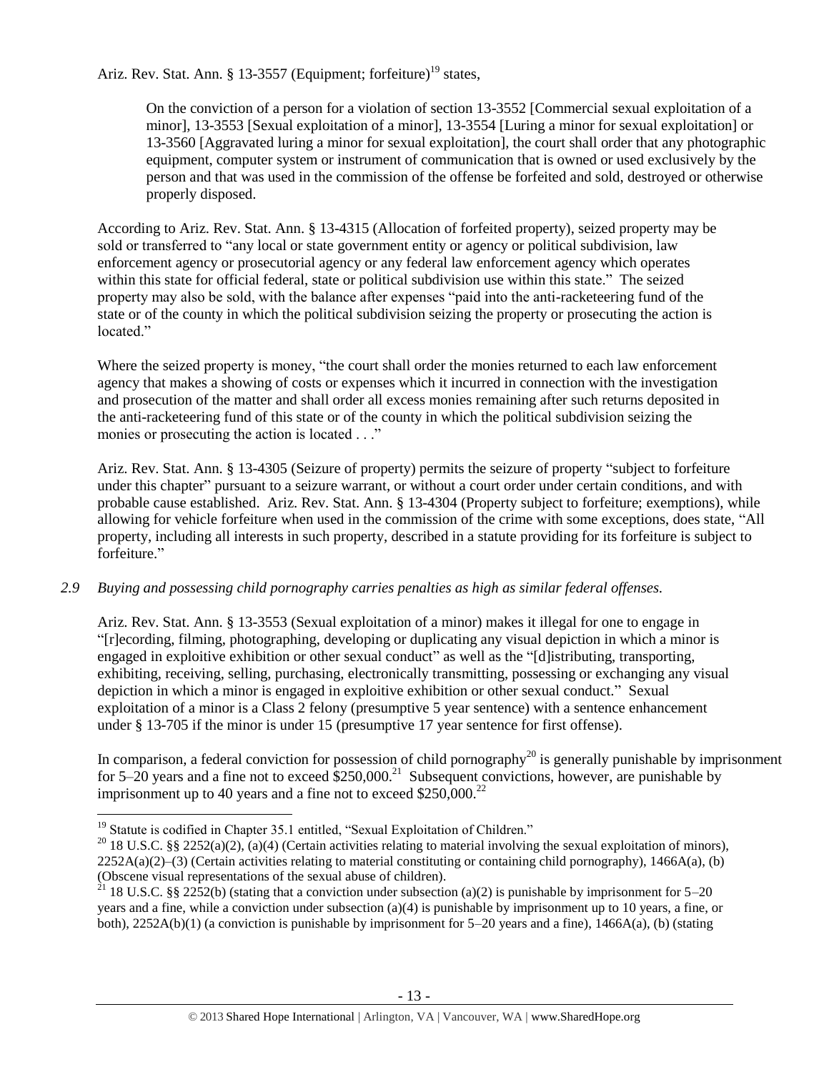Ariz. Rev. Stat. Ann. § 13-3557 (Equipment; forfeiture)[19] states,

> On the conviction of a person for a violation of section 13-3552 [Commercial sexual exploitation of a minor], 13-3553 [Sexual exploitation of a minor], 13-3554 [Luring a minor for sexual exploitation] or 13-3560 [Aggravated luring a minor for sexual exploitation], the court shall order that any photographic equipment, computer system or instrument of communication that is owned or used exclusively by the person and that was used in the commission of the offense be forfeited and sold, destroyed or otherwise properly disposed.

According to Ariz. Rev. Stat. Ann. § 13-4315 (Allocation of forfeited property), seized property may be sold or transferred to "any local or state government entity or agency or political subdivision, law enforcement agency or prosecutorial agency or any federal law enforcement agency which operates within this state for official federal, state or political subdivision use within this state." The seized property may also be sold, with the balance after expenses "paid into the anti-racketeering fund of the state or of the county in which the political subdivision seizing the property or prosecuting the action is located."

Where the seized property is money, "the court shall order the monies returned to each law enforcement agency that makes a showing of costs or expenses which it incurred in connection with the investigation and prosecution of the matter and shall order all excess monies remaining after such returns deposited in the anti-racketeering fund of this state or of the county in which the political subdivision seizing the monies or prosecuting the action is located . . ."

Ariz. Rev. Stat. Ann. § 13-4305 (Seizure of property) permits the seizure of property "subject to forfeiture under this chapter" pursuant to a seizure warrant, or without a court order under certain conditions, and with probable cause established. Ariz. Rev. Stat. Ann. § 13-4304 (Property subject to forfeiture; exemptions), while allowing for vehicle forfeiture when used in the commission of the crime with some exceptions, does state, "All property, including all interests in such property, described in a statute providing for its forfeiture is subject to forfeiture."

*2.9 Buying and possessing child pornography carries penalties as high as similar federal offenses.*

Ariz. Rev. Stat. Ann. § 13-3553 (Sexual exploitation of a minor) makes it illegal for one to engage in "[r]ecording, filming, photographing, developing or duplicating any visual depiction in which a minor is engaged in exploitive exhibition or other sexual conduct" as well as the "[d]istributing, transporting, exhibiting, receiving, selling, purchasing, electronically transmitting, possessing or exchanging any visual depiction in which a minor is engaged in exploitive exhibition or other sexual conduct." Sexual exploitation of a minor is a Class 2 felony (presumptive 5 year sentence) with a sentence enhancement under § 13-705 if the minor is under 15 (presumptive 17 year sentence for first offense).

In comparison, a federal conviction for possession of child pornography[20] is generally punishable by imprisonment for 5–20 years and a fine not to exceed $250,000.[21] Subsequent convictions, however, are punishable by imprisonment up to 40 years and a fine not to exceed $250,000.[22]

---

[19] Statute is codified in Chapter 35.1 entitled, "Sexual Exploitation of Children."

[20] 18 U.S.C. §§ 2252(a)(2), (a)(4) (Certain activities relating to material involving the sexual exploitation of minors), 2252A(a)(2)–(3) (Certain activities relating to material constituting or containing child pornography), 1466A(a), (b) (Obscene visual representations of the sexual abuse of children).

[21] 18 U.S.C. §§ 2252(b) (stating that a conviction under subsection (a)(2) is punishable by imprisonment for 5–20 years and a fine, while a conviction under subsection (a)(4) is punishable by imprisonment up to 10 years, a fine, or both), 2252A(b)(1) (a conviction is punishable by imprisonment for 5–20 years and a fine), 1466A(a), (b) (stating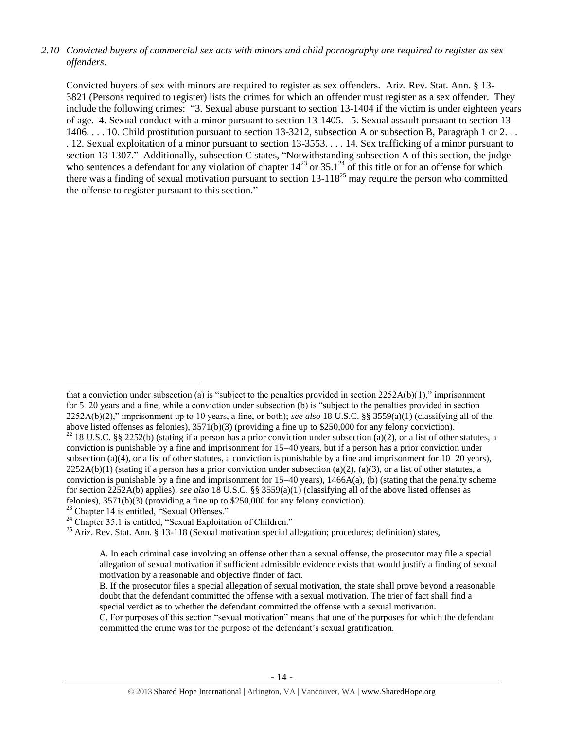*2.10 Convicted buyers of commercial sex acts with minors and child pornography are required to register as sex offenders.*

Convicted buyers of sex with minors are required to register as sex offenders. Ariz. Rev. Stat. Ann. § 13-3821 (Persons required to register) lists the crimes for which an offender must register as a sex offender. They include the following crimes: "3. Sexual abuse pursuant to section 13-1404 if the victim is under eighteen years of age. 4. Sexual conduct with a minor pursuant to section 13-1405. 5. Sexual assault pursuant to section 13-1406. . . . 10. Child prostitution pursuant to section 13-3212, subsection A or subsection B, Paragraph 1 or 2. . . . 12. Sexual exploitation of a minor pursuant to section 13-3553. . . . 14. Sex trafficking of a minor pursuant to section 13-1307." Additionally, subsection C states, "Notwithstanding subsection A of this section, the judge who sentences a defendant for any violation of chapter 14[23] or 35.1[24] of this title or for an offense for which there was a finding of sexual motivation pursuant to section 13-118[25] may require the person who committed the offense to register pursuant to this section."

---

that a conviction under subsection (a) is "subject to the penalties provided in section 2252A(b)(1)," imprisonment for 5–20 years and a fine, while a conviction under subsection (b) is "subject to the penalties provided in section 2252A(b)(2)," imprisonment up to 10 years, a fine, or both); *see also* 18 U.S.C. §§ 3559(a)(1) (classifying all of the above listed offenses as felonies), 3571(b)(3) (providing a fine up to $250,000 for any felony conviction).

[22] 18 U.S.C. §§ 2252(b) (stating if a person has a prior conviction under subsection (a)(2), or a list of other statutes, a conviction is punishable by a fine and imprisonment for 15–40 years, but if a person has a prior conviction under subsection (a)(4), or a list of other statutes, a conviction is punishable by a fine and imprisonment for 10–20 years), 2252A(b)(1) (stating if a person has a prior conviction under subsection (a)(2), (a)(3), or a list of other statutes, a conviction is punishable by a fine and imprisonment for 15–40 years), 1466A(a), (b) (stating that the penalty scheme for section 2252A(b) applies); *see also* 18 U.S.C. §§ 3559(a)(1) (classifying all of the above listed offenses as felonies), 3571(b)(3) (providing a fine up to $250,000 for any felony conviction).

[23] Chapter 14 is entitled, "Sexual Offenses."

[24] Chapter 35.1 is entitled, "Sexual Exploitation of Children."

[25] Ariz. Rev. Stat. Ann. § 13-118 (Sexual motivation special allegation; procedures; definition) states,

> A. In each criminal case involving an offense other than a sexual offense, the prosecutor may file a special allegation of sexual motivation if sufficient admissible evidence exists that would justify a finding of sexual motivation by a reasonable and objective finder of fact.
>
> B. If the prosecutor files a special allegation of sexual motivation, the state shall prove beyond a reasonable doubt that the defendant committed the offense with a sexual motivation. The trier of fact shall find a special verdict as to whether the defendant committed the offense with a sexual motivation.
>
> C. For purposes of this section "sexual motivation" means that one of the purposes for which the defendant committed the crime was for the purpose of the defendant's sexual gratification.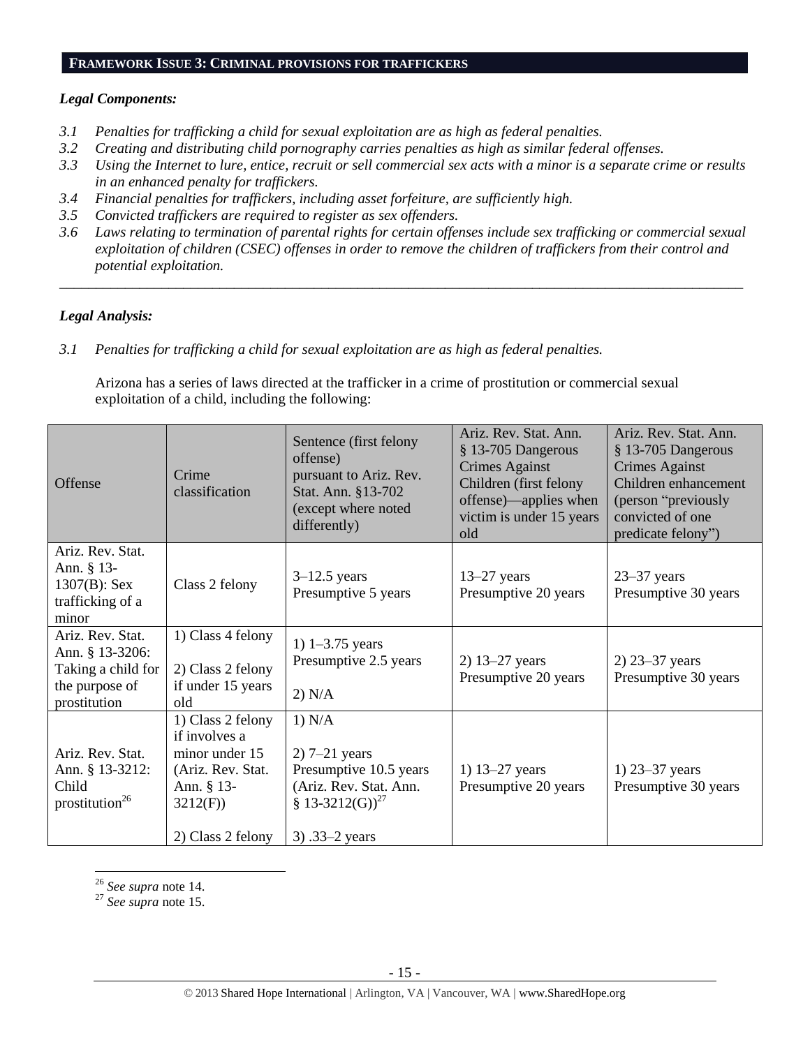## FRAMEWORK ISSUE 3: CRIMINAL PROVISIONS FOR TRAFFICKERS

### *Legal Components:*

*3.1 Penalties for trafficking a child for sexual exploitation are as high as federal penalties.*
*3.2 Creating and distributing child pornography carries penalties as high as similar federal offenses.*
*3.3 Using the Internet to lure, entice, recruit or sell commercial sex acts with a minor is a separate crime or results in an enhanced penalty for traffickers.*
*3.4 Financial penalties for traffickers, including asset forfeiture, are sufficiently high.*
*3.5 Convicted traffickers are required to register as sex offenders.*
*3.6 Laws relating to termination of parental rights for certain offenses include sex trafficking or commercial sexual exploitation of children (CSEC) offenses in order to remove the children of traffickers from their control and potential exploitation.*

---

### *Legal Analysis:*

*3.1 Penalties for trafficking a child for sexual exploitation are as high as federal penalties.*

Arizona has a series of laws directed at the trafficker in a crime of prostitution or commercial sexual exploitation of a child, including the following:

| Offense | Crime classification | Sentence (first felony offense) pursuant to Ariz. Rev. Stat. Ann. §13-702 (except where noted differently) | Ariz. Rev. Stat. Ann. § 13-705 Dangerous Crimes Against Children (first felony offense)—applies when victim is under 15 years old | Ariz. Rev. Stat. Ann. § 13-705 Dangerous Crimes Against Children enhancement (person "previously convicted of one predicate felony") |
|---|---|---|---|---|
| Ariz. Rev. Stat. Ann. § 13-1307(B): Sex trafficking of a minor | Class 2 felony | 3–12.5 years<br>Presumptive 5 years | 13–27 years<br>Presumptive 20 years | 23–37 years<br>Presumptive 30 years |
| Ariz. Rev. Stat. Ann. § 13-3206: Taking a child for the purpose of prostitution | 1) Class 4 felony<br><br>2) Class 2 felony if under 15 years old | 1) 1–3.75 years<br>Presumptive 2.5 years<br><br>2) N/A | 2) 13–27 years<br>Presumptive 20 years | 2) 23–37 years<br>Presumptive 30 years |
| Ariz. Rev. Stat. Ann. § 13-3212: Child prostitution[26] | 1) Class 2 felony if involves a minor under 15 (Ariz. Rev. Stat. Ann. § 13-3212(F))<br><br>2) Class 2 felony | 1) N/A<br><br>2) 7–21 years<br>Presumptive 10.5 years (Ariz. Rev. Stat. Ann. § 13-3212(G))[27]<br><br>3) .33–2 years | 1) 13–27 years<br>Presumptive 20 years | 1) 23–37 years<br>Presumptive 30 years |

[26] *See supra* note 14.
[27] *See supra* note 15.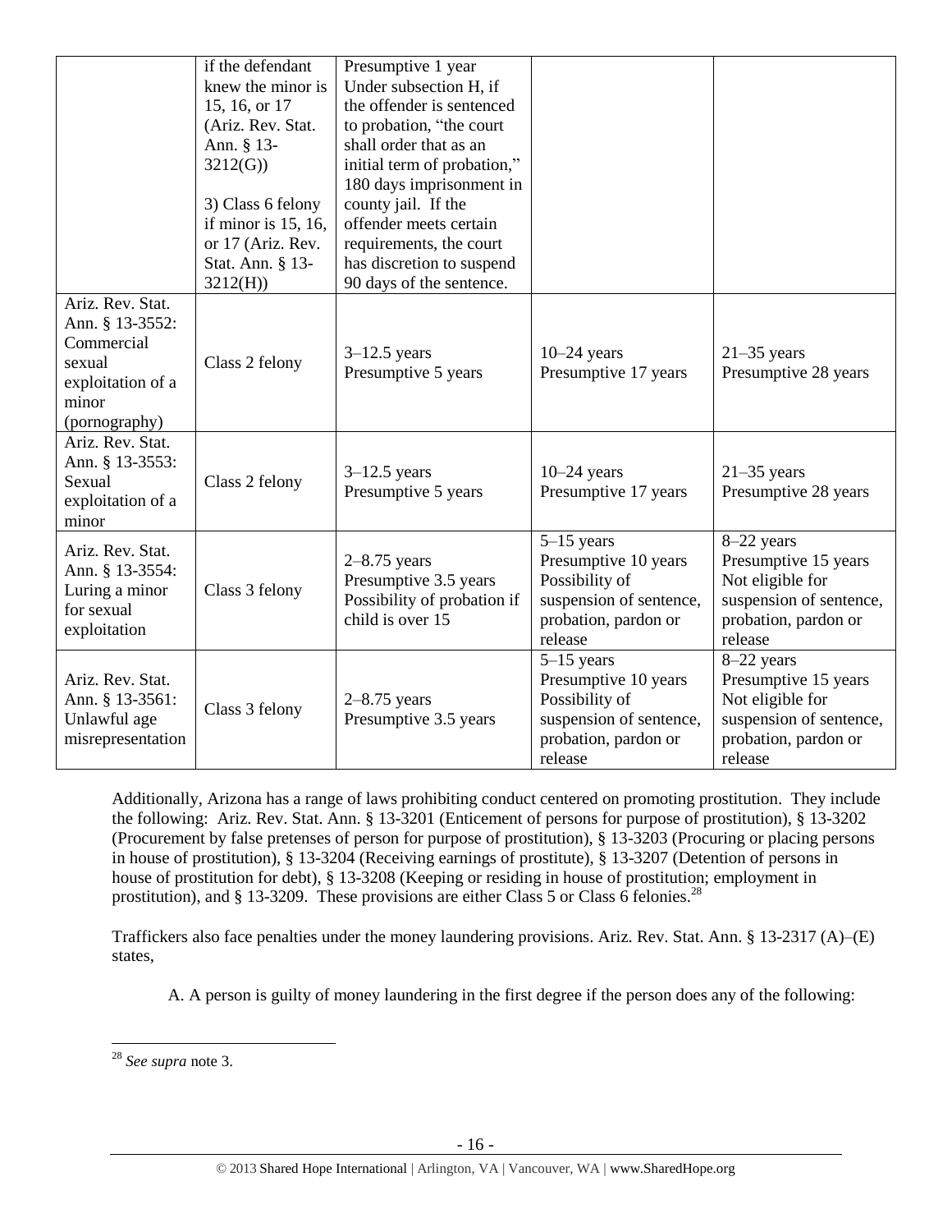| | | | | |
|---|---|---|---|---|
| | if the defendant knew the minor is 15, 16, or 17 (Ariz. Rev. Stat. Ann. § 13-3212(G))<br><br>3) Class 6 felony if minor is 15, 16, or 17 (Ariz. Rev. Stat. Ann. § 13-3212(H)) | Presumptive 1 year Under subsection H, if the offender is sentenced to probation, "the court shall order that as an initial term of probation," 180 days imprisonment in county jail. If the offender meets certain requirements, the court has discretion to suspend 90 days of the sentence. | | |
| Ariz. Rev. Stat. Ann. § 13-3552: Commercial sexual exploitation of a minor (pornography) | Class 2 felony | 3–12.5 years Presumptive 5 years | 10–24 years Presumptive 17 years | 21–35 years Presumptive 28 years |
| Ariz. Rev. Stat. Ann. § 13-3553: Sexual exploitation of a minor | Class 2 felony | 3–12.5 years Presumptive 5 years | 10–24 years Presumptive 17 years | 21–35 years Presumptive 28 years |
| Ariz. Rev. Stat. Ann. § 13-3554: Luring a minor for sexual exploitation | Class 3 felony | 2–8.75 years Presumptive 3.5 years Possibility of probation if child is over 15 | 5–15 years Presumptive 10 years Possibility of suspension of sentence, probation, pardon or release | 8–22 years Presumptive 15 years Not eligible for suspension of sentence, probation, pardon or release |
| Ariz. Rev. Stat. Ann. § 13-3561: Unlawful age misrepresentation | Class 3 felony | 2–8.75 years Presumptive 3.5 years | 5–15 years Presumptive 10 years Possibility of suspension of sentence, probation, pardon or release | 8–22 years Presumptive 15 years Not eligible for suspension of sentence, probation, pardon or release |

Additionally, Arizona has a range of laws prohibiting conduct centered on promoting prostitution. They include the following: Ariz. Rev. Stat. Ann. § 13-3201 (Enticement of persons for purpose of prostitution), § 13-3202 (Procurement by false pretenses of person for purpose of prostitution), § 13-3203 (Procuring or placing persons in house of prostitution), § 13-3204 (Receiving earnings of prostitute), § 13-3207 (Detention of persons in house of prostitution for debt), § 13-3208 (Keeping or residing in house of prostitution; employment in prostitution), and § 13-3209. These provisions are either Class 5 or Class 6 felonies.[28]

Traffickers also face penalties under the money laundering provisions. Ariz. Rev. Stat. Ann. § 13-2317 (A)–(E) states,

> A. A person is guilty of money laundering in the first degree if the person does any of the following:

[28] *See supra* note 3.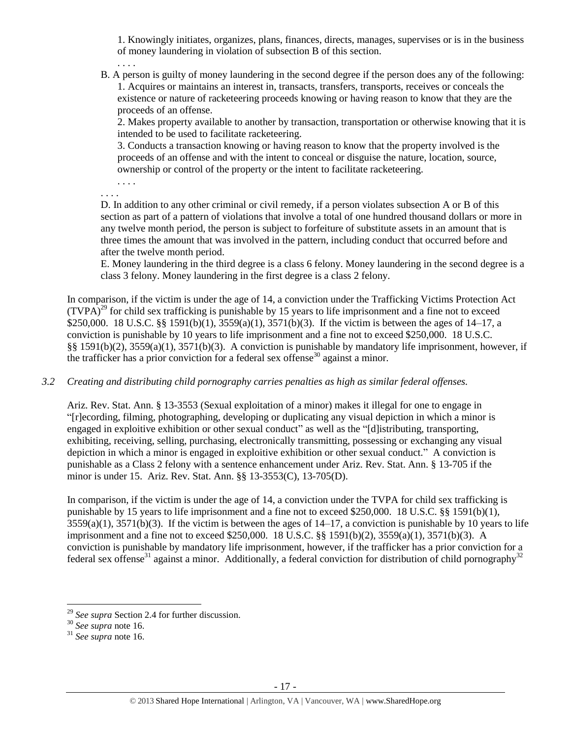1. Knowingly initiates, organizes, plans, finances, directs, manages, supervises or is in the business of money laundering in violation of subsection B of this section.

. . . .

B. A person is guilty of money laundering in the second degree if the person does any of the following:

1. Acquires or maintains an interest in, transacts, transfers, transports, receives or conceals the existence or nature of racketeering proceeds knowing or having reason to know that they are the proceeds of an offense.

2. Makes property available to another by transaction, transportation or otherwise knowing that it is intended to be used to facilitate racketeering.

3. Conducts a transaction knowing or having reason to know that the property involved is the proceeds of an offense and with the intent to conceal or disguise the nature, location, source, ownership or control of the property or the intent to facilitate racketeering.

. . . .

. . . .

D. In addition to any other criminal or civil remedy, if a person violates subsection A or B of this section as part of a pattern of violations that involve a total of one hundred thousand dollars or more in any twelve month period, the person is subject to forfeiture of substitute assets in an amount that is three times the amount that was involved in the pattern, including conduct that occurred before and after the twelve month period.

E. Money laundering in the third degree is a class 6 felony. Money laundering in the second degree is a class 3 felony. Money laundering in the first degree is a class 2 felony.

In comparison, if the victim is under the age of 14, a conviction under the Trafficking Victims Protection Act (TVPA)[29] for child sex trafficking is punishable by 15 years to life imprisonment and a fine not to exceed \$250,000. 18 U.S.C. §§ 1591(b)(1), 3559(a)(1), 3571(b)(3). If the victim is between the ages of 14–17, a conviction is punishable by 10 years to life imprisonment and a fine not to exceed \$250,000. 18 U.S.C. §§ 1591(b)(2), 3559(a)(1), 3571(b)(3). A conviction is punishable by mandatory life imprisonment, however, if the trafficker has a prior conviction for a federal sex offense[30] against a minor.

### *3.2 Creating and distributing child pornography carries penalties as high as similar federal offenses.*

Ariz. Rev. Stat. Ann. § 13-3553 (Sexual exploitation of a minor) makes it illegal for one to engage in "[r]ecording, filming, photographing, developing or duplicating any visual depiction in which a minor is engaged in exploitive exhibition or other sexual conduct" as well as the "[d]istributing, transporting, exhibiting, receiving, selling, purchasing, electronically transmitting, possessing or exchanging any visual depiction in which a minor is engaged in exploitive exhibition or other sexual conduct." A conviction is punishable as a Class 2 felony with a sentence enhancement under Ariz. Rev. Stat. Ann. § 13-705 if the minor is under 15. Ariz. Rev. Stat. Ann. §§ 13-3553(C), 13-705(D).

In comparison, if the victim is under the age of 14, a conviction under the TVPA for child sex trafficking is punishable by 15 years to life imprisonment and a fine not to exceed \$250,000. 18 U.S.C. §§ 1591(b)(1), 3559(a)(1), 3571(b)(3). If the victim is between the ages of 14–17, a conviction is punishable by 10 years to life imprisonment and a fine not to exceed \$250,000. 18 U.S.C. §§ 1591(b)(2), 3559(a)(1), 3571(b)(3). A conviction is punishable by mandatory life imprisonment, however, if the trafficker has a prior conviction for a federal sex offense[31] against a minor. Additionally, a federal conviction for distribution of child pornography[32]

---

[29] *See supra* Section 2.4 for further discussion.

[30] *See supra* note 16.

[31] *See supra* note 16.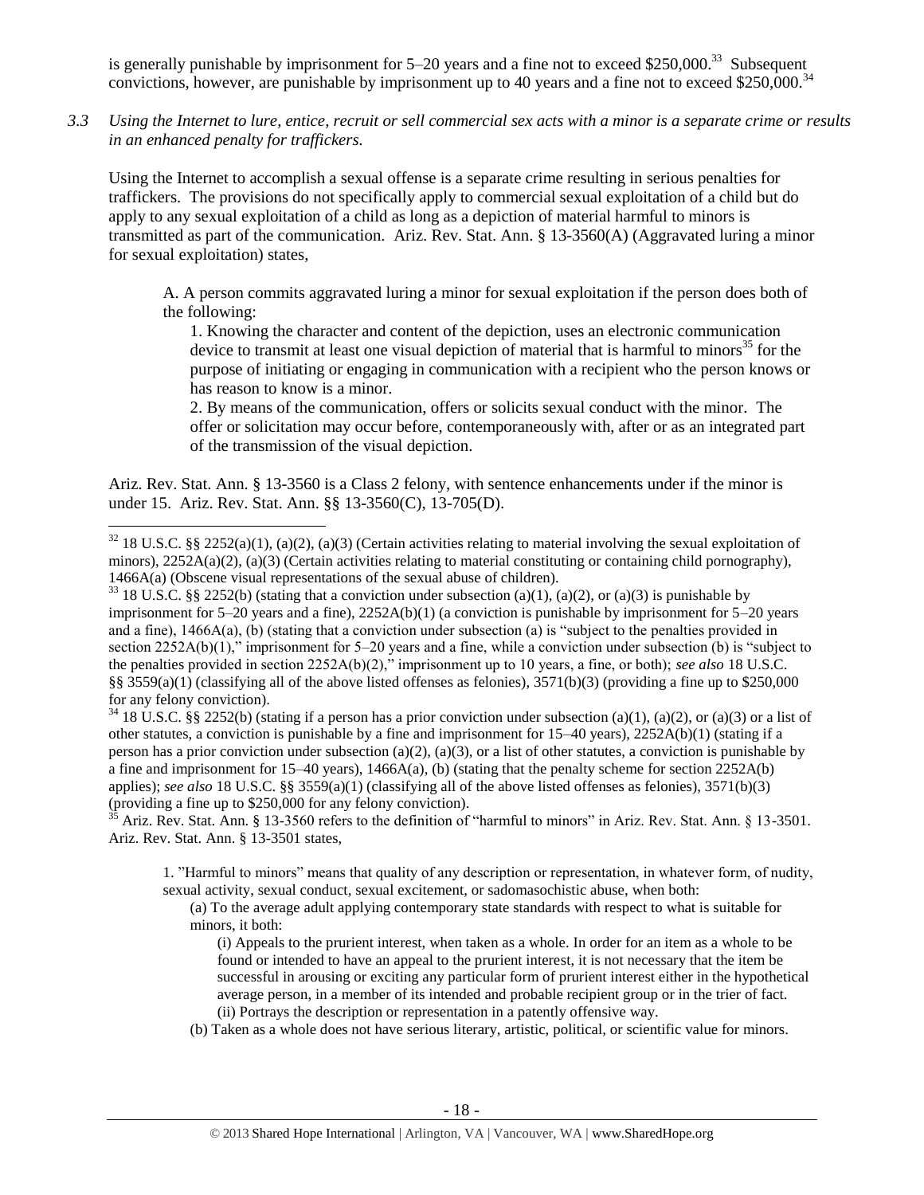is generally punishable by imprisonment for 5–20 years and a fine not to exceed $250,000.[33] Subsequent convictions, however, are punishable by imprisonment up to 40 years and a fine not to exceed $250,000.[34]

*3.3 Using the Internet to lure, entice, recruit or sell commercial sex acts with a minor is a separate crime or results in an enhanced penalty for traffickers.*

Using the Internet to accomplish a sexual offense is a separate crime resulting in serious penalties for traffickers. The provisions do not specifically apply to commercial sexual exploitation of a child but do apply to any sexual exploitation of a child as long as a depiction of material harmful to minors is transmitted as part of the communication. Ariz. Rev. Stat. Ann. § 13-3560(A) (Aggravated luring a minor for sexual exploitation) states,

> A. A person commits aggravated luring a minor for sexual exploitation if the person does both of the following:
>
> 1. Knowing the character and content of the depiction, uses an electronic communication device to transmit at least one visual depiction of material that is harmful to minors[35] for the purpose of initiating or engaging in communication with a recipient who the person knows or has reason to know is a minor.
> 2. By means of the communication, offers or solicits sexual conduct with the minor. The offer or solicitation may occur before, contemporaneously with, after or as an integrated part of the transmission of the visual depiction.

Ariz. Rev. Stat. Ann. § 13-3560 is a Class 2 felony, with sentence enhancements under if the minor is under 15. Ariz. Rev. Stat. Ann. §§ 13-3560(C), 13-705(D).

---

[32] 18 U.S.C. §§ 2252(a)(1), (a)(2), (a)(3) (Certain activities relating to material involving the sexual exploitation of minors), 2252A(a)(2), (a)(3) (Certain activities relating to material constituting or containing child pornography), 1466A(a) (Obscene visual representations of the sexual abuse of children).

[33] 18 U.S.C. §§ 2252(b) (stating that a conviction under subsection (a)(1), (a)(2), or (a)(3) is punishable by imprisonment for 5–20 years and a fine), 2252A(b)(1) (a conviction is punishable by imprisonment for 5–20 years and a fine), 1466A(a), (b) (stating that a conviction under subsection (a) is "subject to the penalties provided in section 2252A(b)(1)," imprisonment for 5–20 years and a fine, while a conviction under subsection (b) is "subject to the penalties provided in section 2252A(b)(2)," imprisonment up to 10 years, a fine, or both); *see also* 18 U.S.C. §§ 3559(a)(1) (classifying all of the above listed offenses as felonies), 3571(b)(3) (providing a fine up to $250,000 for any felony conviction).

[34] 18 U.S.C. §§ 2252(b) (stating if a person has a prior conviction under subsection (a)(1), (a)(2), or (a)(3) or a list of other statutes, a conviction is punishable by a fine and imprisonment for 15–40 years), 2252A(b)(1) (stating if a person has a prior conviction under subsection (a)(2), (a)(3), or a list of other statutes, a conviction is punishable by a fine and imprisonment for 15–40 years), 1466A(a), (b) (stating that the penalty scheme for section 2252A(b) applies); *see also* 18 U.S.C. §§ 3559(a)(1) (classifying all of the above listed offenses as felonies), 3571(b)(3) (providing a fine up to $250,000 for any felony conviction).

[35] Ariz. Rev. Stat. Ann. § 13-3560 refers to the definition of "harmful to minors" in Ariz. Rev. Stat. Ann. § 13-3501. Ariz. Rev. Stat. Ann. § 13-3501 states,

> 1. "Harmful to minors" means that quality of any description or representation, in whatever form, of nudity, sexual activity, sexual conduct, sexual excitement, or sadomasochistic abuse, when both:
>
> (a) To the average adult applying contemporary state standards with respect to what is suitable for minors, it both:
>
> (i) Appeals to the prurient interest, when taken as a whole. In order for an item as a whole to be found or intended to have an appeal to the prurient interest, it is not necessary that the item be successful in arousing or exciting any particular form of prurient interest either in the hypothetical average person, in a member of its intended and probable recipient group or in the trier of fact.
> (ii) Portrays the description or representation in a patently offensive way.
>
> (b) Taken as a whole does not have serious literary, artistic, political, or scientific value for minors.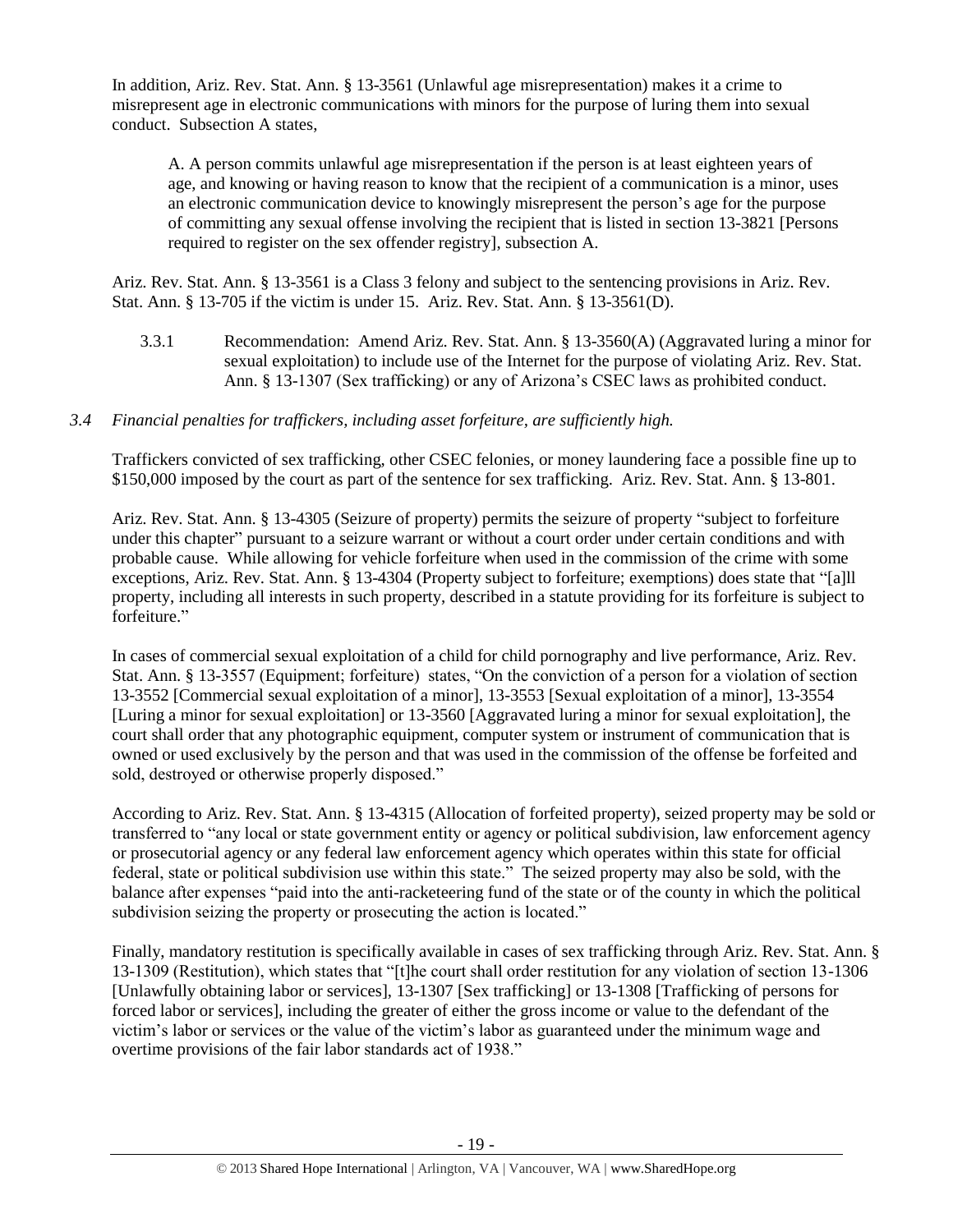In addition, Ariz. Rev. Stat. Ann. § 13-3561 (Unlawful age misrepresentation) makes it a crime to misrepresent age in electronic communications with minors for the purpose of luring them into sexual conduct. Subsection A states,

> A. A person commits unlawful age misrepresentation if the person is at least eighteen years of age, and knowing or having reason to know that the recipient of a communication is a minor, uses an electronic communication device to knowingly misrepresent the person's age for the purpose of committing any sexual offense involving the recipient that is listed in section 13-3821 [Persons required to register on the sex offender registry], subsection A.

Ariz. Rev. Stat. Ann. § 13-3561 is a Class 3 felony and subject to the sentencing provisions in Ariz. Rev. Stat. Ann. § 13-705 if the victim is under 15. Ariz. Rev. Stat. Ann. § 13-3561(D).

3.3.1 Recommendation: Amend Ariz. Rev. Stat. Ann. § 13-3560(A) (Aggravated luring a minor for sexual exploitation) to include use of the Internet for the purpose of violating Ariz. Rev. Stat. Ann. § 13-1307 (Sex trafficking) or any of Arizona's CSEC laws as prohibited conduct.

### *3.4 Financial penalties for traffickers, including asset forfeiture, are sufficiently high.*

Traffickers convicted of sex trafficking, other CSEC felonies, or money laundering face a possible fine up to $150,000 imposed by the court as part of the sentence for sex trafficking. Ariz. Rev. Stat. Ann. § 13-801.

Ariz. Rev. Stat. Ann. § 13-4305 (Seizure of property) permits the seizure of property "subject to forfeiture under this chapter" pursuant to a seizure warrant or without a court order under certain conditions and with probable cause. While allowing for vehicle forfeiture when used in the commission of the crime with some exceptions, Ariz. Rev. Stat. Ann. § 13-4304 (Property subject to forfeiture; exemptions) does state that "[a]ll property, including all interests in such property, described in a statute providing for its forfeiture is subject to forfeiture."

In cases of commercial sexual exploitation of a child for child pornography and live performance, Ariz. Rev. Stat. Ann. § 13-3557 (Equipment; forfeiture) states, "On the conviction of a person for a violation of section 13-3552 [Commercial sexual exploitation of a minor], 13-3553 [Sexual exploitation of a minor], 13-3554 [Luring a minor for sexual exploitation] or 13-3560 [Aggravated luring a minor for sexual exploitation], the court shall order that any photographic equipment, computer system or instrument of communication that is owned or used exclusively by the person and that was used in the commission of the offense be forfeited and sold, destroyed or otherwise properly disposed."

According to Ariz. Rev. Stat. Ann. § 13-4315 (Allocation of forfeited property), seized property may be sold or transferred to "any local or state government entity or agency or political subdivision, law enforcement agency or prosecutorial agency or any federal law enforcement agency which operates within this state for official federal, state or political subdivision use within this state." The seized property may also be sold, with the balance after expenses "paid into the anti-racketeering fund of the state or of the county in which the political subdivision seizing the property or prosecuting the action is located."

Finally, mandatory restitution is specifically available in cases of sex trafficking through Ariz. Rev. Stat. Ann. § 13-1309 (Restitution), which states that "[t]he court shall order restitution for any violation of section 13-1306 [Unlawfully obtaining labor or services], 13-1307 [Sex trafficking] or 13-1308 [Trafficking of persons for forced labor or services], including the greater of either the gross income or value to the defendant of the victim's labor or services or the value of the victim's labor as guaranteed under the minimum wage and overtime provisions of the fair labor standards act of 1938."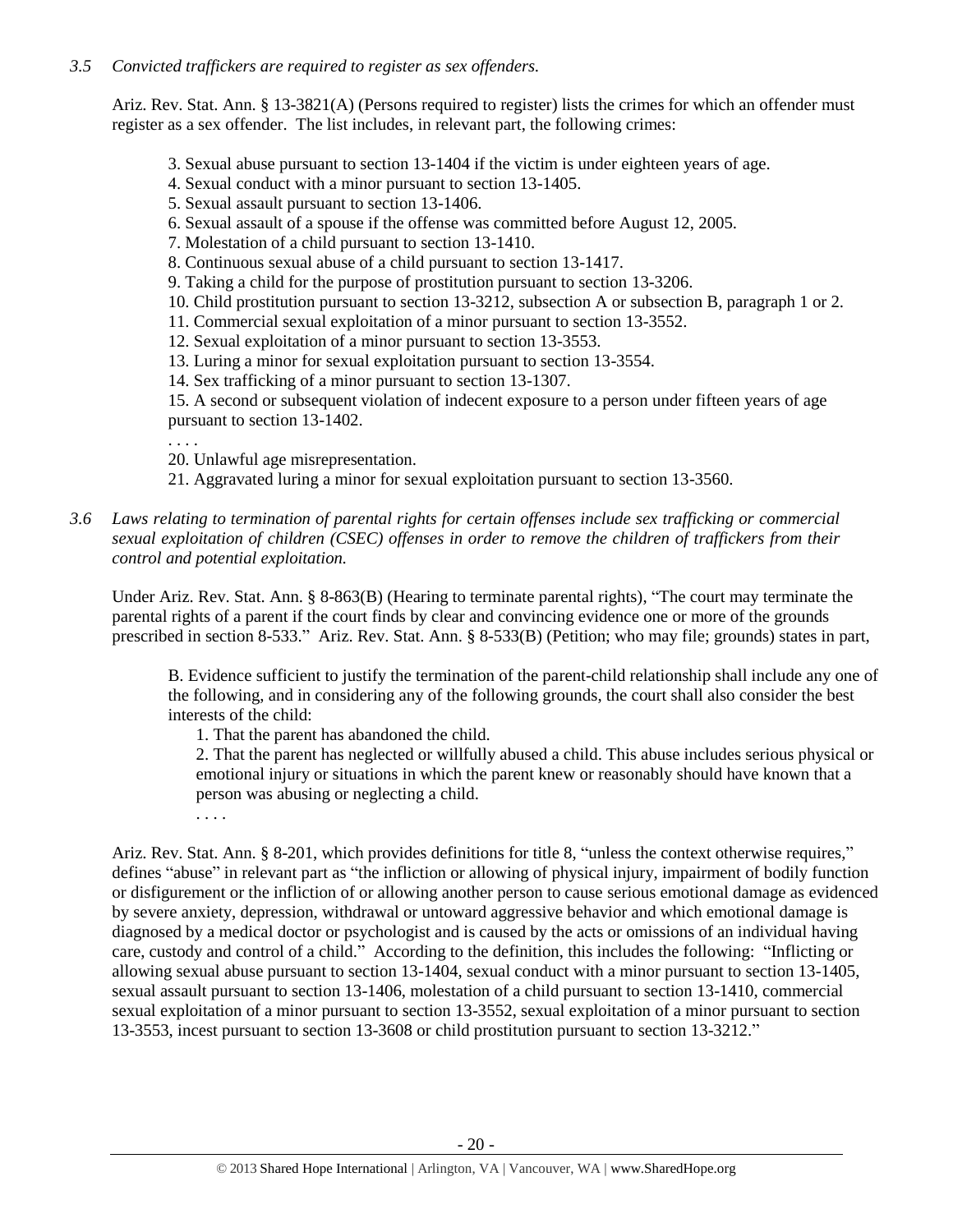*3.5 Convicted traffickers are required to register as sex offenders.*

Ariz. Rev. Stat. Ann. § 13-3821(A) (Persons required to register) lists the crimes for which an offender must register as a sex offender. The list includes, in relevant part, the following crimes:

> 3. Sexual abuse pursuant to section 13-1404 if the victim is under eighteen years of age.
> 4. Sexual conduct with a minor pursuant to section 13-1405.
> 5. Sexual assault pursuant to section 13-1406.
> 6. Sexual assault of a spouse if the offense was committed before August 12, 2005.
> 7. Molestation of a child pursuant to section 13-1410.
> 8. Continuous sexual abuse of a child pursuant to section 13-1417.
> 9. Taking a child for the purpose of prostitution pursuant to section 13-3206.
> 10. Child prostitution pursuant to section 13-3212, subsection A or subsection B, paragraph 1 or 2.
> 11. Commercial sexual exploitation of a minor pursuant to section 13-3552.
> 12. Sexual exploitation of a minor pursuant to section 13-3553.
> 13. Luring a minor for sexual exploitation pursuant to section 13-3554.
> 14. Sex trafficking of a minor pursuant to section 13-1307.
> 15. A second or subsequent violation of indecent exposure to a person under fifteen years of age pursuant to section 13-1402.
>
> . . . .
>
> 20. Unlawful age misrepresentation.
> 21. Aggravated luring a minor for sexual exploitation pursuant to section 13-3560.

*3.6 Laws relating to termination of parental rights for certain offenses include sex trafficking or commercial sexual exploitation of children (CSEC) offenses in order to remove the children of traffickers from their control and potential exploitation.*

Under Ariz. Rev. Stat. Ann. § 8-863(B) (Hearing to terminate parental rights), "The court may terminate the parental rights of a parent if the court finds by clear and convincing evidence one or more of the grounds prescribed in section 8-533." Ariz. Rev. Stat. Ann. § 8-533(B) (Petition; who may file; grounds) states in part,

> B. Evidence sufficient to justify the termination of the parent-child relationship shall include any one of the following, and in considering any of the following grounds, the court shall also consider the best interests of the child:
>
> 1. That the parent has abandoned the child.
> 2. That the parent has neglected or willfully abused a child. This abuse includes serious physical or emotional injury or situations in which the parent knew or reasonably should have known that a person was abusing or neglecting a child.
>
> . . . .

Ariz. Rev. Stat. Ann. § 8-201, which provides definitions for title 8, "unless the context otherwise requires," defines "abuse" in relevant part as "the infliction or allowing of physical injury, impairment of bodily function or disfigurement or the infliction of or allowing another person to cause serious emotional damage as evidenced by severe anxiety, depression, withdrawal or untoward aggressive behavior and which emotional damage is diagnosed by a medical doctor or psychologist and is caused by the acts or omissions of an individual having care, custody and control of a child." According to the definition, this includes the following: "Inflicting or allowing sexual abuse pursuant to section 13-1404, sexual conduct with a minor pursuant to section 13-1405, sexual assault pursuant to section 13-1406, molestation of a child pursuant to section 13-1410, commercial sexual exploitation of a minor pursuant to section 13-3552, sexual exploitation of a minor pursuant to section 13-3553, incest pursuant to section 13-3608 or child prostitution pursuant to section 13-3212."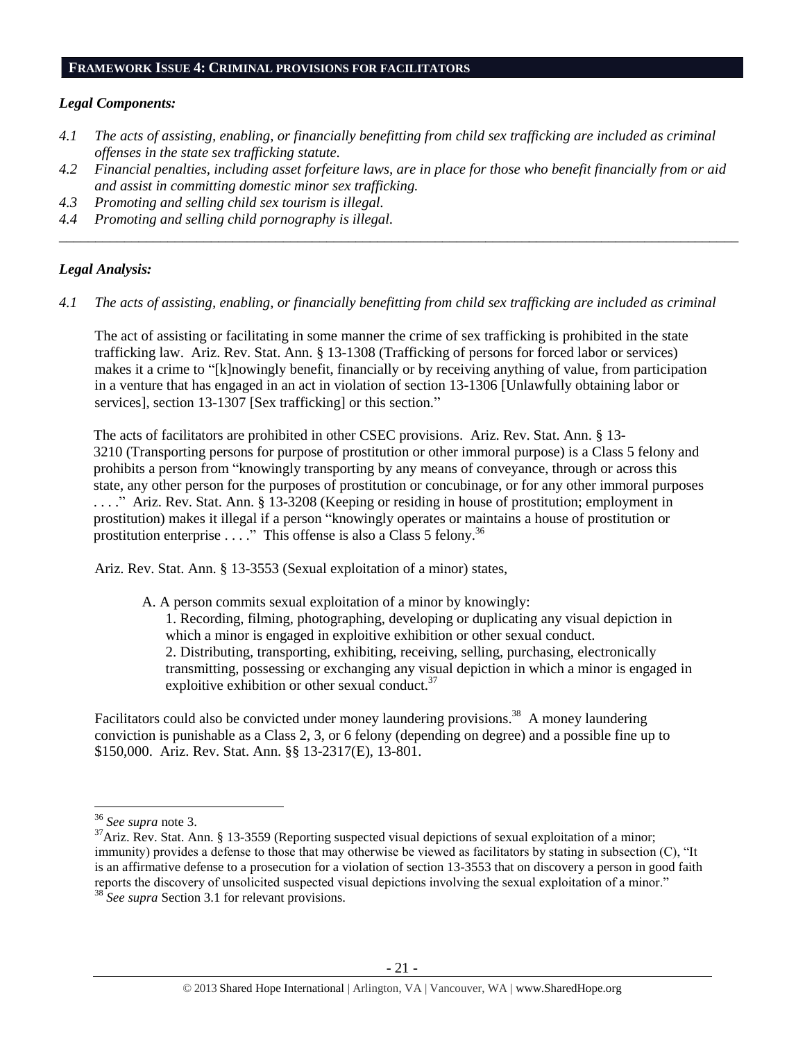## FRAMEWORK ISSUE 4: CRIMINAL PROVISIONS FOR FACILITATORS

### *Legal Components:*

*4.1 The acts of assisting, enabling, or financially benefitting from child sex trafficking are included as criminal offenses in the state sex trafficking statute.*

*4.2 Financial penalties, including asset forfeiture laws, are in place for those who benefit financially from or aid and assist in committing domestic minor sex trafficking.*

*4.3 Promoting and selling child sex tourism is illegal.*

*4.4 Promoting and selling child pornography is illegal.*

---

### *Legal Analysis:*

*4.1 The acts of assisting, enabling, or financially benefitting from child sex trafficking are included as criminal*

The act of assisting or facilitating in some manner the crime of sex trafficking is prohibited in the state trafficking law. Ariz. Rev. Stat. Ann. § 13-1308 (Trafficking of persons for forced labor or services) makes it a crime to "[k]nowingly benefit, financially or by receiving anything of value, from participation in a venture that has engaged in an act in violation of section 13-1306 [Unlawfully obtaining labor or services], section 13-1307 [Sex trafficking] or this section."

The acts of facilitators are prohibited in other CSEC provisions. Ariz. Rev. Stat. Ann. § 13-3210 (Transporting persons for purpose of prostitution or other immoral purpose) is a Class 5 felony and prohibits a person from "knowingly transporting by any means of conveyance, through or across this state, any other person for the purposes of prostitution or concubinage, or for any other immoral purposes . . . ." Ariz. Rev. Stat. Ann. § 13-3208 (Keeping or residing in house of prostitution; employment in prostitution) makes it illegal if a person "knowingly operates or maintains a house of prostitution or prostitution enterprise . . . ." This offense is also a Class 5 felony.[36]

Ariz. Rev. Stat. Ann. § 13-3553 (Sexual exploitation of a minor) states,

> A. A person commits sexual exploitation of a minor by knowingly:
>
> 1. Recording, filming, photographing, developing or duplicating any visual depiction in which a minor is engaged in exploitive exhibition or other sexual conduct.
> 2. Distributing, transporting, exhibiting, receiving, selling, purchasing, electronically transmitting, possessing or exchanging any visual depiction in which a minor is engaged in exploitive exhibition or other sexual conduct.[37]

Facilitators could also be convicted under money laundering provisions.[38] A money laundering conviction is punishable as a Class 2, 3, or 6 felony (depending on degree) and a possible fine up to $150,000. Ariz. Rev. Stat. Ann. §§ 13-2317(E), 13-801.

---

[36] *See supra* note 3.

[37] Ariz. Rev. Stat. Ann. § 13-3559 (Reporting suspected visual depictions of sexual exploitation of a minor; immunity) provides a defense to those that may otherwise be viewed as facilitators by stating in subsection (C), "It is an affirmative defense to a prosecution for a violation of section 13-3553 that on discovery a person in good faith reports the discovery of unsolicited suspected visual depictions involving the sexual exploitation of a minor."

[38] *See supra* Section 3.1 for relevant provisions.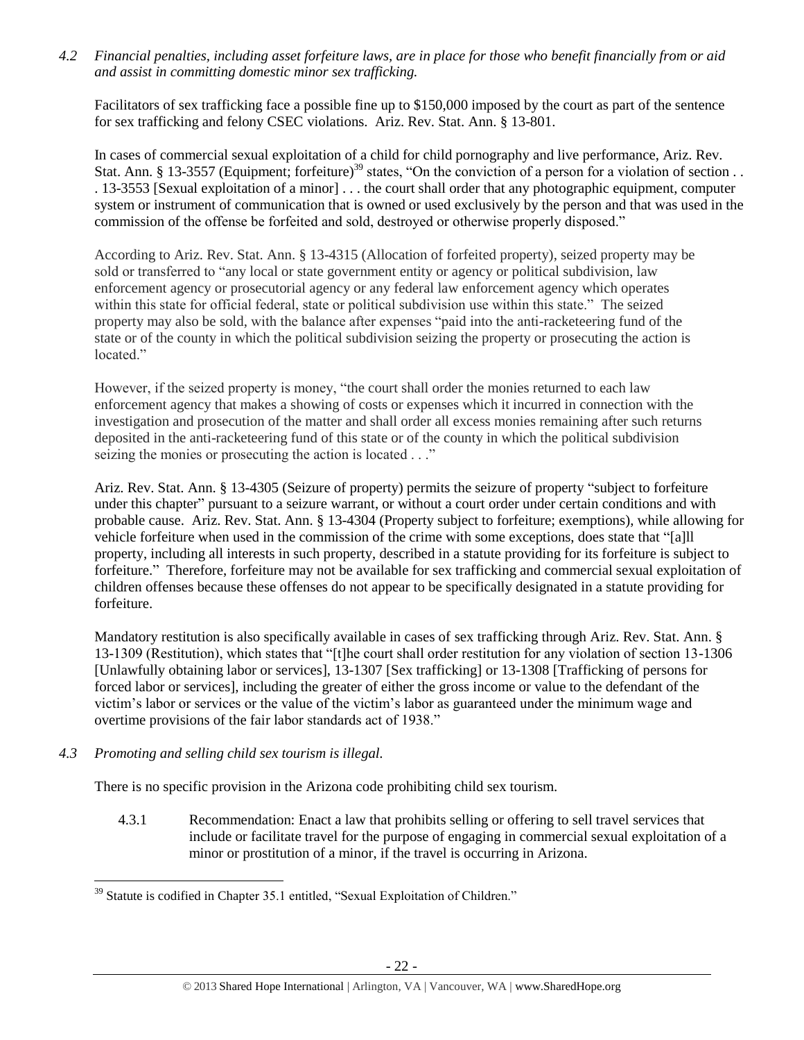*4.2 Financial penalties, including asset forfeiture laws, are in place for those who benefit financially from or aid and assist in committing domestic minor sex trafficking.*

Facilitators of sex trafficking face a possible fine up to $150,000 imposed by the court as part of the sentence for sex trafficking and felony CSEC violations. Ariz. Rev. Stat. Ann. § 13-801.

In cases of commercial sexual exploitation of a child for child pornography and live performance, Ariz. Rev. Stat. Ann. § 13-3557 (Equipment; forfeiture)[39] states, "On the conviction of a person for a violation of section . . . 13-3553 [Sexual exploitation of a minor] . . . the court shall order that any photographic equipment, computer system or instrument of communication that is owned or used exclusively by the person and that was used in the commission of the offense be forfeited and sold, destroyed or otherwise properly disposed."

According to Ariz. Rev. Stat. Ann. § 13-4315 (Allocation of forfeited property), seized property may be sold or transferred to "any local or state government entity or agency or political subdivision, law enforcement agency or prosecutorial agency or any federal law enforcement agency which operates within this state for official federal, state or political subdivision use within this state." The seized property may also be sold, with the balance after expenses "paid into the anti-racketeering fund of the state or of the county in which the political subdivision seizing the property or prosecuting the action is located."

However, if the seized property is money, "the court shall order the monies returned to each law enforcement agency that makes a showing of costs or expenses which it incurred in connection with the investigation and prosecution of the matter and shall order all excess monies remaining after such returns deposited in the anti-racketeering fund of this state or of the county in which the political subdivision seizing the monies or prosecuting the action is located . . ."

Ariz. Rev. Stat. Ann. § 13-4305 (Seizure of property) permits the seizure of property "subject to forfeiture under this chapter" pursuant to a seizure warrant, or without a court order under certain conditions and with probable cause. Ariz. Rev. Stat. Ann. § 13-4304 (Property subject to forfeiture; exemptions), while allowing for vehicle forfeiture when used in the commission of the crime with some exceptions, does state that "[a]ll property, including all interests in such property, described in a statute providing for its forfeiture is subject to forfeiture." Therefore, forfeiture may not be available for sex trafficking and commercial sexual exploitation of children offenses because these offenses do not appear to be specifically designated in a statute providing for forfeiture.

Mandatory restitution is also specifically available in cases of sex trafficking through Ariz. Rev. Stat. Ann. § 13-1309 (Restitution), which states that "[t]he court shall order restitution for any violation of section 13-1306 [Unlawfully obtaining labor or services], 13-1307 [Sex trafficking] or 13-1308 [Trafficking of persons for forced labor or services], including the greater of either the gross income or value to the defendant of the victim's labor or services or the value of the victim's labor as guaranteed under the minimum wage and overtime provisions of the fair labor standards act of 1938."

*4.3 Promoting and selling child sex tourism is illegal.*

There is no specific provision in the Arizona code prohibiting child sex tourism.

4.3.1 Recommendation: Enact a law that prohibits selling or offering to sell travel services that include or facilitate travel for the purpose of engaging in commercial sexual exploitation of a minor or prostitution of a minor, if the travel is occurring in Arizona.

---

[39] Statute is codified in Chapter 35.1 entitled, "Sexual Exploitation of Children."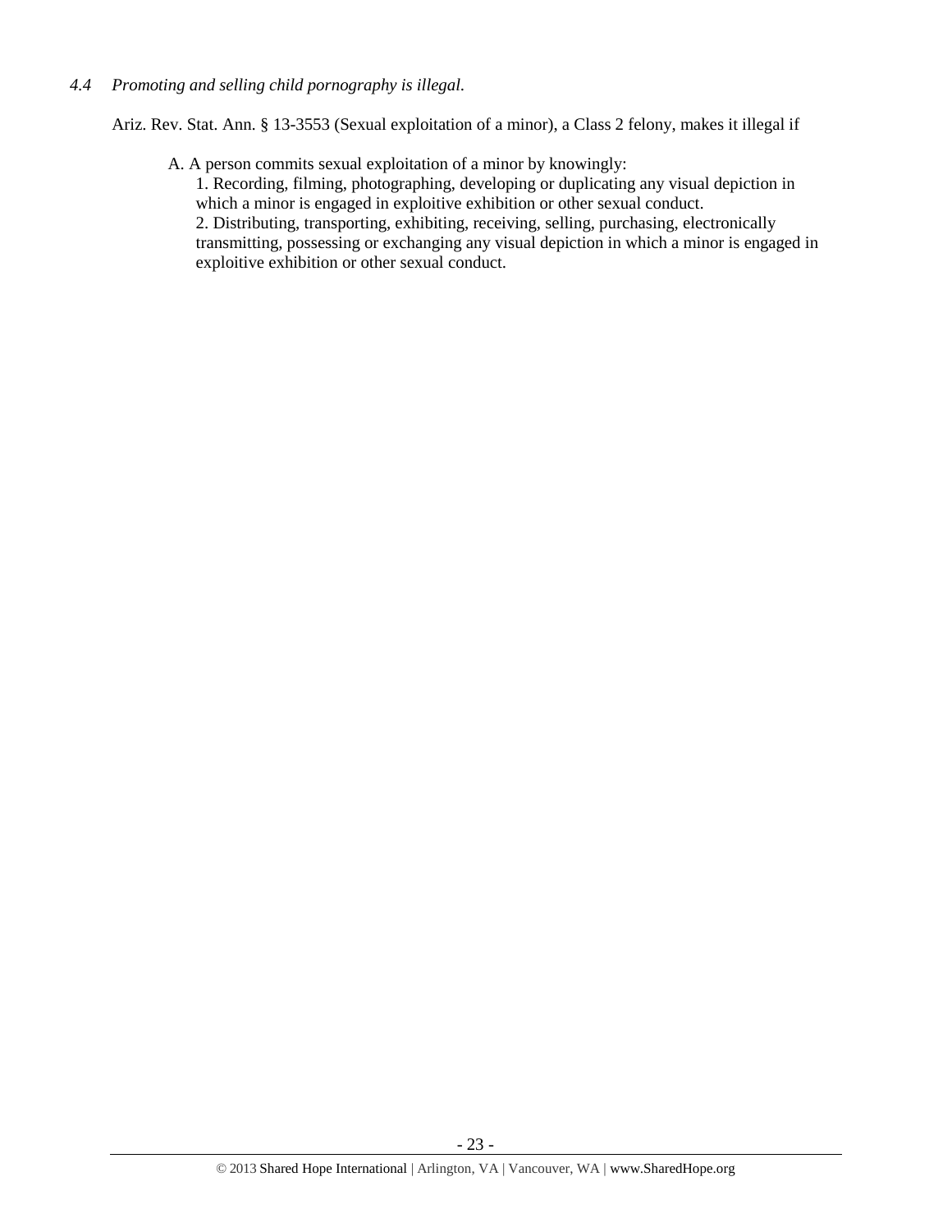*4.4 Promoting and selling child pornography is illegal.*

Ariz. Rev. Stat. Ann. § 13-3553 (Sexual exploitation of a minor), a Class 2 felony, makes it illegal if

A. A person commits sexual exploitation of a minor by knowingly:

1. Recording, filming, photographing, developing or duplicating any visual depiction in which a minor is engaged in exploitive exhibition or other sexual conduct.
2. Distributing, transporting, exhibiting, receiving, selling, purchasing, electronically transmitting, possessing or exchanging any visual depiction in which a minor is engaged in exploitive exhibition or other sexual conduct.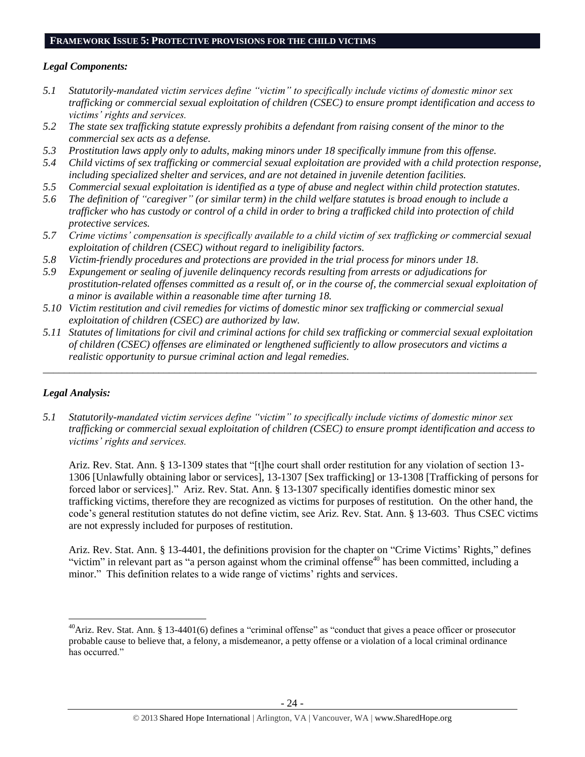## FRAMEWORK ISSUE 5: PROTECTIVE PROVISIONS FOR THE CHILD VICTIMS

### *Legal Components:*

*5.1 Statutorily-mandated victim services define "victim" to specifically include victims of domestic minor sex trafficking or commercial sexual exploitation of children (CSEC) to ensure prompt identification and access to victims' rights and services.*

*5.2 The state sex trafficking statute expressly prohibits a defendant from raising consent of the minor to the commercial sex acts as a defense.*

*5.3 Prostitution laws apply only to adults, making minors under 18 specifically immune from this offense.*

*5.4 Child victims of sex trafficking or commercial sexual exploitation are provided with a child protection response, including specialized shelter and services, and are not detained in juvenile detention facilities.*

*5.5 Commercial sexual exploitation is identified as a type of abuse and neglect within child protection statutes.*

*5.6 The definition of "caregiver" (or similar term) in the child welfare statutes is broad enough to include a trafficker who has custody or control of a child in order to bring a trafficked child into protection of child protective services.*

*5.7 Crime victims' compensation is specifically available to a child victim of sex trafficking or commercial sexual exploitation of children (CSEC) without regard to ineligibility factors.*

*5.8 Victim-friendly procedures and protections are provided in the trial process for minors under 18.*

*5.9 Expungement or sealing of juvenile delinquency records resulting from arrests or adjudications for prostitution-related offenses committed as a result of, or in the course of, the commercial sexual exploitation of a minor is available within a reasonable time after turning 18.*

*5.10 Victim restitution and civil remedies for victims of domestic minor sex trafficking or commercial sexual exploitation of children (CSEC) are authorized by law.*

*5.11 Statutes of limitations for civil and criminal actions for child sex trafficking or commercial sexual exploitation of children (CSEC) offenses are eliminated or lengthened sufficiently to allow prosecutors and victims a realistic opportunity to pursue criminal action and legal remedies.*

---

### *Legal Analysis:*

*5.1 Statutorily-mandated victim services define "victim" to specifically include victims of domestic minor sex trafficking or commercial sexual exploitation of children (CSEC) to ensure prompt identification and access to victims' rights and services.*

Ariz. Rev. Stat. Ann. § 13-1309 states that "[t]he court shall order restitution for any violation of section 13-1306 [Unlawfully obtaining labor or services], 13-1307 [Sex trafficking] or 13-1308 [Trafficking of persons for forced labor or services]." Ariz. Rev. Stat. Ann. § 13-1307 specifically identifies domestic minor sex trafficking victims, therefore they are recognized as victims for purposes of restitution. On the other hand, the code's general restitution statutes do not define victim, see Ariz. Rev. Stat. Ann. § 13-603. Thus CSEC victims are not expressly included for purposes of restitution.

Ariz. Rev. Stat. Ann. § 13-4401, the definitions provision for the chapter on "Crime Victims' Rights," defines "victim" in relevant part as "a person against whom the criminal offense[40] has been committed, including a minor." This definition relates to a wide range of victims' rights and services.

---

[40] Ariz. Rev. Stat. Ann. § 13-4401(6) defines a "criminal offense" as "conduct that gives a peace officer or prosecutor probable cause to believe that, a felony, a misdemeanor, a petty offense or a violation of a local criminal ordinance has occurred."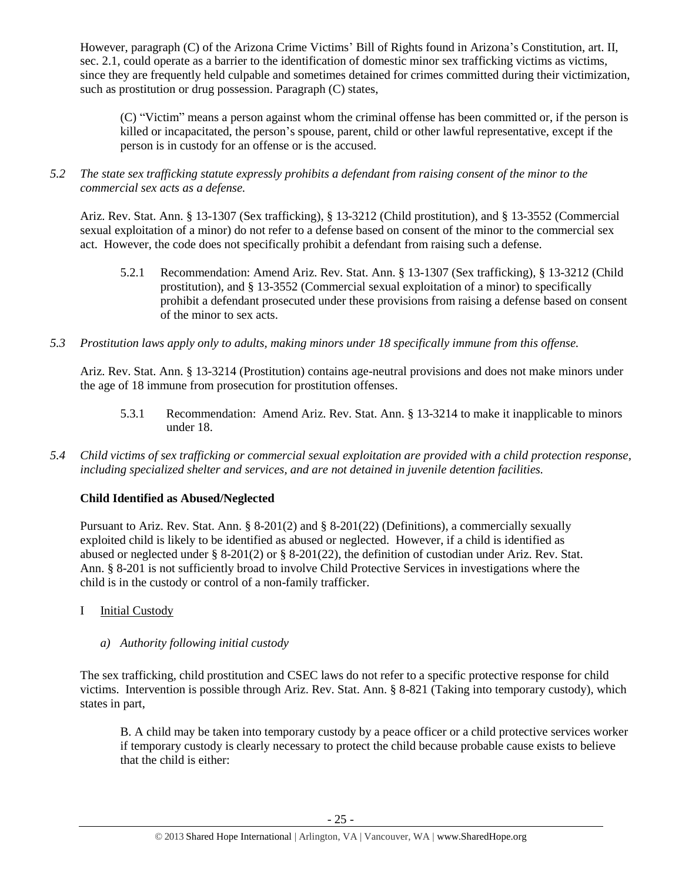However, paragraph (C) of the Arizona Crime Victims' Bill of Rights found in Arizona's Constitution, art. II, sec. 2.1, could operate as a barrier to the identification of domestic minor sex trafficking victims as victims, since they are frequently held culpable and sometimes detained for crimes committed during their victimization, such as prostitution or drug possession. Paragraph (C) states,

> (C) "Victim" means a person against whom the criminal offense has been committed or, if the person is killed or incapacitated, the person's spouse, parent, child or other lawful representative, except if the person is in custody for an offense or is the accused.

*5.2 The state sex trafficking statute expressly prohibits a defendant from raising consent of the minor to the commercial sex acts as a defense.*

Ariz. Rev. Stat. Ann. § 13-1307 (Sex trafficking), § 13-3212 (Child prostitution), and § 13-3552 (Commercial sexual exploitation of a minor) do not refer to a defense based on consent of the minor to the commercial sex act. However, the code does not specifically prohibit a defendant from raising such a defense.

> 5.2.1 Recommendation: Amend Ariz. Rev. Stat. Ann. § 13-1307 (Sex trafficking), § 13-3212 (Child prostitution), and § 13-3552 (Commercial sexual exploitation of a minor) to specifically prohibit a defendant prosecuted under these provisions from raising a defense based on consent of the minor to sex acts.

*5.3 Prostitution laws apply only to adults, making minors under 18 specifically immune from this offense.*

Ariz. Rev. Stat. Ann. § 13-3214 (Prostitution) contains age-neutral provisions and does not make minors under the age of 18 immune from prosecution for prostitution offenses.

> 5.3.1 Recommendation: Amend Ariz. Rev. Stat. Ann. § 13-3214 to make it inapplicable to minors under 18.

*5.4 Child victims of sex trafficking or commercial sexual exploitation are provided with a child protection response, including specialized shelter and services, and are not detained in juvenile detention facilities.*

**Child Identified as Abused/Neglected**

Pursuant to Ariz. Rev. Stat. Ann. § 8-201(2) and § 8-201(22) (Definitions), a commercially sexually exploited child is likely to be identified as abused or neglected. However, if a child is identified as abused or neglected under § 8-201(2) or § 8-201(22), the definition of custodian under Ariz. Rev. Stat. Ann. § 8-201 is not sufficiently broad to involve Child Protective Services in investigations where the child is in the custody or control of a non-family trafficker.

I Initial Custody

*a) Authority following initial custody*

The sex trafficking, child prostitution and CSEC laws do not refer to a specific protective response for child victims. Intervention is possible through Ariz. Rev. Stat. Ann. § 8-821 (Taking into temporary custody), which states in part,

> B. A child may be taken into temporary custody by a peace officer or a child protective services worker if temporary custody is clearly necessary to protect the child because probable cause exists to believe that the child is either: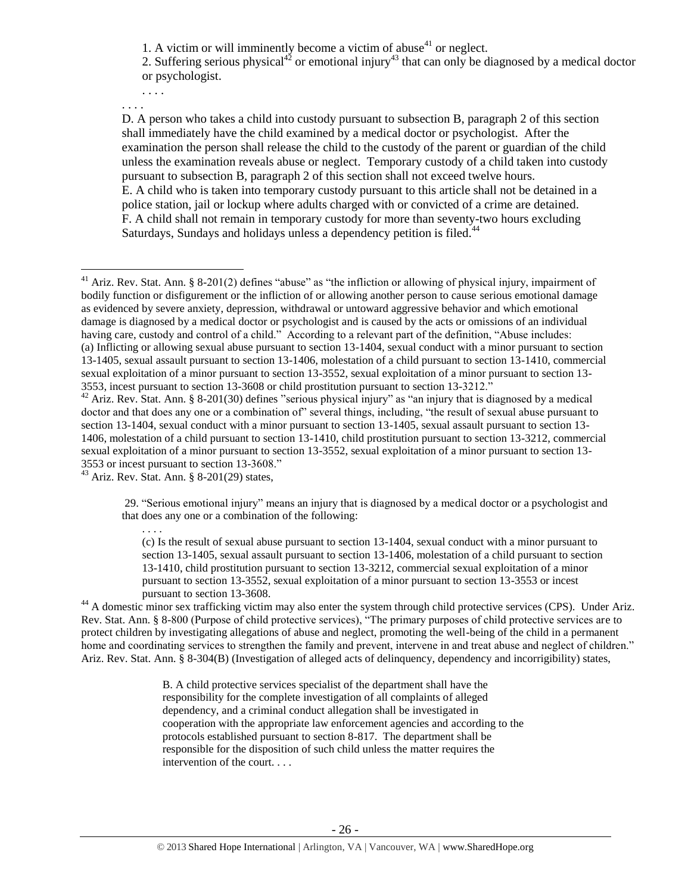1. A victim or will imminently become a victim of abuse[41] or neglect.

2. Suffering serious physical[42] or emotional injury[43] that can only be diagnosed by a medical doctor or psychologist.

. . . .

. . . .

D. A person who takes a child into custody pursuant to subsection B, paragraph 2 of this section shall immediately have the child examined by a medical doctor or psychologist. After the examination the person shall release the child to the custody of the parent or guardian of the child unless the examination reveals abuse or neglect. Temporary custody of a child taken into custody pursuant to subsection B, paragraph 2 of this section shall not exceed twelve hours.

E. A child who is taken into temporary custody pursuant to this article shall not be detained in a police station, jail or lockup where adults charged with or convicted of a crime are detained.

F. A child shall not remain in temporary custody for more than seventy-two hours excluding Saturdays, Sundays and holidays unless a dependency petition is filed.[44]

---

[41] Ariz. Rev. Stat. Ann. § 8-201(2) defines "abuse" as "the infliction or allowing of physical injury, impairment of bodily function or disfigurement or the infliction of or allowing another person to cause serious emotional damage as evidenced by severe anxiety, depression, withdrawal or untoward aggressive behavior and which emotional damage is diagnosed by a medical doctor or psychologist and is caused by the acts or omissions of an individual having care, custody and control of a child." According to a relevant part of the definition, "Abuse includes: (a) Inflicting or allowing sexual abuse pursuant to section 13-1404, sexual conduct with a minor pursuant to section 13-1405, sexual assault pursuant to section 13-1406, molestation of a child pursuant to section 13-1410, commercial sexual exploitation of a minor pursuant to section 13-3552, sexual exploitation of a minor pursuant to section 13-3553, incest pursuant to section 13-3608 or child prostitution pursuant to section 13-3212."

[42] Ariz. Rev. Stat. Ann. § 8-201(30) defines "serious physical injury" as "an injury that is diagnosed by a medical doctor and that does any one or a combination of" several things, including, "the result of sexual abuse pursuant to section 13-1404, sexual conduct with a minor pursuant to section 13-1405, sexual assault pursuant to section 13-1406, molestation of a child pursuant to section 13-1410, child prostitution pursuant to section 13-3212, commercial sexual exploitation of a minor pursuant to section 13-3552, sexual exploitation of a minor pursuant to section 13-3553 or incest pursuant to section 13-3608."

[43] Ariz. Rev. Stat. Ann. § 8-201(29) states,

> 29. "Serious emotional injury" means an injury that is diagnosed by a medical doctor or a psychologist and that does any one or a combination of the following:
>
> . . . .
>
> (c) Is the result of sexual abuse pursuant to section 13-1404, sexual conduct with a minor pursuant to section 13-1405, sexual assault pursuant to section 13-1406, molestation of a child pursuant to section 13-1410, child prostitution pursuant to section 13-3212, commercial sexual exploitation of a minor pursuant to section 13-3552, sexual exploitation of a minor pursuant to section 13-3553 or incest pursuant to section 13-3608.

[44] A domestic minor sex trafficking victim may also enter the system through child protective services (CPS). Under Ariz. Rev. Stat. Ann. § 8-800 (Purpose of child protective services), "The primary purposes of child protective services are to protect children by investigating allegations of abuse and neglect, promoting the well-being of the child in a permanent home and coordinating services to strengthen the family and prevent, intervene in and treat abuse and neglect of children." Ariz. Rev. Stat. Ann. § 8-304(B) (Investigation of alleged acts of delinquency, dependency and incorrigibility) states,

> B. A child protective services specialist of the department shall have the responsibility for the complete investigation of all complaints of alleged dependency, and a criminal conduct allegation shall be investigated in cooperation with the appropriate law enforcement agencies and according to the protocols established pursuant to section 8-817. The department shall be responsible for the disposition of such child unless the matter requires the intervention of the court. . . .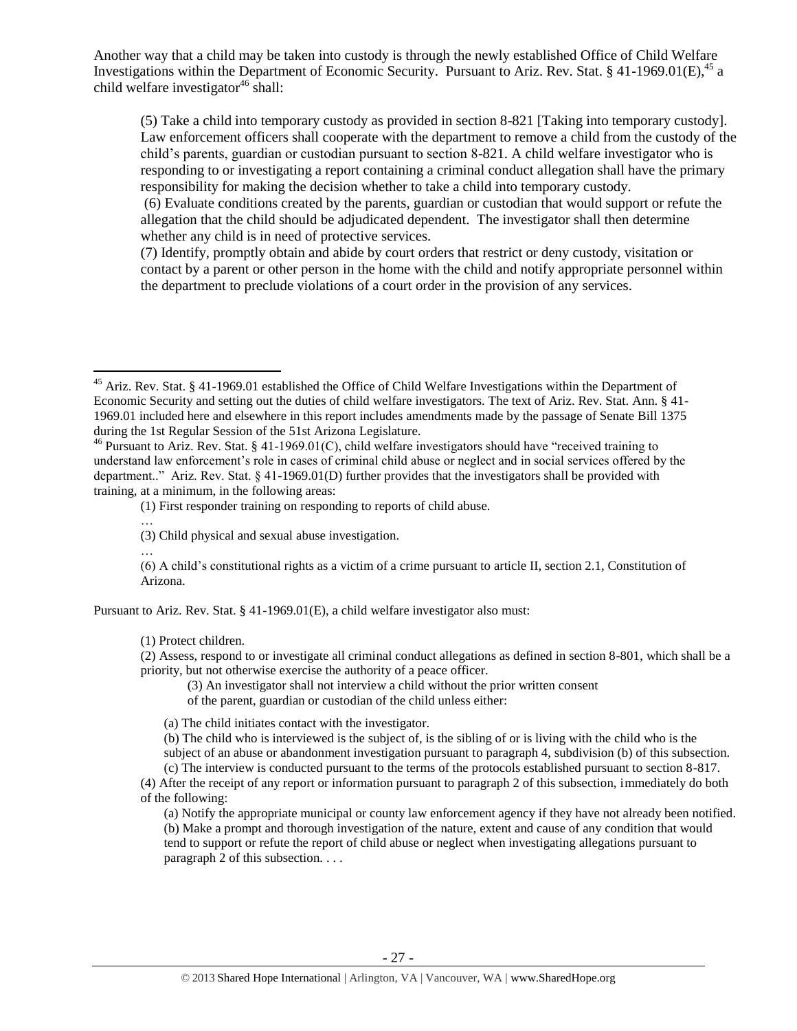Another way that a child may be taken into custody is through the newly established Office of Child Welfare Investigations within the Department of Economic Security. Pursuant to Ariz. Rev. Stat. § 41-1969.01(E),[45] a child welfare investigator[46] shall:

> (5) Take a child into temporary custody as provided in section 8-821 [Taking into temporary custody]. Law enforcement officers shall cooperate with the department to remove a child from the custody of the child's parents, guardian or custodian pursuant to section 8-821. A child welfare investigator who is responding to or investigating a report containing a criminal conduct allegation shall have the primary responsibility for making the decision whether to take a child into temporary custody.
>
> (6) Evaluate conditions created by the parents, guardian or custodian that would support or refute the allegation that the child should be adjudicated dependent. The investigator shall then determine whether any child is in need of protective services.
>
> (7) Identify, promptly obtain and abide by court orders that restrict or deny custody, visitation or contact by a parent or other person in the home with the child and notify appropriate personnel within the department to preclude violations of a court order in the provision of any services.

---

[45] Ariz. Rev. Stat. § 41-1969.01 established the Office of Child Welfare Investigations within the Department of Economic Security and setting out the duties of child welfare investigators. The text of Ariz. Rev. Stat. Ann. § 41-1969.01 included here and elsewhere in this report includes amendments made by the passage of Senate Bill 1375 during the 1st Regular Session of the 51st Arizona Legislature.

[46] Pursuant to Ariz. Rev. Stat. § 41-1969.01(C), child welfare investigators should have "received training to understand law enforcement's role in cases of criminal child abuse or neglect and in social services offered by the department.." Ariz. Rev. Stat. § 41-1969.01(D) further provides that the investigators shall be provided with training, at a minimum, in the following areas:

> (1) First responder training on responding to reports of child abuse.
>
> …
>
> (3) Child physical and sexual abuse investigation.
>
> …
>
> (6) A child's constitutional rights as a victim of a crime pursuant to article II, section 2.1, Constitution of Arizona.

Pursuant to Ariz. Rev. Stat. § 41-1969.01(E), a child welfare investigator also must:

> (1) Protect children.
>
> (2) Assess, respond to or investigate all criminal conduct allegations as defined in section 8-801, which shall be a priority, but not otherwise exercise the authority of a peace officer.
>
> > (3) An investigator shall not interview a child without the prior written consent of the parent, guardian or custodian of the child unless either:
>
> > (a) The child initiates contact with the investigator.
> >
> > (b) The child who is interviewed is the subject of, is the sibling of or is living with the child who is the subject of an abuse or abandonment investigation pursuant to paragraph 4, subdivision (b) of this subsection.
> >
> > (c) The interview is conducted pursuant to the terms of the protocols established pursuant to section 8-817.
>
> (4) After the receipt of any report or information pursuant to paragraph 2 of this subsection, immediately do both of the following:
>
> > (a) Notify the appropriate municipal or county law enforcement agency if they have not already been notified.
> >
> > (b) Make a prompt and thorough investigation of the nature, extent and cause of any condition that would tend to support or refute the report of child abuse or neglect when investigating allegations pursuant to paragraph 2 of this subsection. . . .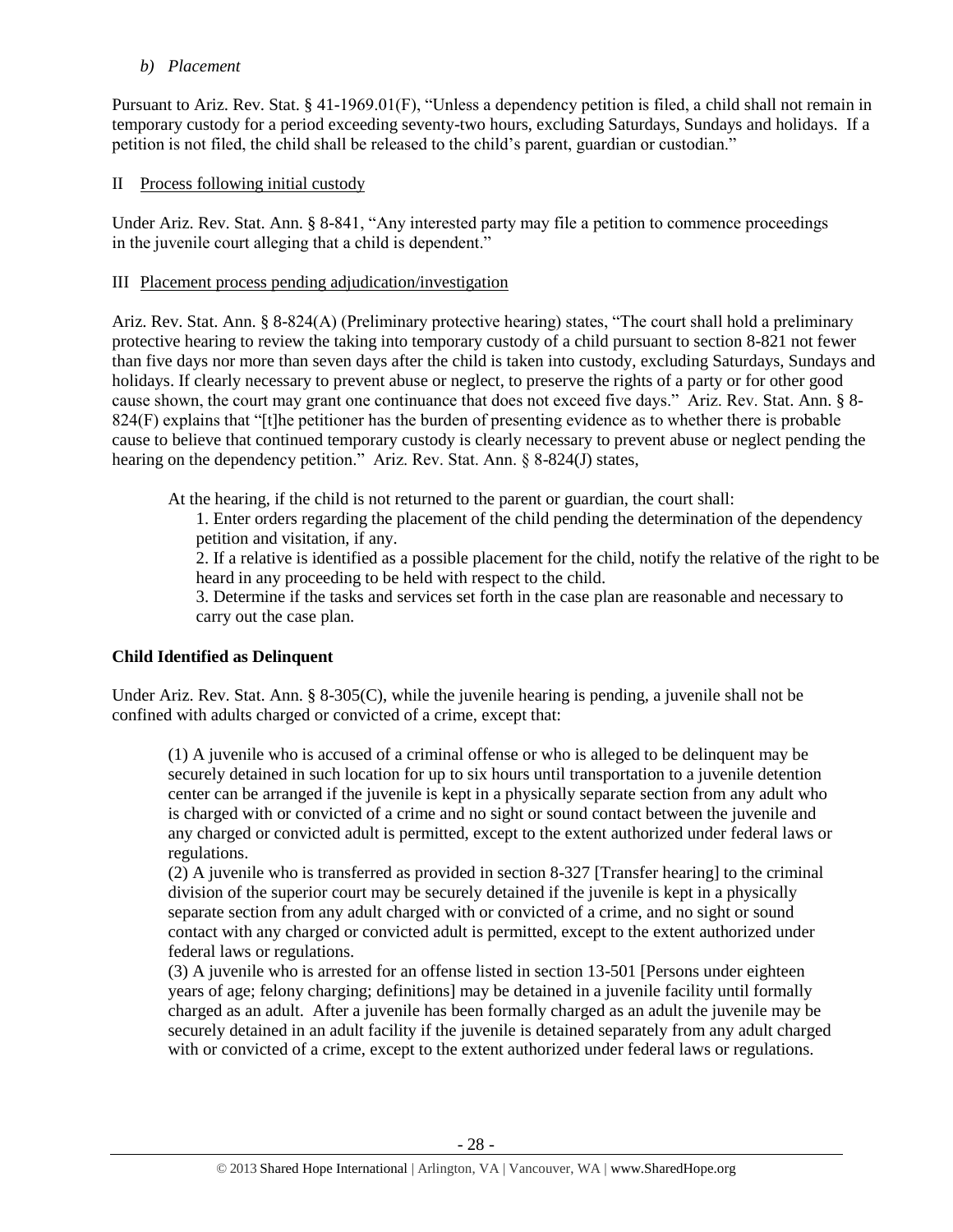*b) Placement*

Pursuant to Ariz. Rev. Stat. § 41-1969.01(F), "Unless a dependency petition is filed, a child shall not remain in temporary custody for a period exceeding seventy-two hours, excluding Saturdays, Sundays and holidays. If a petition is not filed, the child shall be released to the child's parent, guardian or custodian."

II Process following initial custody

Under Ariz. Rev. Stat. Ann. § 8-841, "Any interested party may file a petition to commence proceedings in the juvenile court alleging that a child is dependent."

III Placement process pending adjudication/investigation

Ariz. Rev. Stat. Ann. § 8-824(A) (Preliminary protective hearing) states, "The court shall hold a preliminary protective hearing to review the taking into temporary custody of a child pursuant to section 8-821 not fewer than five days nor more than seven days after the child is taken into custody, excluding Saturdays, Sundays and holidays. If clearly necessary to prevent abuse or neglect, to preserve the rights of a party or for other good cause shown, the court may grant one continuance that does not exceed five days." Ariz. Rev. Stat. Ann. § 8-824(F) explains that "[t]he petitioner has the burden of presenting evidence as to whether there is probable cause to believe that continued temporary custody is clearly necessary to prevent abuse or neglect pending the hearing on the dependency petition." Ariz. Rev. Stat. Ann. § 8-824(J) states,

> At the hearing, if the child is not returned to the parent or guardian, the court shall:
>
> 1. Enter orders regarding the placement of the child pending the determination of the dependency petition and visitation, if any.
> 2. If a relative is identified as a possible placement for the child, notify the relative of the right to be heard in any proceeding to be held with respect to the child.
> 3. Determine if the tasks and services set forth in the case plan are reasonable and necessary to carry out the case plan.

**Child Identified as Delinquent**

Under Ariz. Rev. Stat. Ann. § 8-305(C), while the juvenile hearing is pending, a juvenile shall not be confined with adults charged or convicted of a crime, except that:

> (1) A juvenile who is accused of a criminal offense or who is alleged to be delinquent may be securely detained in such location for up to six hours until transportation to a juvenile detention center can be arranged if the juvenile is kept in a physically separate section from any adult who is charged with or convicted of a crime and no sight or sound contact between the juvenile and any charged or convicted adult is permitted, except to the extent authorized under federal laws or regulations.
>
> (2) A juvenile who is transferred as provided in section 8-327 [Transfer hearing] to the criminal division of the superior court may be securely detained if the juvenile is kept in a physically separate section from any adult charged with or convicted of a crime, and no sight or sound contact with any charged or convicted adult is permitted, except to the extent authorized under federal laws or regulations.
>
> (3) A juvenile who is arrested for an offense listed in section 13-501 [Persons under eighteen years of age; felony charging; definitions] may be detained in a juvenile facility until formally charged as an adult. After a juvenile has been formally charged as an adult the juvenile may be securely detained in an adult facility if the juvenile is detained separately from any adult charged with or convicted of a crime, except to the extent authorized under federal laws or regulations.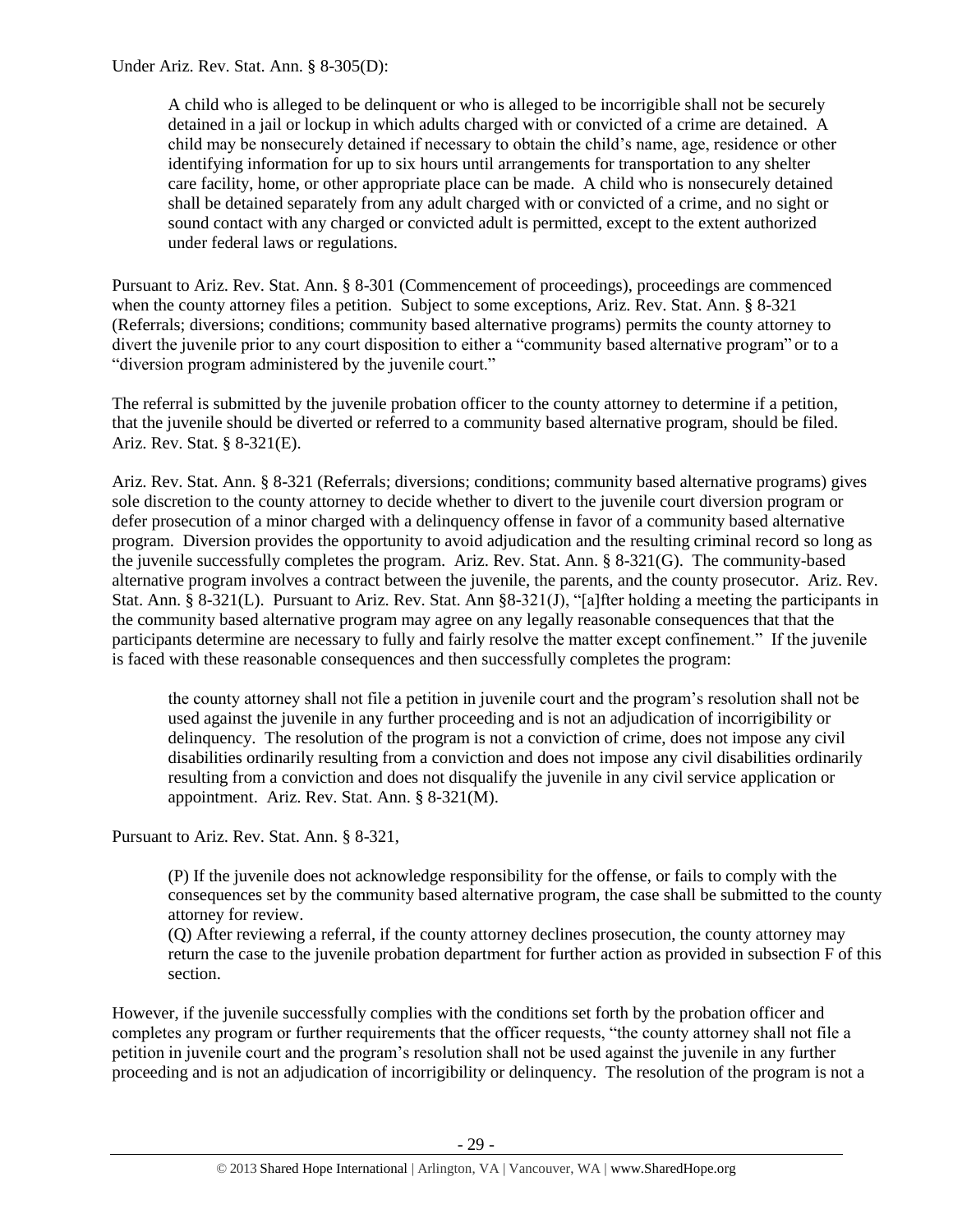Under Ariz. Rev. Stat. Ann. § 8-305(D):

> A child who is alleged to be delinquent or who is alleged to be incorrigible shall not be securely detained in a jail or lockup in which adults charged with or convicted of a crime are detained. A child may be nonsecurely detained if necessary to obtain the child's name, age, residence or other identifying information for up to six hours until arrangements for transportation to any shelter care facility, home, or other appropriate place can be made. A child who is nonsecurely detained shall be detained separately from any adult charged with or convicted of a crime, and no sight or sound contact with any charged or convicted adult is permitted, except to the extent authorized under federal laws or regulations.

Pursuant to Ariz. Rev. Stat. Ann. § 8-301 (Commencement of proceedings), proceedings are commenced when the county attorney files a petition. Subject to some exceptions, Ariz. Rev. Stat. Ann. § 8-321 (Referrals; diversions; conditions; community based alternative programs) permits the county attorney to divert the juvenile prior to any court disposition to either a "community based alternative program" or to a "diversion program administered by the juvenile court."

The referral is submitted by the juvenile probation officer to the county attorney to determine if a petition, that the juvenile should be diverted or referred to a community based alternative program, should be filed. Ariz. Rev. Stat. § 8-321(E).

Ariz. Rev. Stat. Ann. § 8-321 (Referrals; diversions; conditions; community based alternative programs) gives sole discretion to the county attorney to decide whether to divert to the juvenile court diversion program or defer prosecution of a minor charged with a delinquency offense in favor of a community based alternative program. Diversion provides the opportunity to avoid adjudication and the resulting criminal record so long as the juvenile successfully completes the program. Ariz. Rev. Stat. Ann. § 8-321(G). The community-based alternative program involves a contract between the juvenile, the parents, and the county prosecutor. Ariz. Rev. Stat. Ann. § 8-321(L). Pursuant to Ariz. Rev. Stat. Ann §8-321(J), "[a]fter holding a meeting the participants in the community based alternative program may agree on any legally reasonable consequences that that the participants determine are necessary to fully and fairly resolve the matter except confinement." If the juvenile is faced with these reasonable consequences and then successfully completes the program:

> the county attorney shall not file a petition in juvenile court and the program's resolution shall not be used against the juvenile in any further proceeding and is not an adjudication of incorrigibility or delinquency. The resolution of the program is not a conviction of crime, does not impose any civil disabilities ordinarily resulting from a conviction and does not impose any civil disabilities ordinarily resulting from a conviction and does not disqualify the juvenile in any civil service application or appointment. Ariz. Rev. Stat. Ann. § 8-321(M).

Pursuant to Ariz. Rev. Stat. Ann. § 8-321,

> (P) If the juvenile does not acknowledge responsibility for the offense, or fails to comply with the consequences set by the community based alternative program, the case shall be submitted to the county attorney for review.
>
> (Q) After reviewing a referral, if the county attorney declines prosecution, the county attorney may return the case to the juvenile probation department for further action as provided in subsection F of this section.

However, if the juvenile successfully complies with the conditions set forth by the probation officer and completes any program or further requirements that the officer requests, "the county attorney shall not file a petition in juvenile court and the program's resolution shall not be used against the juvenile in any further proceeding and is not an adjudication of incorrigibility or delinquency. The resolution of the program is not a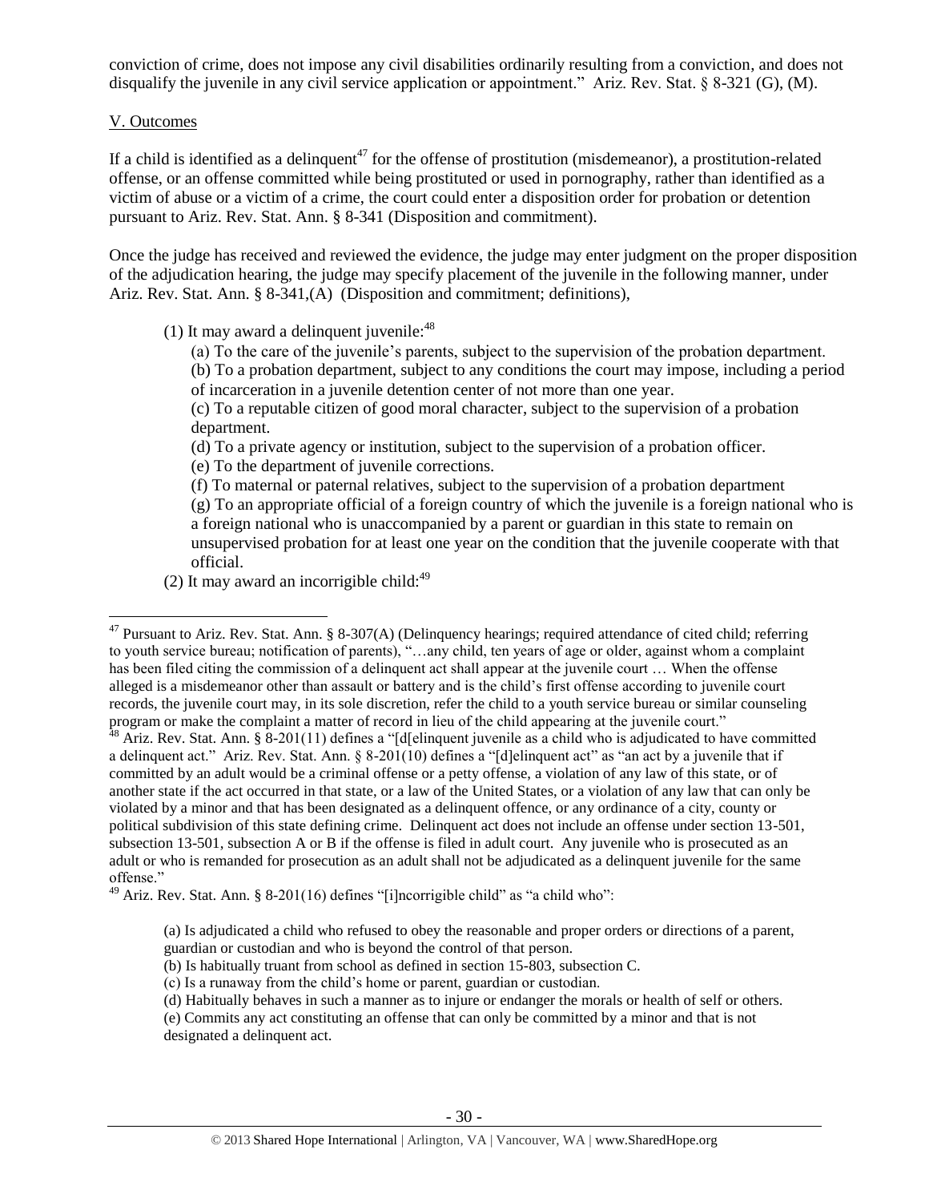conviction of crime, does not impose any civil disabilities ordinarily resulting from a conviction, and does not disqualify the juvenile in any civil service application or appointment." Ariz. Rev. Stat. § 8-321 (G), (M).

V. Outcomes

If a child is identified as a delinquent[47] for the offense of prostitution (misdemeanor), a prostitution-related offense, or an offense committed while being prostituted or used in pornography, rather than identified as a victim of abuse or a victim of a crime, the court could enter a disposition order for probation or detention pursuant to Ariz. Rev. Stat. Ann. § 8-341 (Disposition and commitment).

Once the judge has received and reviewed the evidence, the judge may enter judgment on the proper disposition of the adjudication hearing, the judge may specify placement of the juvenile in the following manner, under Ariz. Rev. Stat. Ann. § 8-341,(A) (Disposition and commitment; definitions),

(1) It may award a delinquent juvenile:[48]

(a) To the care of the juvenile's parents, subject to the supervision of the probation department.
(b) To a probation department, subject to any conditions the court may impose, including a period of incarceration in a juvenile detention center of not more than one year.
(c) To a reputable citizen of good moral character, subject to the supervision of a probation department.
(d) To a private agency or institution, subject to the supervision of a probation officer.
(e) To the department of juvenile corrections.
(f) To maternal or paternal relatives, subject to the supervision of a probation department
(g) To an appropriate official of a foreign country of which the juvenile is a foreign national who is a foreign national who is unaccompanied by a parent or guardian in this state to remain on unsupervised probation for at least one year on the condition that the juvenile cooperate with that official.

(2) It may award an incorrigible child:[49]

---

[47] Pursuant to Ariz. Rev. Stat. Ann. § 8-307(A) (Delinquency hearings; required attendance of cited child; referring to youth service bureau; notification of parents), "…any child, ten years of age or older, against whom a complaint has been filed citing the commission of a delinquent act shall appear at the juvenile court … When the offense alleged is a misdemeanor other than assault or battery and is the child's first offense according to juvenile court records, the juvenile court may, in its sole discretion, refer the child to a youth service bureau or similar counseling program or make the complaint a matter of record in lieu of the child appearing at the juvenile court."

[48] Ariz. Rev. Stat. Ann. § 8-201(11) defines a "[d[elinquent juvenile as a child who is adjudicated to have committed a delinquent act." Ariz. Rev. Stat. Ann. § 8-201(10) defines a "[d]elinquent act" as "an act by a juvenile that if committed by an adult would be a criminal offense or a petty offense, a violation of any law of this state, or of another state if the act occurred in that state, or a law of the United States, or a violation of any law that can only be violated by a minor and that has been designated as a delinquent offence, or any ordinance of a city, county or political subdivision of this state defining crime. Delinquent act does not include an offense under section 13-501, subsection 13-501, subsection A or B if the offense is filed in adult court. Any juvenile who is prosecuted as an adult or who is remanded for prosecution as an adult shall not be adjudicated as a delinquent juvenile for the same offense."

[49] Ariz. Rev. Stat. Ann. § 8-201(16) defines "[i]ncorrigible child" as "a child who":

(a) Is adjudicated a child who refused to obey the reasonable and proper orders or directions of a parent, guardian or custodian and who is beyond the control of that person.
(b) Is habitually truant from school as defined in section 15-803, subsection C.
(c) Is a runaway from the child's home or parent, guardian or custodian.
(d) Habitually behaves in such a manner as to injure or endanger the morals or health of self or others.
(e) Commits any act constituting an offense that can only be committed by a minor and that is not designated a delinquent act.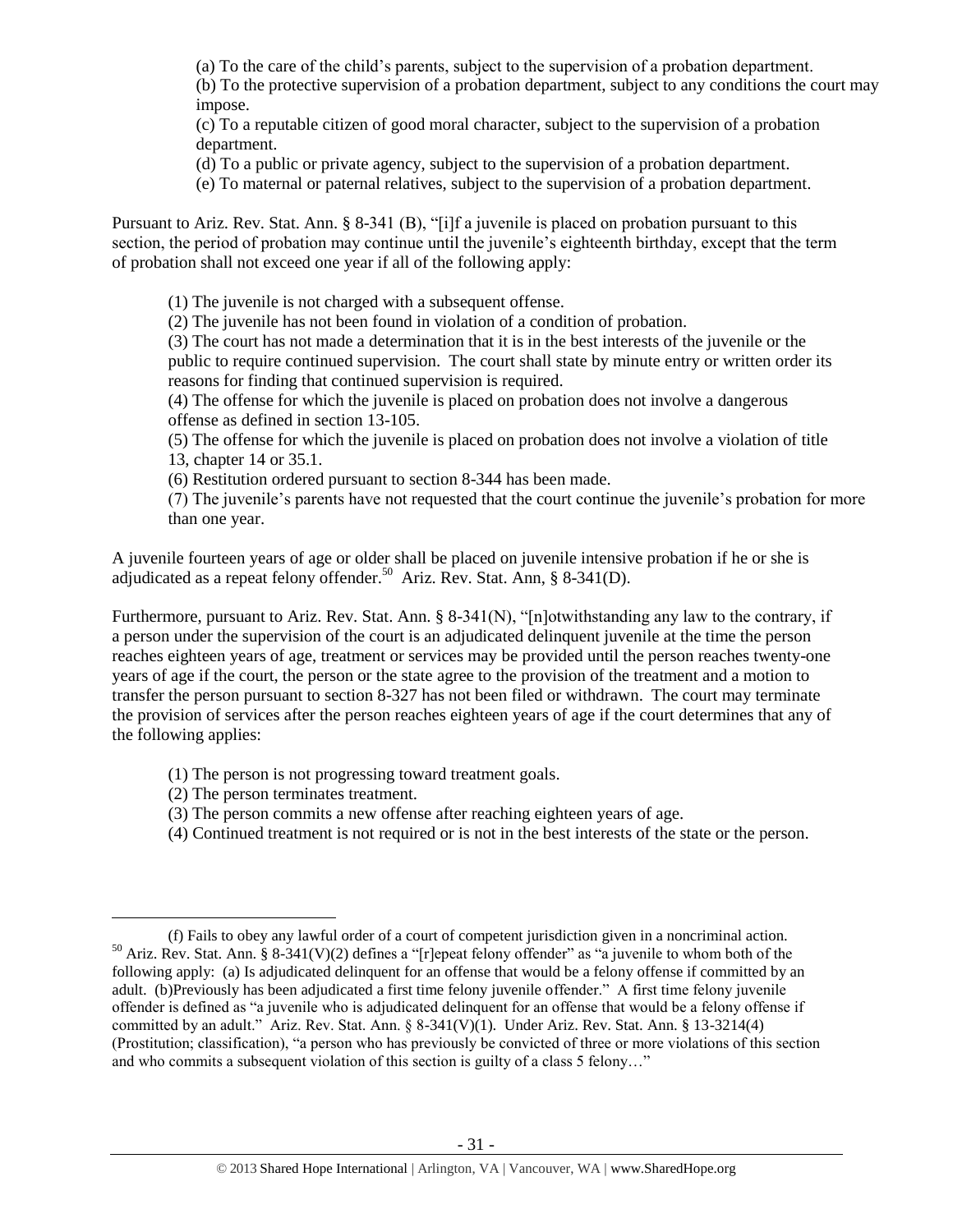(a) To the care of the child's parents, subject to the supervision of a probation department.
(b) To the protective supervision of a probation department, subject to any conditions the court may impose.
(c) To a reputable citizen of good moral character, subject to the supervision of a probation department.
(d) To a public or private agency, subject to the supervision of a probation department.
(e) To maternal or paternal relatives, subject to the supervision of a probation department.

Pursuant to Ariz. Rev. Stat. Ann. § 8-341 (B), "[i]f a juvenile is placed on probation pursuant to this section, the period of probation may continue until the juvenile's eighteenth birthday, except that the term of probation shall not exceed one year if all of the following apply:

(1) The juvenile is not charged with a subsequent offense.
(2) The juvenile has not been found in violation of a condition of probation.
(3) The court has not made a determination that it is in the best interests of the juvenile or the public to require continued supervision. The court shall state by minute entry or written order its reasons for finding that continued supervision is required.
(4) The offense for which the juvenile is placed on probation does not involve a dangerous offense as defined in section 13-105.
(5) The offense for which the juvenile is placed on probation does not involve a violation of title 13, chapter 14 or 35.1.
(6) Restitution ordered pursuant to section 8-344 has been made.
(7) The juvenile's parents have not requested that the court continue the juvenile's probation for more than one year.

A juvenile fourteen years of age or older shall be placed on juvenile intensive probation if he or she is adjudicated as a repeat felony offender.[50] Ariz. Rev. Stat. Ann, § 8-341(D).

Furthermore, pursuant to Ariz. Rev. Stat. Ann. § 8-341(N), "[n]otwithstanding any law to the contrary, if a person under the supervision of the court is an adjudicated delinquent juvenile at the time the person reaches eighteen years of age, treatment or services may be provided until the person reaches twenty-one years of age if the court, the person or the state agree to the provision of the treatment and a motion to transfer the person pursuant to section 8-327 has not been filed or withdrawn. The court may terminate the provision of services after the person reaches eighteen years of age if the court determines that any of the following applies:

(1) The person is not progressing toward treatment goals.
(2) The person terminates treatment.
(3) The person commits a new offense after reaching eighteen years of age.
(4) Continued treatment is not required or is not in the best interests of the state or the person.

---

(f) Fails to obey any lawful order of a court of competent jurisdiction given in a noncriminal action.

[50] Ariz. Rev. Stat. Ann. § 8-341(V)(2) defines a "[r]epeat felony offender" as "a juvenile to whom both of the following apply: (a) Is adjudicated delinquent for an offense that would be a felony offense if committed by an adult. (b)Previously has been adjudicated a first time felony juvenile offender." A first time felony juvenile offender is defined as "a juvenile who is adjudicated delinquent for an offense that would be a felony offense if committed by an adult." Ariz. Rev. Stat. Ann. § 8-341(V)(1). Under Ariz. Rev. Stat. Ann. § 13-3214(4) (Prostitution; classification), "a person who has previously be convicted of three or more violations of this section and who commits a subsequent violation of this section is guilty of a class 5 felony…"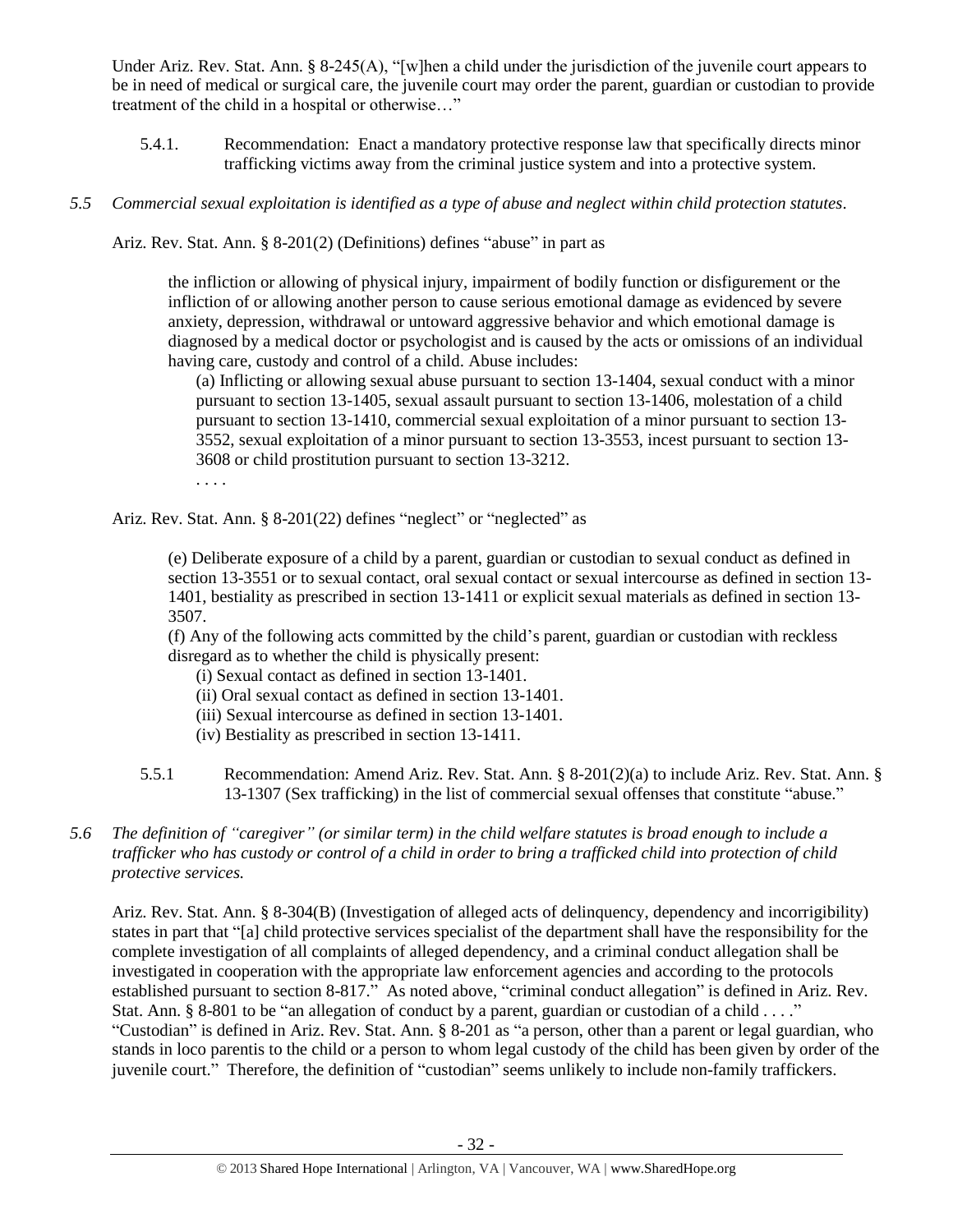Under Ariz. Rev. Stat. Ann. § 8-245(A), "[w]hen a child under the jurisdiction of the juvenile court appears to be in need of medical or surgical care, the juvenile court may order the parent, guardian or custodian to provide treatment of the child in a hospital or otherwise…"

5.4.1. Recommendation: Enact a mandatory protective response law that specifically directs minor trafficking victims away from the criminal justice system and into a protective system.

*5.5 Commercial sexual exploitation is identified as a type of abuse and neglect within child protection statutes.*

Ariz. Rev. Stat. Ann. § 8-201(2) (Definitions) defines "abuse" in part as

> the infliction or allowing of physical injury, impairment of bodily function or disfigurement or the infliction of or allowing another person to cause serious emotional damage as evidenced by severe anxiety, depression, withdrawal or untoward aggressive behavior and which emotional damage is diagnosed by a medical doctor or psychologist and is caused by the acts or omissions of an individual having care, custody and control of a child. Abuse includes:
>
> (a) Inflicting or allowing sexual abuse pursuant to section 13-1404, sexual conduct with a minor pursuant to section 13-1405, sexual assault pursuant to section 13-1406, molestation of a child pursuant to section 13-1410, commercial sexual exploitation of a minor pursuant to section 13-3552, sexual exploitation of a minor pursuant to section 13-3553, incest pursuant to section 13-3608 or child prostitution pursuant to section 13-3212.
>
> . . . .

Ariz. Rev. Stat. Ann. § 8-201(22) defines "neglect" or "neglected" as

> (e) Deliberate exposure of a child by a parent, guardian or custodian to sexual conduct as defined in section 13-3551 or to sexual contact, oral sexual contact or sexual intercourse as defined in section 13-1401, bestiality as prescribed in section 13-1411 or explicit sexual materials as defined in section 13-3507.
>
> (f) Any of the following acts committed by the child's parent, guardian or custodian with reckless disregard as to whether the child is physically present:
>
> (i) Sexual contact as defined in section 13-1401.
>
> (ii) Oral sexual contact as defined in section 13-1401.
>
> (iii) Sexual intercourse as defined in section 13-1401.
>
> (iv) Bestiality as prescribed in section 13-1411.

5.5.1 Recommendation: Amend Ariz. Rev. Stat. Ann. § 8-201(2)(a) to include Ariz. Rev. Stat. Ann. § 13-1307 (Sex trafficking) in the list of commercial sexual offenses that constitute "abuse."

*5.6 The definition of "caregiver" (or similar term) in the child welfare statutes is broad enough to include a trafficker who has custody or control of a child in order to bring a trafficked child into protection of child protective services.*

Ariz. Rev. Stat. Ann. § 8-304(B) (Investigation of alleged acts of delinquency, dependency and incorrigibility) states in part that "[a] child protective services specialist of the department shall have the responsibility for the complete investigation of all complaints of alleged dependency, and a criminal conduct allegation shall be investigated in cooperation with the appropriate law enforcement agencies and according to the protocols established pursuant to section 8-817." As noted above, "criminal conduct allegation" is defined in Ariz. Rev. Stat. Ann. § 8-801 to be "an allegation of conduct by a parent, guardian or custodian of a child . . . ." "Custodian" is defined in Ariz. Rev. Stat. Ann. § 8-201 as "a person, other than a parent or legal guardian, who stands in loco parentis to the child or a person to whom legal custody of the child has been given by order of the juvenile court." Therefore, the definition of "custodian" seems unlikely to include non-family traffickers.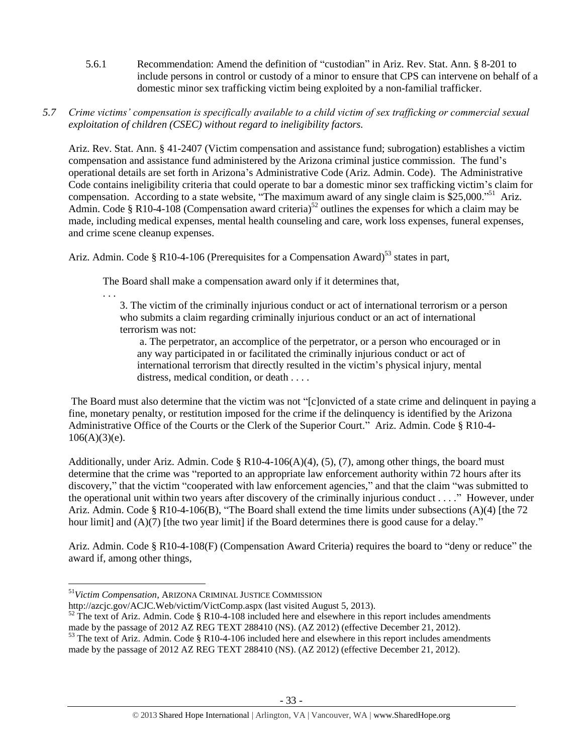5.6.1 Recommendation: Amend the definition of "custodian" in Ariz. Rev. Stat. Ann. § 8-201 to include persons in control or custody of a minor to ensure that CPS can intervene on behalf of a domestic minor sex trafficking victim being exploited by a non-familial trafficker.

*5.7 Crime victims' compensation is specifically available to a child victim of sex trafficking or commercial sexual exploitation of children (CSEC) without regard to ineligibility factors.*

Ariz. Rev. Stat. Ann. § 41-2407 (Victim compensation and assistance fund; subrogation) establishes a victim compensation and assistance fund administered by the Arizona criminal justice commission. The fund's operational details are set forth in Arizona's Administrative Code (Ariz. Admin. Code). The Administrative Code contains ineligibility criteria that could operate to bar a domestic minor sex trafficking victim's claim for compensation. According to a state website, "The maximum award of any single claim is $25,000."[51] Ariz. Admin. Code § R10-4-108 (Compensation award criteria)[52] outlines the expenses for which a claim may be made, including medical expenses, mental health counseling and care, work loss expenses, funeral expenses, and crime scene cleanup expenses.

Ariz. Admin. Code § R10-4-106 (Prerequisites for a Compensation Award)[53] states in part,

> The Board shall make a compensation award only if it determines that,
>
> . . .
>
> 3. The victim of the criminally injurious conduct or act of international terrorism or a person who submits a claim regarding criminally injurious conduct or an act of international terrorism was not:
>
> a. The perpetrator, an accomplice of the perpetrator, or a person who encouraged or in any way participated in or facilitated the criminally injurious conduct or act of international terrorism that directly resulted in the victim's physical injury, mental distress, medical condition, or death . . . .

The Board must also determine that the victim was not "[c]onvicted of a state crime and delinquent in paying a fine, monetary penalty, or restitution imposed for the crime if the delinquency is identified by the Arizona Administrative Office of the Courts or the Clerk of the Superior Court." Ariz. Admin. Code § R10-4-106(A)(3)(e).

Additionally, under Ariz. Admin. Code § R10-4-106(A)(4), (5), (7), among other things, the board must determine that the crime was "reported to an appropriate law enforcement authority within 72 hours after its discovery," that the victim "cooperated with law enforcement agencies," and that the claim "was submitted to the operational unit within two years after discovery of the criminally injurious conduct . . . ." However, under Ariz. Admin. Code § R10-4-106(B), "The Board shall extend the time limits under subsections (A)(4) [the 72 hour limit] and (A)(7) [the two year limit] if the Board determines there is good cause for a delay."

Ariz. Admin. Code § R10-4-108(F) (Compensation Award Criteria) requires the board to "deny or reduce" the award if, among other things,

---

[51] *Victim Compensation*, ARIZONA CRIMINAL JUSTICE COMMISSION http://azcjc.gov/ACJC.Web/victim/VictComp.aspx (last visited August 5, 2013).

[52] The text of Ariz. Admin. Code § R10-4-108 included here and elsewhere in this report includes amendments made by the passage of 2012 AZ REG TEXT 288410 (NS). (AZ 2012) (effective December 21, 2012).

[53] The text of Ariz. Admin. Code § R10-4-106 included here and elsewhere in this report includes amendments made by the passage of 2012 AZ REG TEXT 288410 (NS). (AZ 2012) (effective December 21, 2012).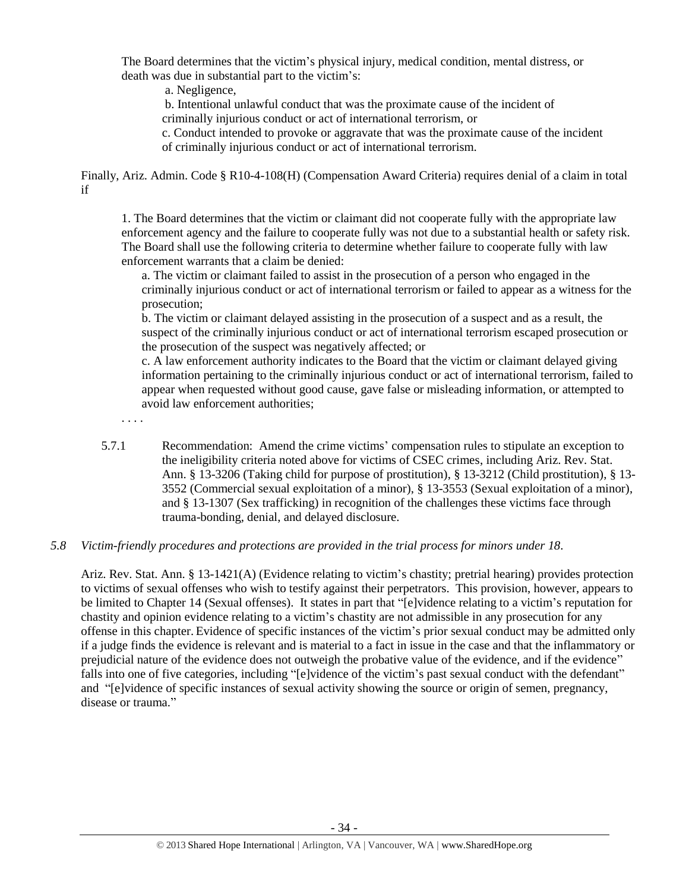The Board determines that the victim's physical injury, medical condition, mental distress, or death was due in substantial part to the victim's:

a. Negligence,

b. Intentional unlawful conduct that was the proximate cause of the incident of criminally injurious conduct or act of international terrorism, or

c. Conduct intended to provoke or aggravate that was the proximate cause of the incident of criminally injurious conduct or act of international terrorism.

Finally, Ariz. Admin. Code § R10-4-108(H) (Compensation Award Criteria) requires denial of a claim in total if

> 1. The Board determines that the victim or claimant did not cooperate fully with the appropriate law enforcement agency and the failure to cooperate fully was not due to a substantial health or safety risk. The Board shall use the following criteria to determine whether failure to cooperate fully with law enforcement warrants that a claim be denied:
>
> a. The victim or claimant failed to assist in the prosecution of a person who engaged in the criminally injurious conduct or act of international terrorism or failed to appear as a witness for the prosecution;
>
> b. The victim or claimant delayed assisting in the prosecution of a suspect and as a result, the suspect of the criminally injurious conduct or act of international terrorism escaped prosecution or the prosecution of the suspect was negatively affected; or
>
> c. A law enforcement authority indicates to the Board that the victim or claimant delayed giving information pertaining to the criminally injurious conduct or act of international terrorism, failed to appear when requested without good cause, gave false or misleading information, or attempted to avoid law enforcement authorities;
>
> . . . .

5.7.1 Recommendation: Amend the crime victims' compensation rules to stipulate an exception to the ineligibility criteria noted above for victims of CSEC crimes, including Ariz. Rev. Stat. Ann. § 13-3206 (Taking child for purpose of prostitution), § 13-3212 (Child prostitution), § 13-3552 (Commercial sexual exploitation of a minor), § 13-3553 (Sexual exploitation of a minor), and § 13-1307 (Sex trafficking) in recognition of the challenges these victims face through trauma-bonding, denial, and delayed disclosure.

*5.8 Victim-friendly procedures and protections are provided in the trial process for minors under 18.*

Ariz. Rev. Stat. Ann. § 13-1421(A) (Evidence relating to victim's chastity; pretrial hearing) provides protection to victims of sexual offenses who wish to testify against their perpetrators. This provision, however, appears to be limited to Chapter 14 (Sexual offenses). It states in part that "[e]vidence relating to a victim's reputation for chastity and opinion evidence relating to a victim's chastity are not admissible in any prosecution for any offense in this chapter. Evidence of specific instances of the victim's prior sexual conduct may be admitted only if a judge finds the evidence is relevant and is material to a fact in issue in the case and that the inflammatory or prejudicial nature of the evidence does not outweigh the probative value of the evidence, and if the evidence" falls into one of five categories, including "[e]vidence of the victim's past sexual conduct with the defendant" and "[e]vidence of specific instances of sexual activity showing the source or origin of semen, pregnancy, disease or trauma."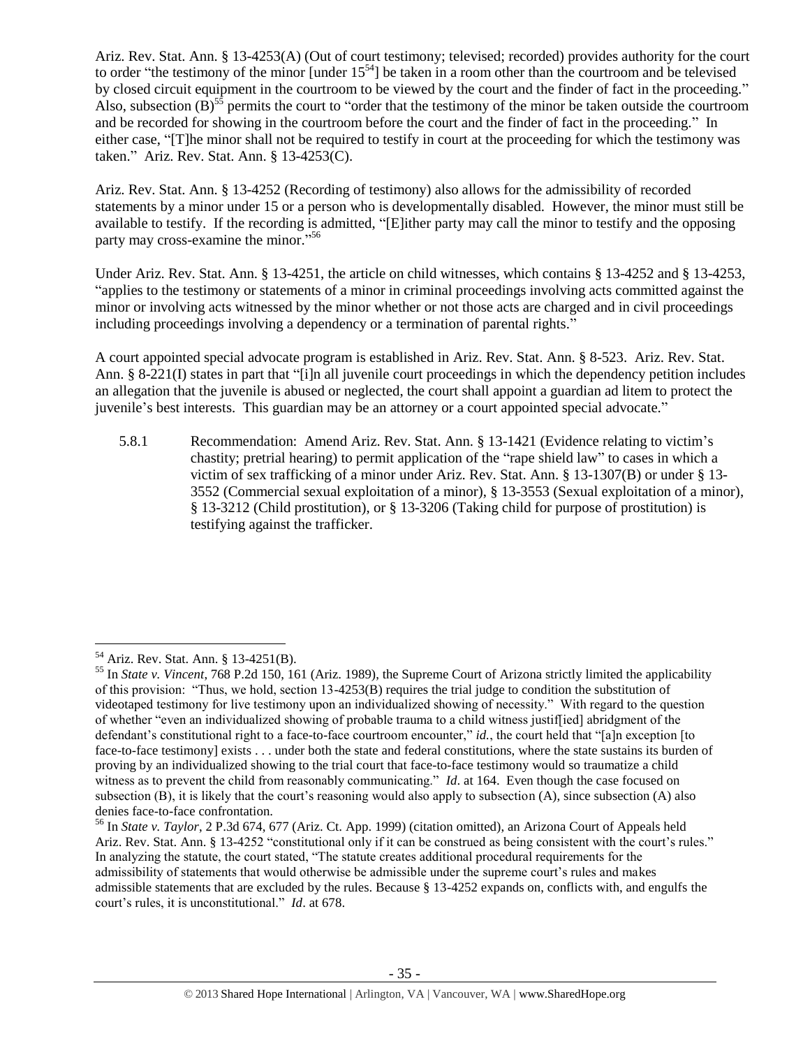Ariz. Rev. Stat. Ann. § 13-4253(A) (Out of court testimony; televised; recorded) provides authority for the court to order "the testimony of the minor [under 15[54]] be taken in a room other than the courtroom and be televised by closed circuit equipment in the courtroom to be viewed by the court and the finder of fact in the proceeding." Also, subsection (B)[55] permits the court to "order that the testimony of the minor be taken outside the courtroom and be recorded for showing in the courtroom before the court and the finder of fact in the proceeding." In either case, "[T]he minor shall not be required to testify in court at the proceeding for which the testimony was taken." Ariz. Rev. Stat. Ann. § 13-4253(C).

Ariz. Rev. Stat. Ann. § 13-4252 (Recording of testimony) also allows for the admissibility of recorded statements by a minor under 15 or a person who is developmentally disabled. However, the minor must still be available to testify. If the recording is admitted, "[E]ither party may call the minor to testify and the opposing party may cross-examine the minor."[56]

Under Ariz. Rev. Stat. Ann. § 13-4251, the article on child witnesses, which contains § 13-4252 and § 13-4253, "applies to the testimony or statements of a minor in criminal proceedings involving acts committed against the minor or involving acts witnessed by the minor whether or not those acts are charged and in civil proceedings including proceedings involving a dependency or a termination of parental rights."

A court appointed special advocate program is established in Ariz. Rev. Stat. Ann. § 8-523. Ariz. Rev. Stat. Ann. § 8-221(I) states in part that "[i]n all juvenile court proceedings in which the dependency petition includes an allegation that the juvenile is abused or neglected, the court shall appoint a guardian ad litem to protect the juvenile's best interests. This guardian may be an attorney or a court appointed special advocate."

5.8.1 Recommendation: Amend Ariz. Rev. Stat. Ann. § 13-1421 (Evidence relating to victim's chastity; pretrial hearing) to permit application of the "rape shield law" to cases in which a victim of sex trafficking of a minor under Ariz. Rev. Stat. Ann. § 13-1307(B) or under § 13-3552 (Commercial sexual exploitation of a minor), § 13-3553 (Sexual exploitation of a minor), § 13-3212 (Child prostitution), or § 13-3206 (Taking child for purpose of prostitution) is testifying against the trafficker.

---

[54] Ariz. Rev. Stat. Ann. § 13-4251(B).

[55] In *State v. Vincent*, 768 P.2d 150, 161 (Ariz. 1989), the Supreme Court of Arizona strictly limited the applicability of this provision: "Thus, we hold, section 13-4253(B) requires the trial judge to condition the substitution of videotaped testimony for live testimony upon an individualized showing of necessity." With regard to the question of whether "even an individualized showing of probable trauma to a child witness justif[ied] abridgment of the defendant's constitutional right to a face-to-face courtroom encounter," *id.*, the court held that "[a]n exception [to face-to-face testimony] exists . . . under both the state and federal constitutions, where the state sustains its burden of proving by an individualized showing to the trial court that face-to-face testimony would so traumatize a child witness as to prevent the child from reasonably communicating." *Id*. at 164. Even though the case focused on subsection (B), it is likely that the court's reasoning would also apply to subsection (A), since subsection (A) also denies face-to-face confrontation.

[56] In *State v. Taylor*, 2 P.3d 674, 677 (Ariz. Ct. App. 1999) (citation omitted), an Arizona Court of Appeals held Ariz. Rev. Stat. Ann. § 13-4252 "constitutional only if it can be construed as being consistent with the court's rules." In analyzing the statute, the court stated, "The statute creates additional procedural requirements for the admissibility of statements that would otherwise be admissible under the supreme court's rules and makes admissible statements that are excluded by the rules. Because § 13-4252 expands on, conflicts with, and engulfs the court's rules, it is unconstitutional." *Id*. at 678.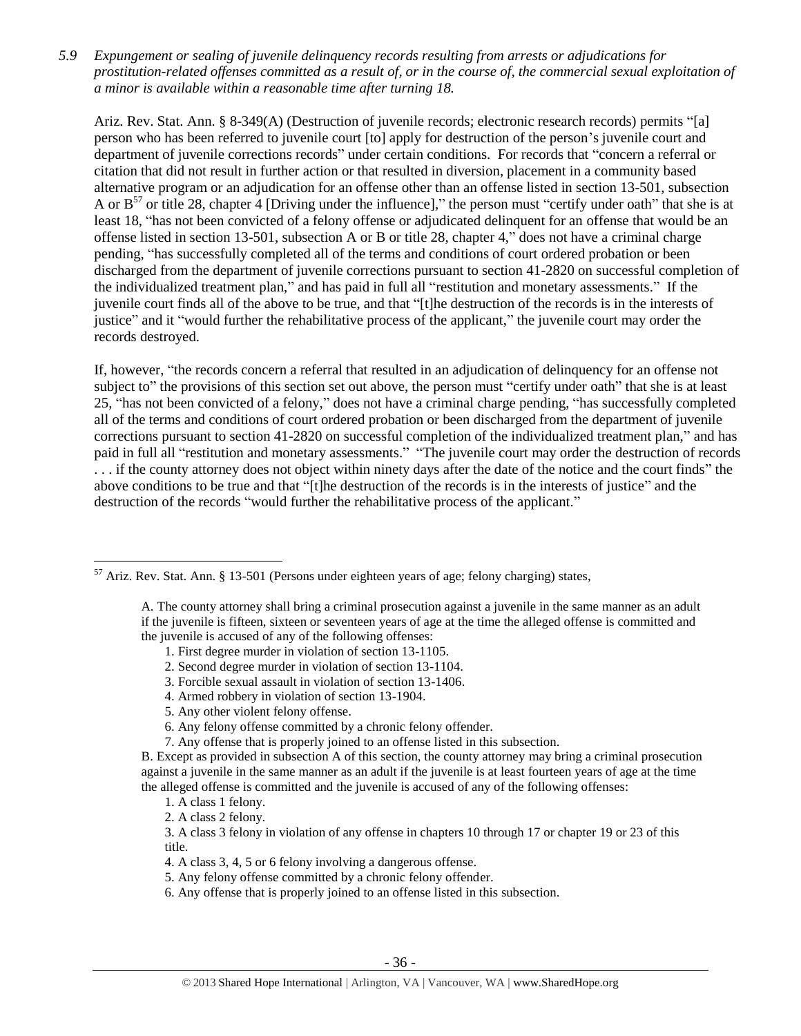*5.9 Expungement or sealing of juvenile delinquency records resulting from arrests or adjudications for prostitution-related offenses committed as a result of, or in the course of, the commercial sexual exploitation of a minor is available within a reasonable time after turning 18.*

Ariz. Rev. Stat. Ann. § 8-349(A) (Destruction of juvenile records; electronic research records) permits "[a] person who has been referred to juvenile court [to] apply for destruction of the person's juvenile court and department of juvenile corrections records" under certain conditions. For records that "concern a referral or citation that did not result in further action or that resulted in diversion, placement in a community based alternative program or an adjudication for an offense other than an offense listed in section 13-501, subsection A or B[57] or title 28, chapter 4 [Driving under the influence]," the person must "certify under oath" that she is at least 18, "has not been convicted of a felony offense or adjudicated delinquent for an offense that would be an offense listed in section 13-501, subsection A or B or title 28, chapter 4," does not have a criminal charge pending, "has successfully completed all of the terms and conditions of court ordered probation or been discharged from the department of juvenile corrections pursuant to section 41-2820 on successful completion of the individualized treatment plan," and has paid in full all "restitution and monetary assessments." If the juvenile court finds all of the above to be true, and that "[t]he destruction of the records is in the interests of justice" and it "would further the rehabilitative process of the applicant," the juvenile court may order the records destroyed.

If, however, "the records concern a referral that resulted in an adjudication of delinquency for an offense not subject to" the provisions of this section set out above, the person must "certify under oath" that she is at least 25, "has not been convicted of a felony," does not have a criminal charge pending, "has successfully completed all of the terms and conditions of court ordered probation or been discharged from the department of juvenile corrections pursuant to section 41-2820 on successful completion of the individualized treatment plan," and has paid in full all "restitution and monetary assessments." "The juvenile court may order the destruction of records . . . if the county attorney does not object within ninety days after the date of the notice and the court finds" the above conditions to be true and that "[t]he destruction of the records is in the interests of justice" and the destruction of the records "would further the rehabilitative process of the applicant."

---

[57] Ariz. Rev. Stat. Ann. § 13-501 (Persons under eighteen years of age; felony charging) states,

> A. The county attorney shall bring a criminal prosecution against a juvenile in the same manner as an adult if the juvenile is fifteen, sixteen or seventeen years of age at the time the alleged offense is committed and the juvenile is accused of any of the following offenses:
>
> 1. First degree murder in violation of section 13-1105.
> 2. Second degree murder in violation of section 13-1104.
> 3. Forcible sexual assault in violation of section 13-1406.
> 4. Armed robbery in violation of section 13-1904.
> 5. Any other violent felony offense.
> 6. Any felony offense committed by a chronic felony offender.
> 7. Any offense that is properly joined to an offense listed in this subsection.
>
> B. Except as provided in subsection A of this section, the county attorney may bring a criminal prosecution against a juvenile in the same manner as an adult if the juvenile is at least fourteen years of age at the time the alleged offense is committed and the juvenile is accused of any of the following offenses:
>
> 1. A class 1 felony.
> 2. A class 2 felony.
> 3. A class 3 felony in violation of any offense in chapters 10 through 17 or chapter 19 or 23 of this title.
> 4. A class 3, 4, 5 or 6 felony involving a dangerous offense.
> 5. Any felony offense committed by a chronic felony offender.
> 6. Any offense that is properly joined to an offense listed in this subsection.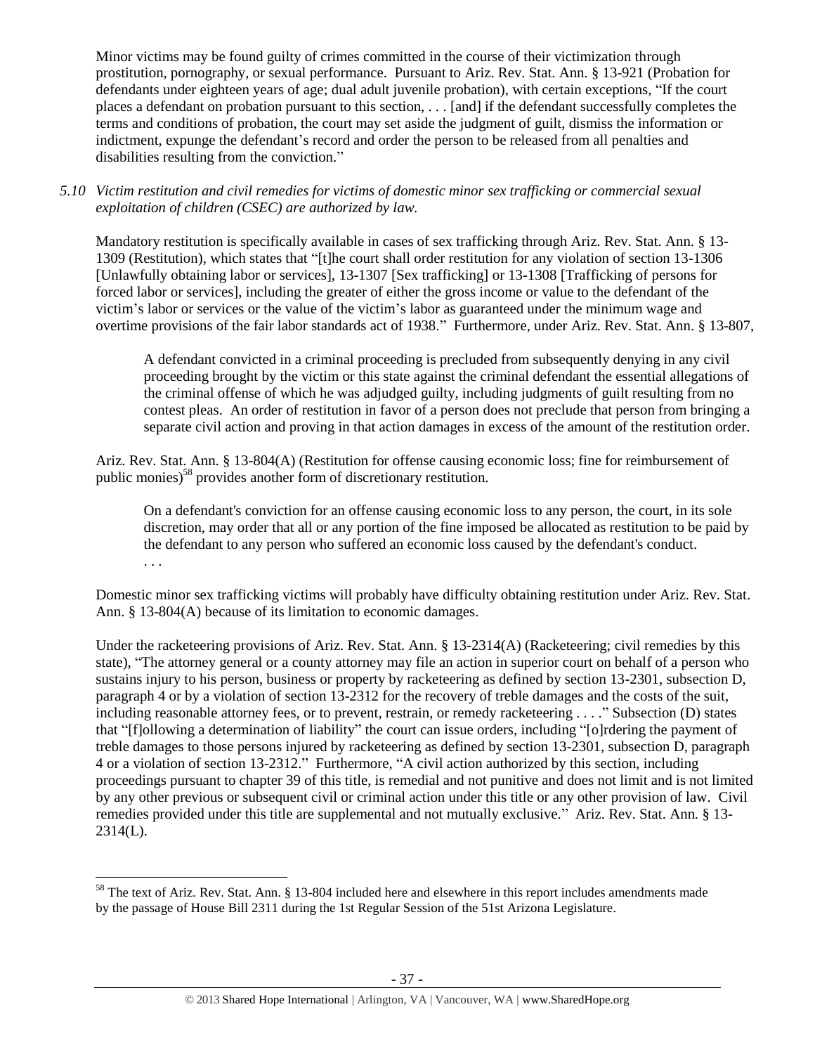Minor victims may be found guilty of crimes committed in the course of their victimization through prostitution, pornography, or sexual performance. Pursuant to Ariz. Rev. Stat. Ann. § 13-921 (Probation for defendants under eighteen years of age; dual adult juvenile probation), with certain exceptions, "If the court places a defendant on probation pursuant to this section, . . . [and] if the defendant successfully completes the terms and conditions of probation, the court may set aside the judgment of guilt, dismiss the information or indictment, expunge the defendant's record and order the person to be released from all penalties and disabilities resulting from the conviction."

*5.10 Victim restitution and civil remedies for victims of domestic minor sex trafficking or commercial sexual exploitation of children (CSEC) are authorized by law.*

Mandatory restitution is specifically available in cases of sex trafficking through Ariz. Rev. Stat. Ann. § 13-1309 (Restitution), which states that "[t]he court shall order restitution for any violation of section 13-1306 [Unlawfully obtaining labor or services], 13-1307 [Sex trafficking] or 13-1308 [Trafficking of persons for forced labor or services], including the greater of either the gross income or value to the defendant of the victim's labor or services or the value of the victim's labor as guaranteed under the minimum wage and overtime provisions of the fair labor standards act of 1938." Furthermore, under Ariz. Rev. Stat. Ann. § 13-807,

> A defendant convicted in a criminal proceeding is precluded from subsequently denying in any civil proceeding brought by the victim or this state against the criminal defendant the essential allegations of the criminal offense of which he was adjudged guilty, including judgments of guilt resulting from no contest pleas. An order of restitution in favor of a person does not preclude that person from bringing a separate civil action and proving in that action damages in excess of the amount of the restitution order.

Ariz. Rev. Stat. Ann. § 13-804(A) (Restitution for offense causing economic loss; fine for reimbursement of public monies)[58] provides another form of discretionary restitution.

> On a defendant's conviction for an offense causing economic loss to any person, the court, in its sole discretion, may order that all or any portion of the fine imposed be allocated as restitution to be paid by the defendant to any person who suffered an economic loss caused by the defendant's conduct.
> . . .

Domestic minor sex trafficking victims will probably have difficulty obtaining restitution under Ariz. Rev. Stat. Ann. § 13-804(A) because of its limitation to economic damages.

Under the racketeering provisions of Ariz. Rev. Stat. Ann. § 13-2314(A) (Racketeering; civil remedies by this state), "The attorney general or a county attorney may file an action in superior court on behalf of a person who sustains injury to his person, business or property by racketeering as defined by section 13-2301, subsection D, paragraph 4 or by a violation of section 13-2312 for the recovery of treble damages and the costs of the suit, including reasonable attorney fees, or to prevent, restrain, or remedy racketeering . . . ." Subsection (D) states that "[f]ollowing a determination of liability" the court can issue orders, including "[o]rdering the payment of treble damages to those persons injured by racketeering as defined by section 13-2301, subsection D, paragraph 4 or a violation of section 13-2312." Furthermore, "A civil action authorized by this section, including proceedings pursuant to chapter 39 of this title, is remedial and not punitive and does not limit and is not limited by any other previous or subsequent civil or criminal action under this title or any other provision of law. Civil remedies provided under this title are supplemental and not mutually exclusive." Ariz. Rev. Stat. Ann. § 13-2314(L).

---

[58] The text of Ariz. Rev. Stat. Ann. § 13-804 included here and elsewhere in this report includes amendments made by the passage of House Bill 2311 during the 1st Regular Session of the 51st Arizona Legislature.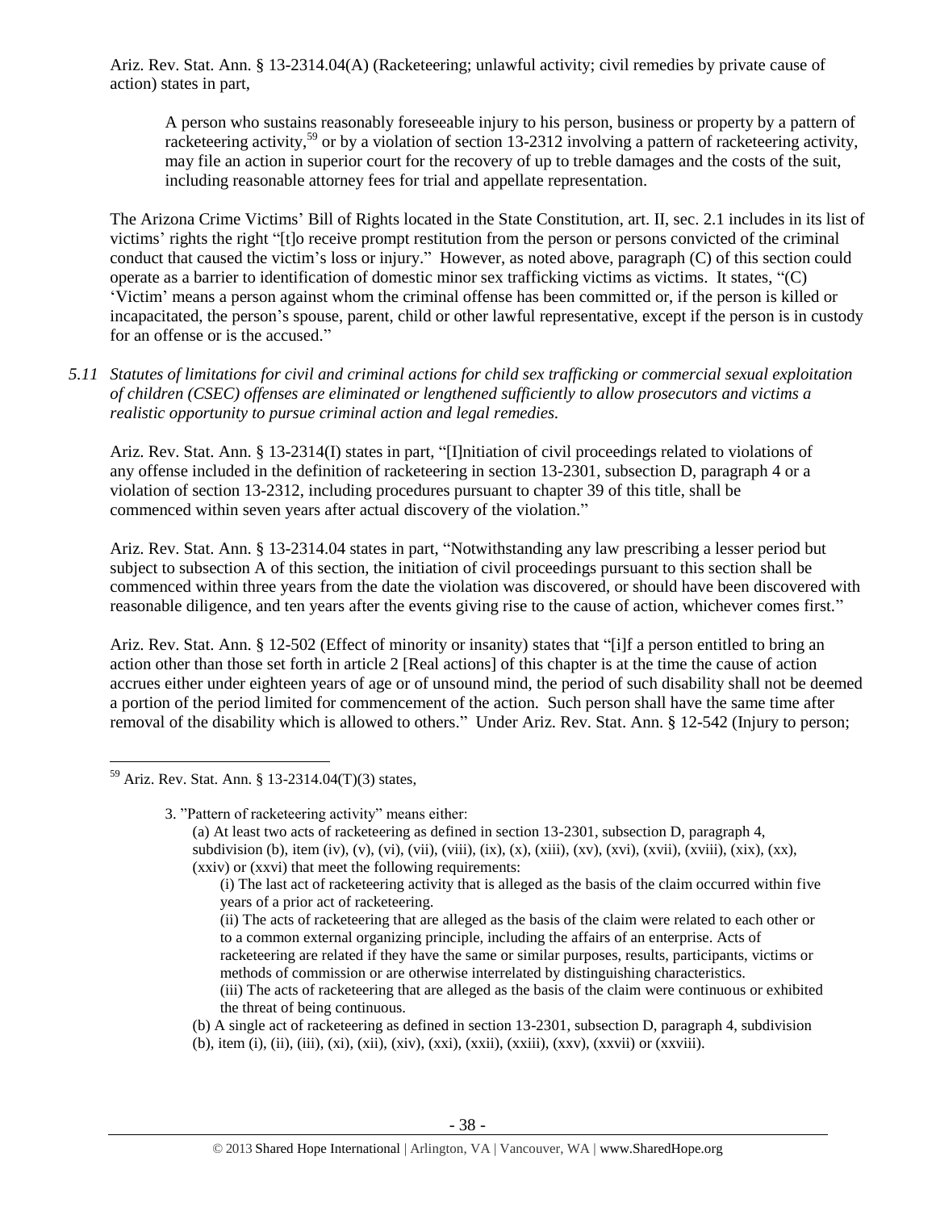Ariz. Rev. Stat. Ann. § 13-2314.04(A) (Racketeering; unlawful activity; civil remedies by private cause of action) states in part,

> A person who sustains reasonably foreseeable injury to his person, business or property by a pattern of racketeering activity,[59] or by a violation of section 13-2312 involving a pattern of racketeering activity, may file an action in superior court for the recovery of up to treble damages and the costs of the suit, including reasonable attorney fees for trial and appellate representation.

The Arizona Crime Victims' Bill of Rights located in the State Constitution, art. II, sec. 2.1 includes in its list of victims' rights the right "[t]o receive prompt restitution from the person or persons convicted of the criminal conduct that caused the victim's loss or injury." However, as noted above, paragraph (C) of this section could operate as a barrier to identification of domestic minor sex trafficking victims as victims. It states, "(C) 'Victim' means a person against whom the criminal offense has been committed or, if the person is killed or incapacitated, the person's spouse, parent, child or other lawful representative, except if the person is in custody for an offense or is the accused."

*5.11 Statutes of limitations for civil and criminal actions for child sex trafficking or commercial sexual exploitation of children (CSEC) offenses are eliminated or lengthened sufficiently to allow prosecutors and victims a realistic opportunity to pursue criminal action and legal remedies.*

Ariz. Rev. Stat. Ann. § 13-2314(I) states in part, "[I]nitiation of civil proceedings related to violations of any offense included in the definition of racketeering in section 13-2301, subsection D, paragraph 4 or a violation of section 13-2312, including procedures pursuant to chapter 39 of this title, shall be commenced within seven years after actual discovery of the violation."

Ariz. Rev. Stat. Ann. § 13-2314.04 states in part, "Notwithstanding any law prescribing a lesser period but subject to subsection A of this section, the initiation of civil proceedings pursuant to this section shall be commenced within three years from the date the violation was discovered, or should have been discovered with reasonable diligence, and ten years after the events giving rise to the cause of action, whichever comes first."

Ariz. Rev. Stat. Ann. § 12-502 (Effect of minority or insanity) states that "[i]f a person entitled to bring an action other than those set forth in article 2 [Real actions] of this chapter is at the time the cause of action accrues either under eighteen years of age or of unsound mind, the period of such disability shall not be deemed a portion of the period limited for commencement of the action. Such person shall have the same time after removal of the disability which is allowed to others." Under Ariz. Rev. Stat. Ann. § 12-542 (Injury to person;

---

[59] Ariz. Rev. Stat. Ann. § 13-2314.04(T)(3) states,

> 3. "Pattern of racketeering activity" means either:
>
> (a) At least two acts of racketeering as defined in section 13-2301, subsection D, paragraph 4, subdivision (b), item (iv), (v), (vi), (vii), (viii), (ix), (x), (xiii), (xv), (xvi), (xvii), (xviii), (xix), (xx), (xxiv) or (xxvi) that meet the following requirements:
>
> (i) The last act of racketeering activity that is alleged as the basis of the claim occurred within five years of a prior act of racketeering.
>
> (ii) The acts of racketeering that are alleged as the basis of the claim were related to each other or to a common external organizing principle, including the affairs of an enterprise. Acts of racketeering are related if they have the same or similar purposes, results, participants, victims or methods of commission or are otherwise interrelated by distinguishing characteristics.
>
> (iii) The acts of racketeering that are alleged as the basis of the claim were continuous or exhibited the threat of being continuous.
>
> (b) A single act of racketeering as defined in section 13-2301, subsection D, paragraph 4, subdivision (b), item (i), (ii), (iii), (xi), (xii), (xiv), (xxi), (xxii), (xxiii), (xxv), (xxvii) or (xxviii).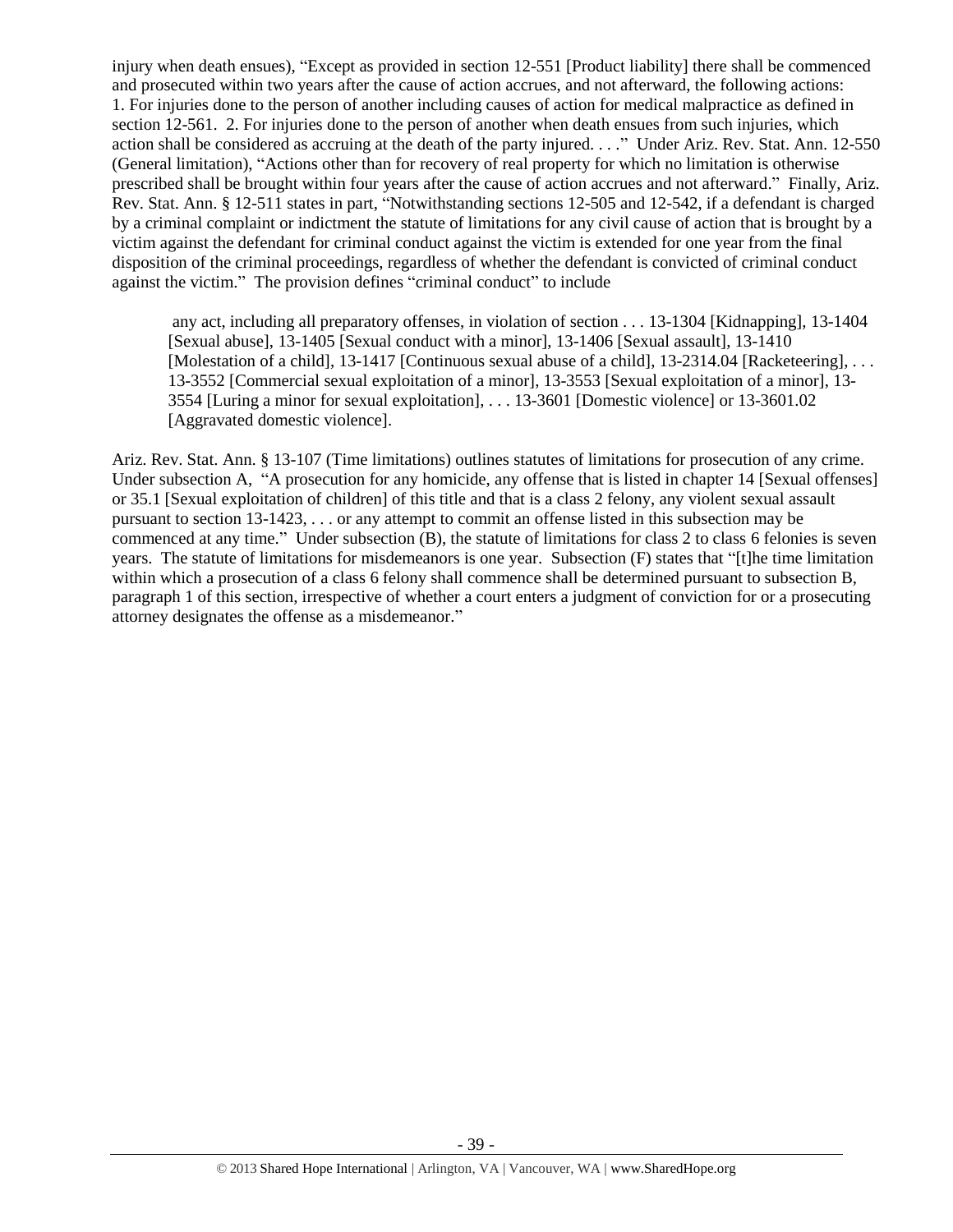injury when death ensues), "Except as provided in section 12-551 [Product liability] there shall be commenced and prosecuted within two years after the cause of action accrues, and not afterward, the following actions: 1. For injuries done to the person of another including causes of action for medical malpractice as defined in section 12-561. 2. For injuries done to the person of another when death ensues from such injuries, which action shall be considered as accruing at the death of the party injured. . . ." Under Ariz. Rev. Stat. Ann. 12-550 (General limitation), "Actions other than for recovery of real property for which no limitation is otherwise prescribed shall be brought within four years after the cause of action accrues and not afterward." Finally, Ariz. Rev. Stat. Ann. § 12-511 states in part, "Notwithstanding sections 12-505 and 12-542, if a defendant is charged by a criminal complaint or indictment the statute of limitations for any civil cause of action that is brought by a victim against the defendant for criminal conduct against the victim is extended for one year from the final disposition of the criminal proceedings, regardless of whether the defendant is convicted of criminal conduct against the victim." The provision defines "criminal conduct" to include

> any act, including all preparatory offenses, in violation of section . . . 13-1304 [Kidnapping], 13-1404 [Sexual abuse], 13-1405 [Sexual conduct with a minor], 13-1406 [Sexual assault], 13-1410 [Molestation of a child], 13-1417 [Continuous sexual abuse of a child], 13-2314.04 [Racketeering], . . . 13-3552 [Commercial sexual exploitation of a minor], 13-3553 [Sexual exploitation of a minor], 13-3554 [Luring a minor for sexual exploitation], . . . 13-3601 [Domestic violence] or 13-3601.02 [Aggravated domestic violence].

Ariz. Rev. Stat. Ann. § 13-107 (Time limitations) outlines statutes of limitations for prosecution of any crime. Under subsection A, "A prosecution for any homicide, any offense that is listed in chapter 14 [Sexual offenses] or 35.1 [Sexual exploitation of children] of this title and that is a class 2 felony, any violent sexual assault pursuant to section 13-1423, . . . or any attempt to commit an offense listed in this subsection may be commenced at any time." Under subsection (B), the statute of limitations for class 2 to class 6 felonies is seven years. The statute of limitations for misdemeanors is one year. Subsection (F) states that "[t]he time limitation within which a prosecution of a class 6 felony shall commence shall be determined pursuant to subsection B, paragraph 1 of this section, irrespective of whether a court enters a judgment of conviction for or a prosecuting attorney designates the offense as a misdemeanor."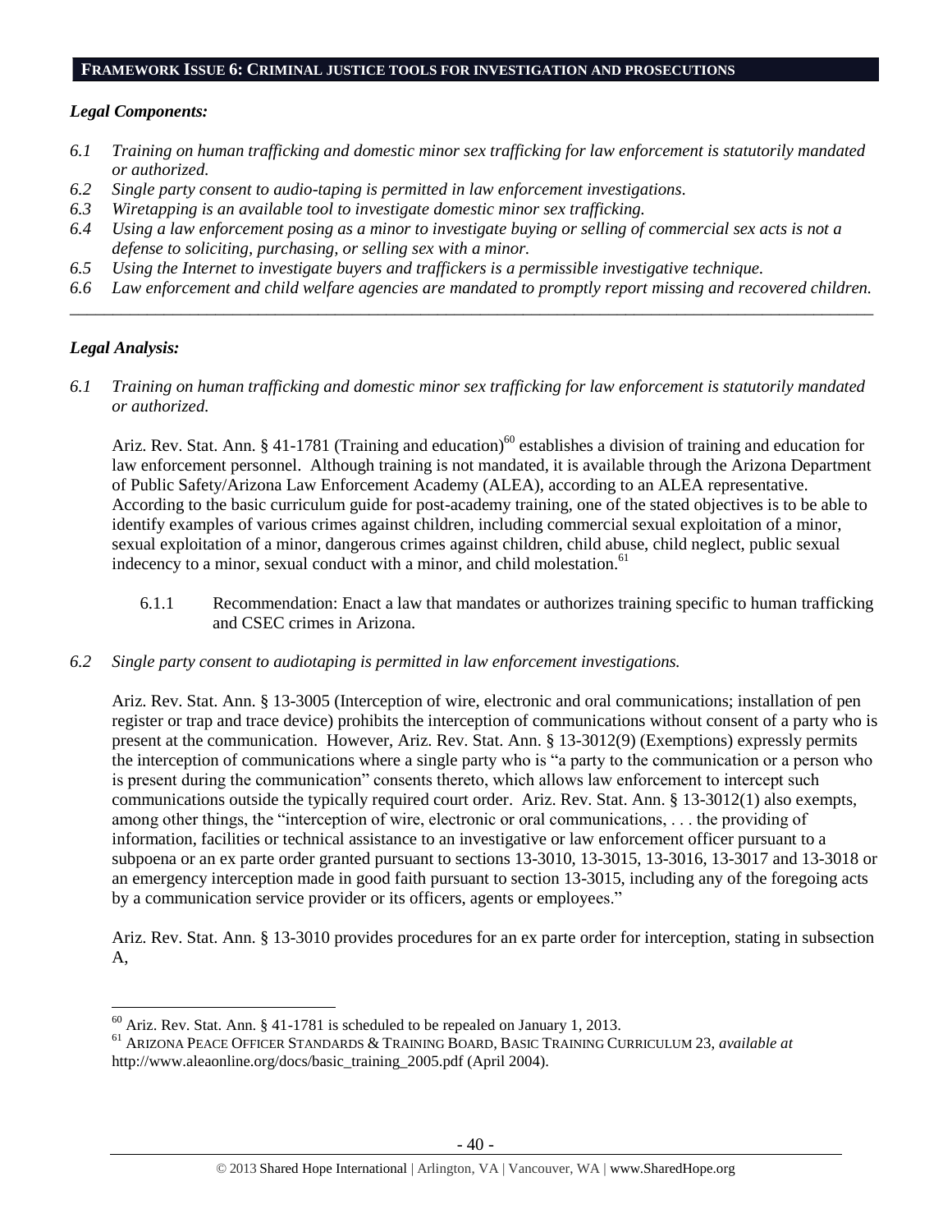**FRAMEWORK ISSUE 6: CRIMINAL JUSTICE TOOLS FOR INVESTIGATION AND PROSECUTIONS**

***Legal Components:***

*6.1 Training on human trafficking and domestic minor sex trafficking for law enforcement is statutorily mandated or authorized.*
*6.2 Single party consent to audio-taping is permitted in law enforcement investigations.*
*6.3 Wiretapping is an available tool to investigate domestic minor sex trafficking.*
*6.4 Using a law enforcement posing as a minor to investigate buying or selling of commercial sex acts is not a defense to soliciting, purchasing, or selling sex with a minor.*
*6.5 Using the Internet to investigate buyers and traffickers is a permissible investigative technique.*
*6.6 Law enforcement and child welfare agencies are mandated to promptly report missing and recovered children.*

---

***Legal Analysis:***

*6.1 Training on human trafficking and domestic minor sex trafficking for law enforcement is statutorily mandated or authorized.*

Ariz. Rev. Stat. Ann. § 41-1781 (Training and education)[60] establishes a division of training and education for law enforcement personnel. Although training is not mandated, it is available through the Arizona Department of Public Safety/Arizona Law Enforcement Academy (ALEA), according to an ALEA representative. According to the basic curriculum guide for post-academy training, one of the stated objectives is to be able to identify examples of various crimes against children, including commercial sexual exploitation of a minor, sexual exploitation of a minor, dangerous crimes against children, child abuse, child neglect, public sexual indecency to a minor, sexual conduct with a minor, and child molestation.[61]

6.1.1 Recommendation: Enact a law that mandates or authorizes training specific to human trafficking and CSEC crimes in Arizona.

*6.2 Single party consent to audiotaping is permitted in law enforcement investigations.*

Ariz. Rev. Stat. Ann. § 13-3005 (Interception of wire, electronic and oral communications; installation of pen register or trap and trace device) prohibits the interception of communications without consent of a party who is present at the communication. However, Ariz. Rev. Stat. Ann. § 13-3012(9) (Exemptions) expressly permits the interception of communications where a single party who is "a party to the communication or a person who is present during the communication" consents thereto, which allows law enforcement to intercept such communications outside the typically required court order. Ariz. Rev. Stat. Ann. § 13-3012(1) also exempts, among other things, the "interception of wire, electronic or oral communications, . . . the providing of information, facilities or technical assistance to an investigative or law enforcement officer pursuant to a subpoena or an ex parte order granted pursuant to sections 13-3010, 13-3015, 13-3016, 13-3017 and 13-3018 or an emergency interception made in good faith pursuant to section 13-3015, including any of the foregoing acts by a communication service provider or its officers, agents or employees."

Ariz. Rev. Stat. Ann. § 13-3010 provides procedures for an ex parte order for interception, stating in subsection A,

---

[60] Ariz. Rev. Stat. Ann. § 41-1781 is scheduled to be repealed on January 1, 2013.
[61] ARIZONA PEACE OFFICER STANDARDS & TRAINING BOARD, BASIC TRAINING CURRICULUM 23, *available at* http://www.aleaonline.org/docs/basic_training_2005.pdf (April 2004).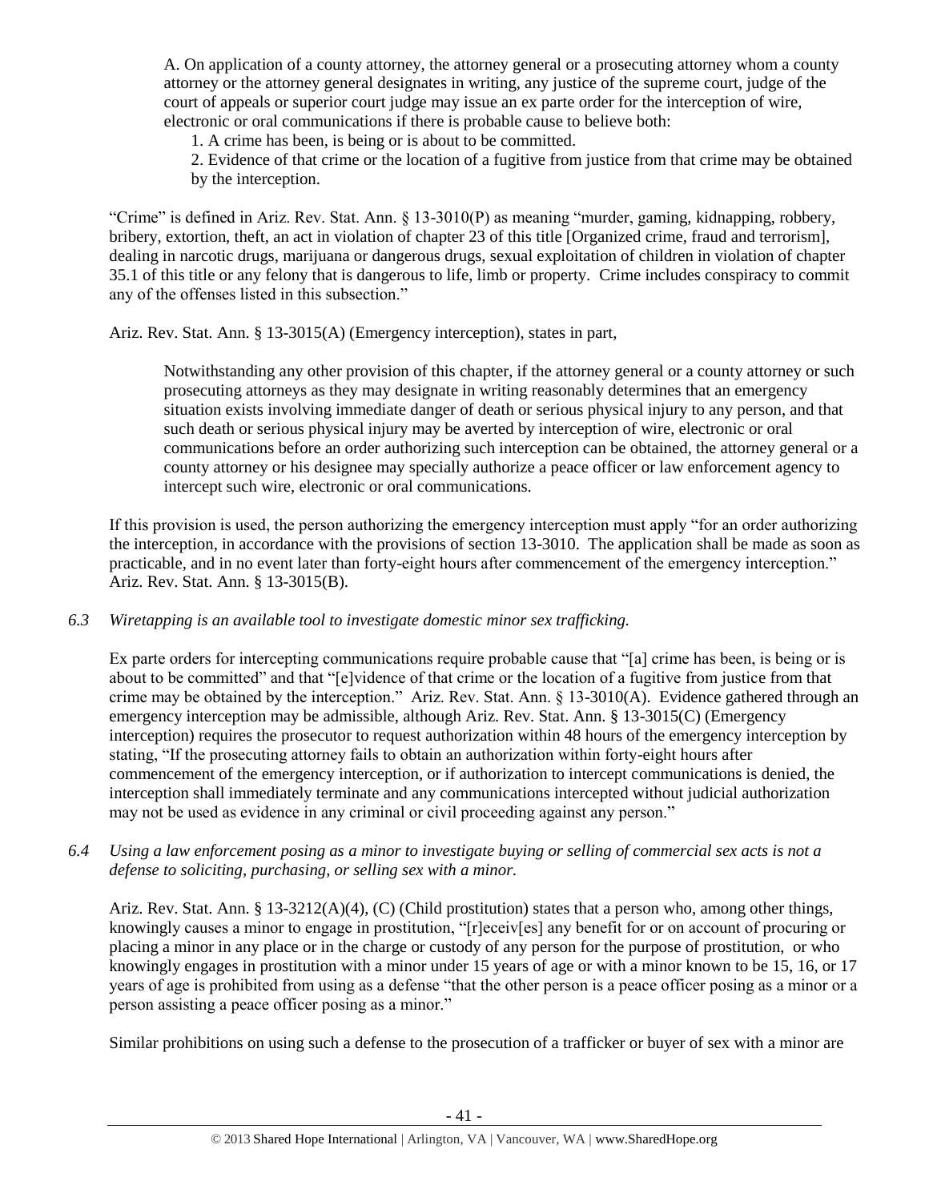> A. On application of a county attorney, the attorney general or a prosecuting attorney whom a county attorney or the attorney general designates in writing, any justice of the supreme court, judge of the court of appeals or superior court judge may issue an ex parte order for the interception of wire, electronic or oral communications if there is probable cause to believe both:
>
> 1. A crime has been, is being or is about to be committed.
> 2. Evidence of that crime or the location of a fugitive from justice from that crime may be obtained by the interception.

"Crime" is defined in Ariz. Rev. Stat. Ann. § 13-3010(P) as meaning "murder, gaming, kidnapping, robbery, bribery, extortion, theft, an act in violation of chapter 23 of this title [Organized crime, fraud and terrorism], dealing in narcotic drugs, marijuana or dangerous drugs, sexual exploitation of children in violation of chapter 35.1 of this title or any felony that is dangerous to life, limb or property. Crime includes conspiracy to commit any of the offenses listed in this subsection."

Ariz. Rev. Stat. Ann. § 13-3015(A) (Emergency interception), states in part,

> Notwithstanding any other provision of this chapter, if the attorney general or a county attorney or such prosecuting attorneys as they may designate in writing reasonably determines that an emergency situation exists involving immediate danger of death or serious physical injury to any person, and that such death or serious physical injury may be averted by interception of wire, electronic or oral communications before an order authorizing such interception can be obtained, the attorney general or a county attorney or his designee may specially authorize a peace officer or law enforcement agency to intercept such wire, electronic or oral communications.

If this provision is used, the person authorizing the emergency interception must apply "for an order authorizing the interception, in accordance with the provisions of section 13-3010. The application shall be made as soon as practicable, and in no event later than forty-eight hours after commencement of the emergency interception." Ariz. Rev. Stat. Ann. § 13-3015(B).

*6.3 Wiretapping is an available tool to investigate domestic minor sex trafficking.*

Ex parte orders for intercepting communications require probable cause that "[a] crime has been, is being or is about to be committed" and that "[e]vidence of that crime or the location of a fugitive from justice from that crime may be obtained by the interception." Ariz. Rev. Stat. Ann. § 13-3010(A). Evidence gathered through an emergency interception may be admissible, although Ariz. Rev. Stat. Ann. § 13-3015(C) (Emergency interception) requires the prosecutor to request authorization within 48 hours of the emergency interception by stating, "If the prosecuting attorney fails to obtain an authorization within forty-eight hours after commencement of the emergency interception, or if authorization to intercept communications is denied, the interception shall immediately terminate and any communications intercepted without judicial authorization may not be used as evidence in any criminal or civil proceeding against any person."

*6.4 Using a law enforcement posing as a minor to investigate buying or selling of commercial sex acts is not a defense to soliciting, purchasing, or selling sex with a minor.*

Ariz. Rev. Stat. Ann. § 13-3212(A)(4), (C) (Child prostitution) states that a person who, among other things, knowingly causes a minor to engage in prostitution, "[r]eceiv[es] any benefit for or on account of procuring or placing a minor in any place or in the charge or custody of any person for the purpose of prostitution, or who knowingly engages in prostitution with a minor under 15 years of age or with a minor known to be 15, 16, or 17 years of age is prohibited from using as a defense "that the other person is a peace officer posing as a minor or a person assisting a peace officer posing as a minor."

Similar prohibitions on using such a defense to the prosecution of a trafficker or buyer of sex with a minor are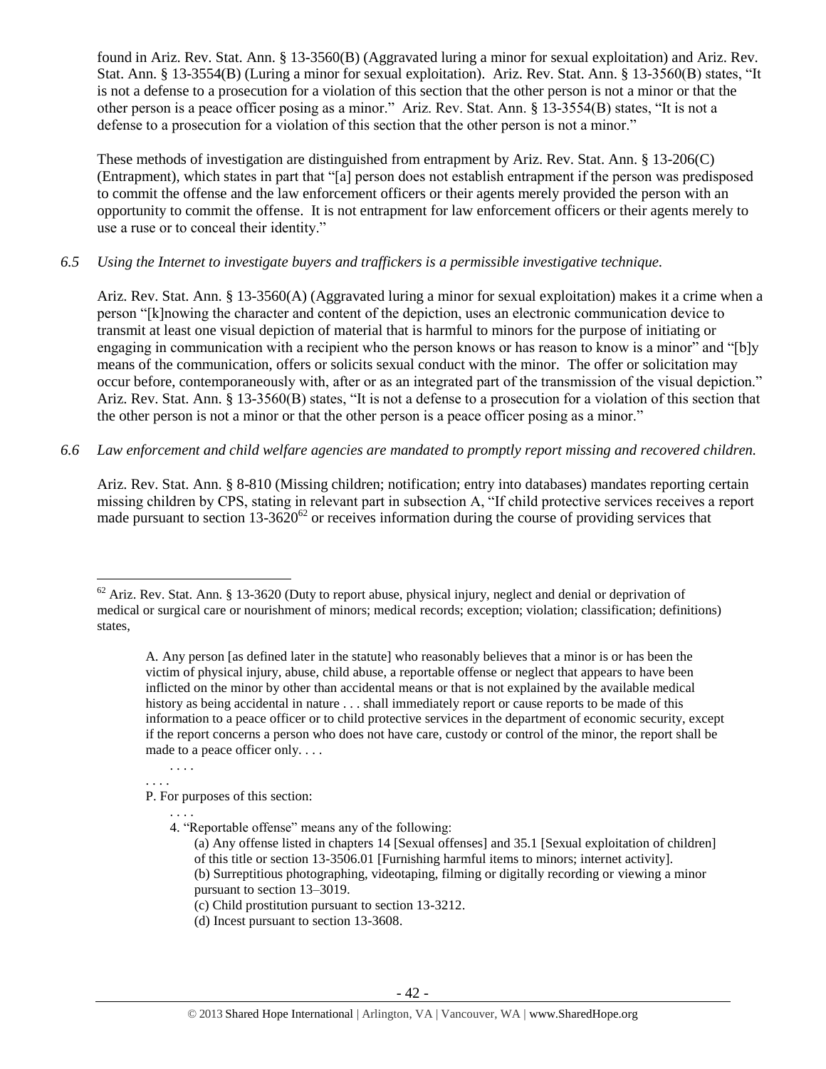found in Ariz. Rev. Stat. Ann. § 13-3560(B) (Aggravated luring a minor for sexual exploitation) and Ariz. Rev. Stat. Ann. § 13-3554(B) (Luring a minor for sexual exploitation). Ariz. Rev. Stat. Ann. § 13-3560(B) states, "It is not a defense to a prosecution for a violation of this section that the other person is not a minor or that the other person is a peace officer posing as a minor." Ariz. Rev. Stat. Ann. § 13-3554(B) states, "It is not a defense to a prosecution for a violation of this section that the other person is not a minor."

These methods of investigation are distinguished from entrapment by Ariz. Rev. Stat. Ann. § 13-206(C) (Entrapment), which states in part that "[a] person does not establish entrapment if the person was predisposed to commit the offense and the law enforcement officers or their agents merely provided the person with an opportunity to commit the offense. It is not entrapment for law enforcement officers or their agents merely to use a ruse or to conceal their identity."

*6.5 Using the Internet to investigate buyers and traffickers is a permissible investigative technique.*

Ariz. Rev. Stat. Ann. § 13-3560(A) (Aggravated luring a minor for sexual exploitation) makes it a crime when a person "[k]nowing the character and content of the depiction, uses an electronic communication device to transmit at least one visual depiction of material that is harmful to minors for the purpose of initiating or engaging in communication with a recipient who the person knows or has reason to know is a minor" and "[b]y means of the communication, offers or solicits sexual conduct with the minor. The offer or solicitation may occur before, contemporaneously with, after or as an integrated part of the transmission of the visual depiction." Ariz. Rev. Stat. Ann. § 13-3560(B) states, "It is not a defense to a prosecution for a violation of this section that the other person is not a minor or that the other person is a peace officer posing as a minor."

*6.6 Law enforcement and child welfare agencies are mandated to promptly report missing and recovered children.*

Ariz. Rev. Stat. Ann. § 8-810 (Missing children; notification; entry into databases) mandates reporting certain missing children by CPS, stating in relevant part in subsection A, "If child protective services receives a report made pursuant to section 13-3620[62] or receives information during the course of providing services that

---

[62] Ariz. Rev. Stat. Ann. § 13-3620 (Duty to report abuse, physical injury, neglect and denial or deprivation of medical or surgical care or nourishment of minors; medical records; exception; violation; classification; definitions) states,

> A. Any person [as defined later in the statute] who reasonably believes that a minor is or has been the victim of physical injury, abuse, child abuse, a reportable offense or neglect that appears to have been inflicted on the minor by other than accidental means or that is not explained by the available medical history as being accidental in nature . . . shall immediately report or cause reports to be made of this information to a peace officer or to child protective services in the department of economic security, except if the report concerns a person who does not have care, custody or control of the minor, the report shall be made to a peace officer only. . . .
>
> . . . .
>
> . . . .
>
> P. For purposes of this section:
>
> . . . .
>
> 4. "Reportable offense" means any of the following:
>
> (a) Any offense listed in chapters 14 [Sexual offenses] and 35.1 [Sexual exploitation of children] of this title or section 13-3506.01 [Furnishing harmful items to minors; internet activity].
>
> (b) Surreptitious photographing, videotaping, filming or digitally recording or viewing a minor pursuant to section 13–3019.
>
> (c) Child prostitution pursuant to section 13-3212.
>
> (d) Incest pursuant to section 13-3608.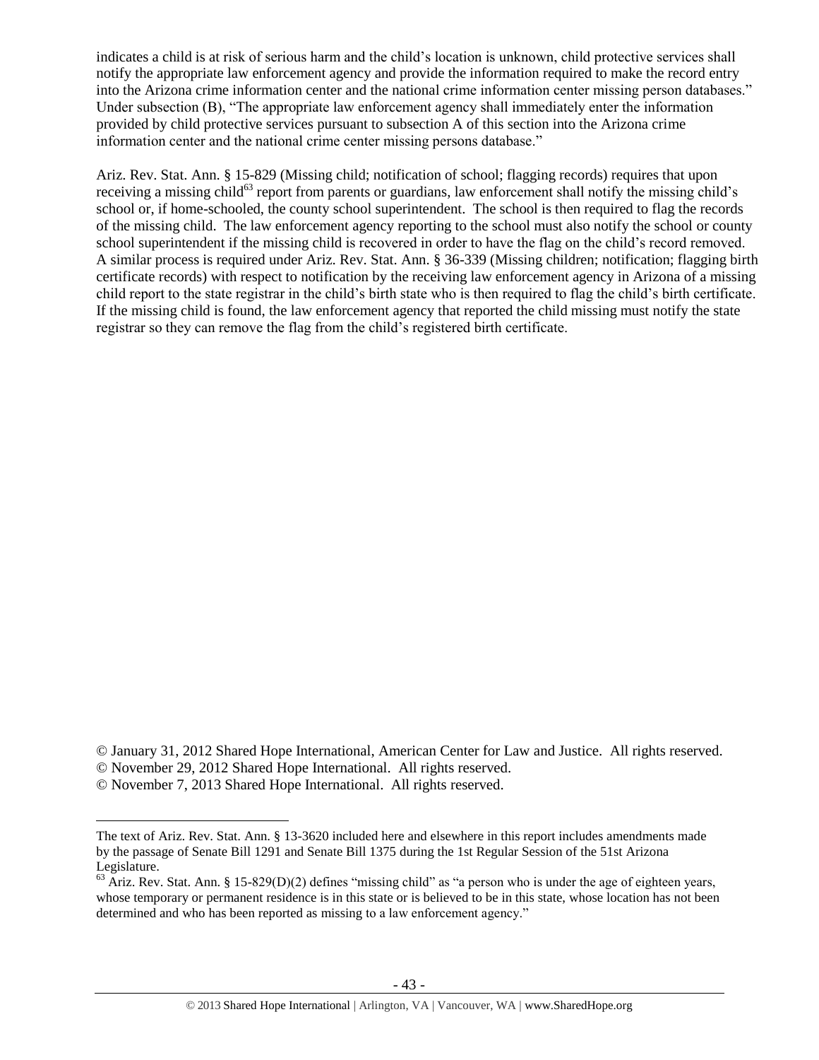indicates a child is at risk of serious harm and the child's location is unknown, child protective services shall notify the appropriate law enforcement agency and provide the information required to make the record entry into the Arizona crime information center and the national crime information center missing person databases." Under subsection (B), "The appropriate law enforcement agency shall immediately enter the information provided by child protective services pursuant to subsection A of this section into the Arizona crime information center and the national crime center missing persons database."

Ariz. Rev. Stat. Ann. § 15-829 (Missing child; notification of school; flagging records) requires that upon receiving a missing child[63] report from parents or guardians, law enforcement shall notify the missing child's school or, if home-schooled, the county school superintendent. The school is then required to flag the records of the missing child. The law enforcement agency reporting to the school must also notify the school or county school superintendent if the missing child is recovered in order to have the flag on the child's record removed. A similar process is required under Ariz. Rev. Stat. Ann. § 36-339 (Missing children; notification; flagging birth certificate records) with respect to notification by the receiving law enforcement agency in Arizona of a missing child report to the state registrar in the child's birth state who is then required to flag the child's birth certificate. If the missing child is found, the law enforcement agency that reported the child missing must notify the state registrar so they can remove the flag from the child's registered birth certificate.

© January 31, 2012 Shared Hope International, American Center for Law and Justice. All rights reserved.
© November 29, 2012 Shared Hope International. All rights reserved.
© November 7, 2013 Shared Hope International. All rights reserved.

---

The text of Ariz. Rev. Stat. Ann. § 13-3620 included here and elsewhere in this report includes amendments made by the passage of Senate Bill 1291 and Senate Bill 1375 during the 1st Regular Session of the 51st Arizona Legislature.

[63] Ariz. Rev. Stat. Ann. § 15-829(D)(2) defines "missing child" as "a person who is under the age of eighteen years, whose temporary or permanent residence is in this state or is believed to be in this state, whose location has not been determined and who has been reported as missing to a law enforcement agency."